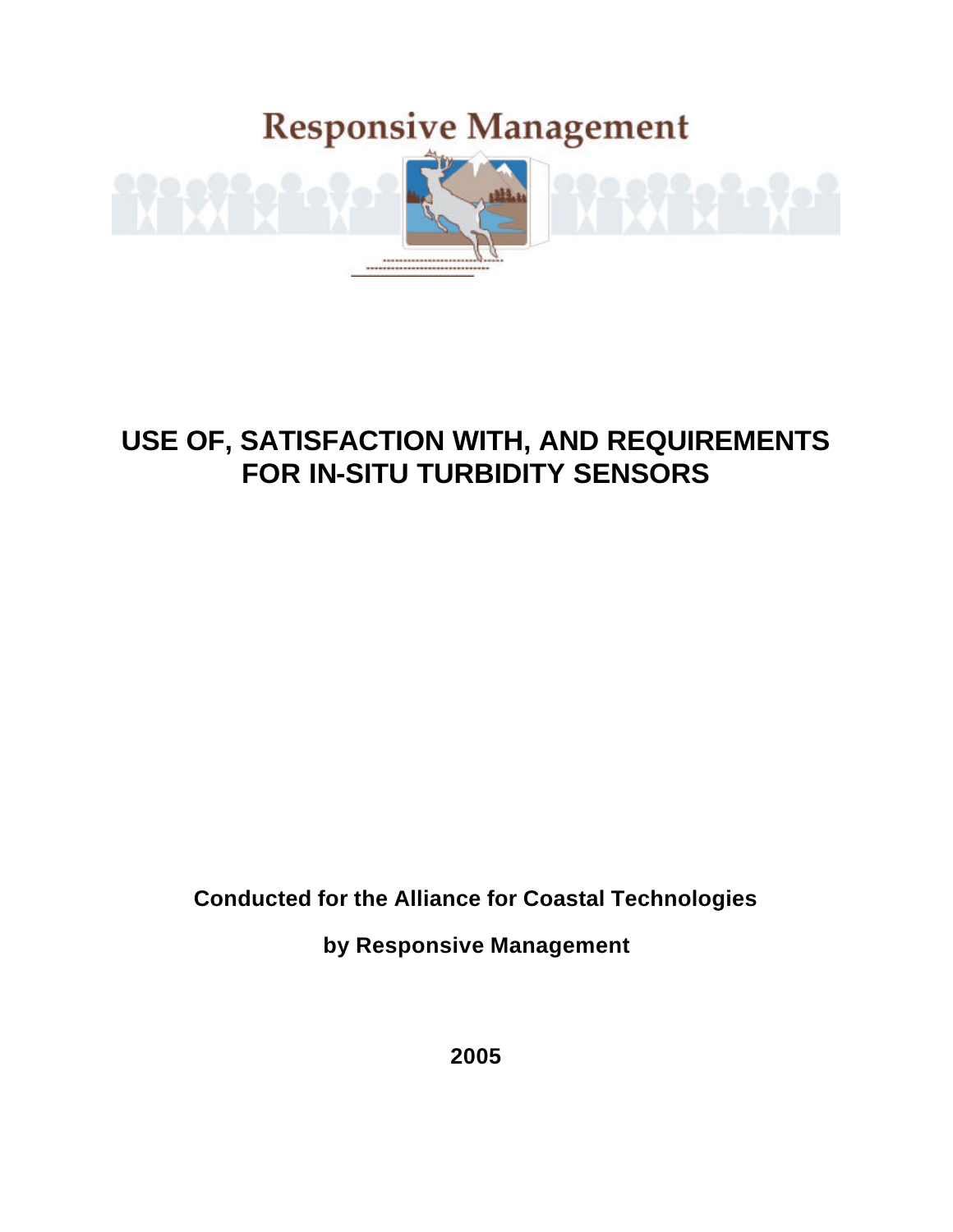Responsive Management

# USE OF, SATISFACTION WITH, AND REQUIREMENTS FOR IN-SITU TURBIDITY SENSORS

**Conducted for the Alliance for Coastal Technologies**

**by Responsive Management**

**2005**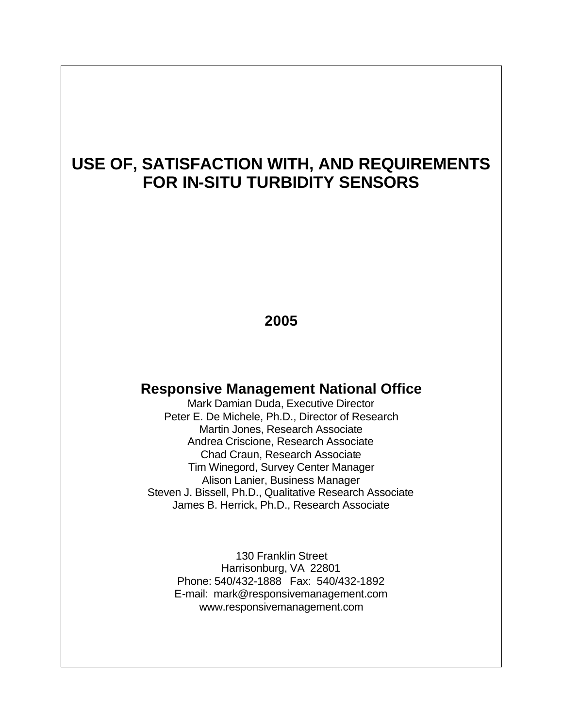# USE OF, SATISFACTION WITH, AND REQUIREMENTS FOR IN-SITU TURBIDITY SENSORS

**2005**

## Responsive Management National Office

Mark Damian Duda, Executive Director
Peter E. De Michele, Ph.D., Director of Research
Martin Jones, Research Associate
Andrea Criscione, Research Associate
Chad Craun, Research Associate
Tim Winegord, Survey Center Manager
Alison Lanier, Business Manager
Steven J. Bissell, Ph.D., Qualitative Research Associate
James B. Herrick, Ph.D., Research Associate

130 Franklin Street
Harrisonburg, VA 22801
Phone: 540/432-1888 Fax: 540/432-1892
E-mail: mark@responsivemanagement.com
www.responsivemanagement.com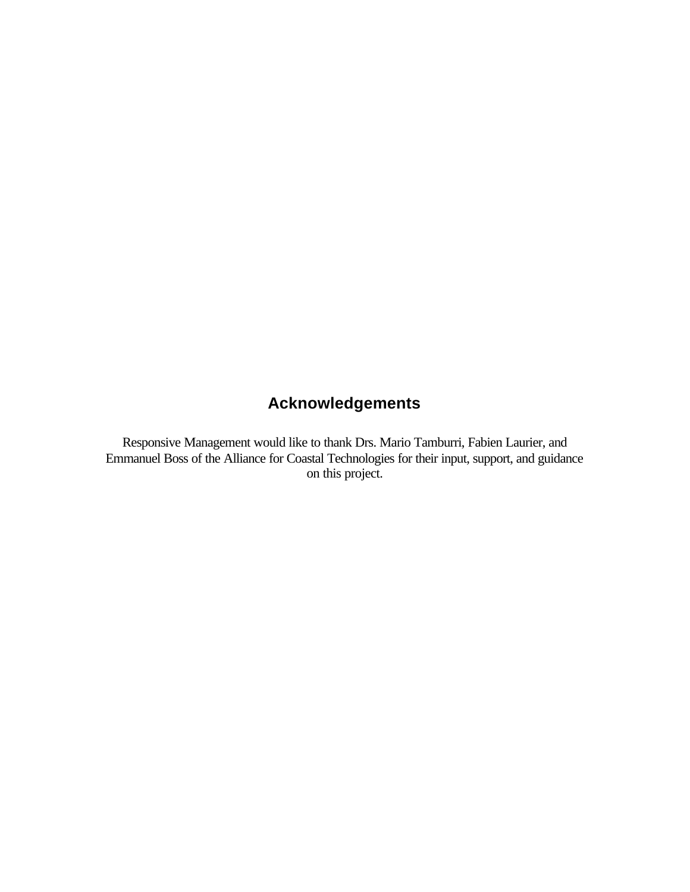## Acknowledgements

Responsive Management would like to thank Drs. Mario Tamburri, Fabien Laurier, and Emmanuel Boss of the Alliance for Coastal Technologies for their input, support, and guidance on this project.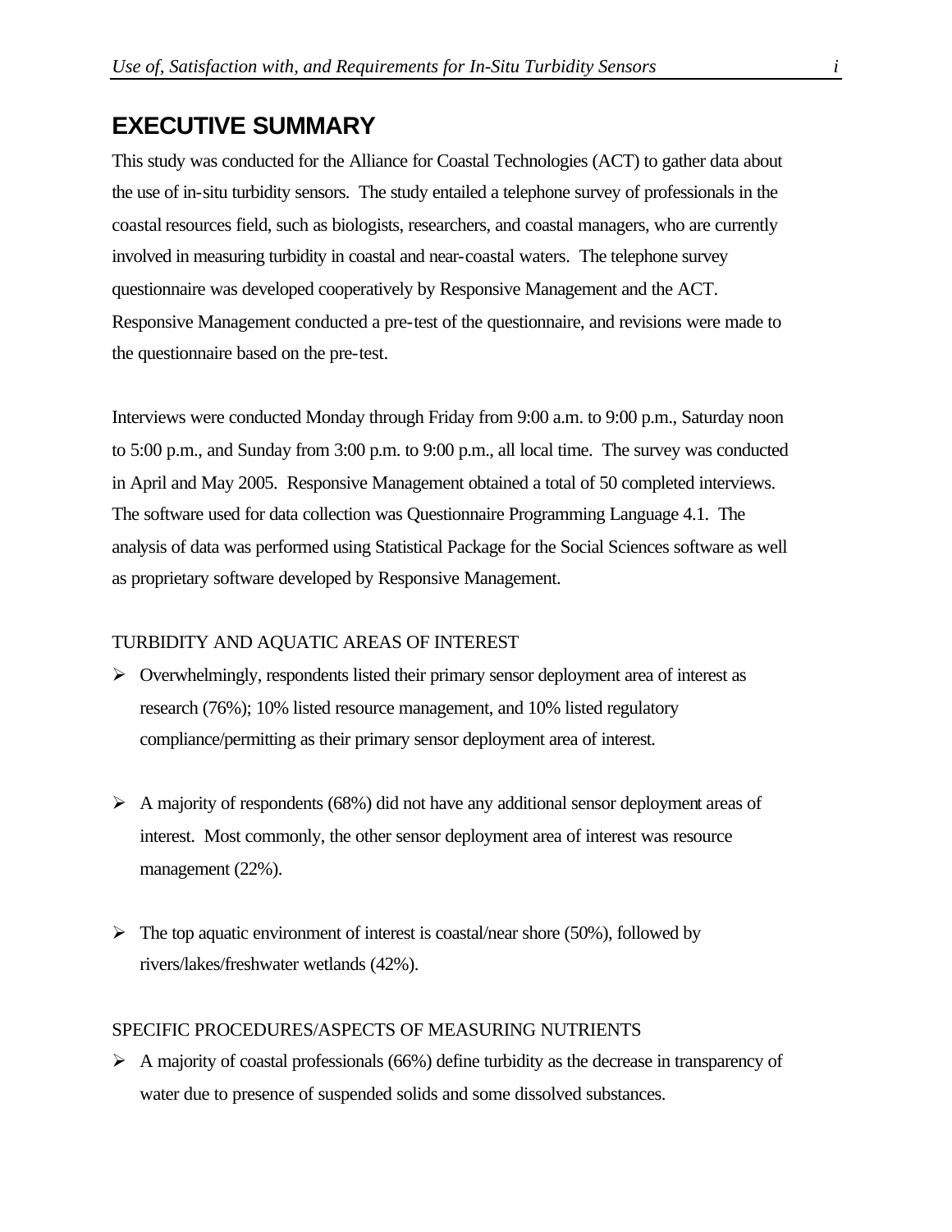# EXECUTIVE SUMMARY

This study was conducted for the Alliance for Coastal Technologies (ACT) to gather data about the use of in-situ turbidity sensors. The study entailed a telephone survey of professionals in the coastal resources field, such as biologists, researchers, and coastal managers, who are currently involved in measuring turbidity in coastal and near-coastal waters. The telephone survey questionnaire was developed cooperatively by Responsive Management and the ACT. Responsive Management conducted a pre-test of the questionnaire, and revisions were made to the questionnaire based on the pre-test.

Interviews were conducted Monday through Friday from 9:00 a.m. to 9:00 p.m., Saturday noon to 5:00 p.m., and Sunday from 3:00 p.m. to 9:00 p.m., all local time. The survey was conducted in April and May 2005. Responsive Management obtained a total of 50 completed interviews. The software used for data collection was Questionnaire Programming Language 4.1. The analysis of data was performed using Statistical Package for the Social Sciences software as well as proprietary software developed by Responsive Management.

TURBIDITY AND AQUATIC AREAS OF INTEREST

- Overwhelmingly, respondents listed their primary sensor deployment area of interest as research (76%); 10% listed resource management, and 10% listed regulatory compliance/permitting as their primary sensor deployment area of interest.

- A majority of respondents (68%) did not have any additional sensor deployment areas of interest. Most commonly, the other sensor deployment area of interest was resource management (22%).

- The top aquatic environment of interest is coastal/near shore (50%), followed by rivers/lakes/freshwater wetlands (42%).

SPECIFIC PROCEDURES/ASPECTS OF MEASURING NUTRIENTS

- A majority of coastal professionals (66%) define turbidity as the decrease in transparency of water due to presence of suspended solids and some dissolved substances.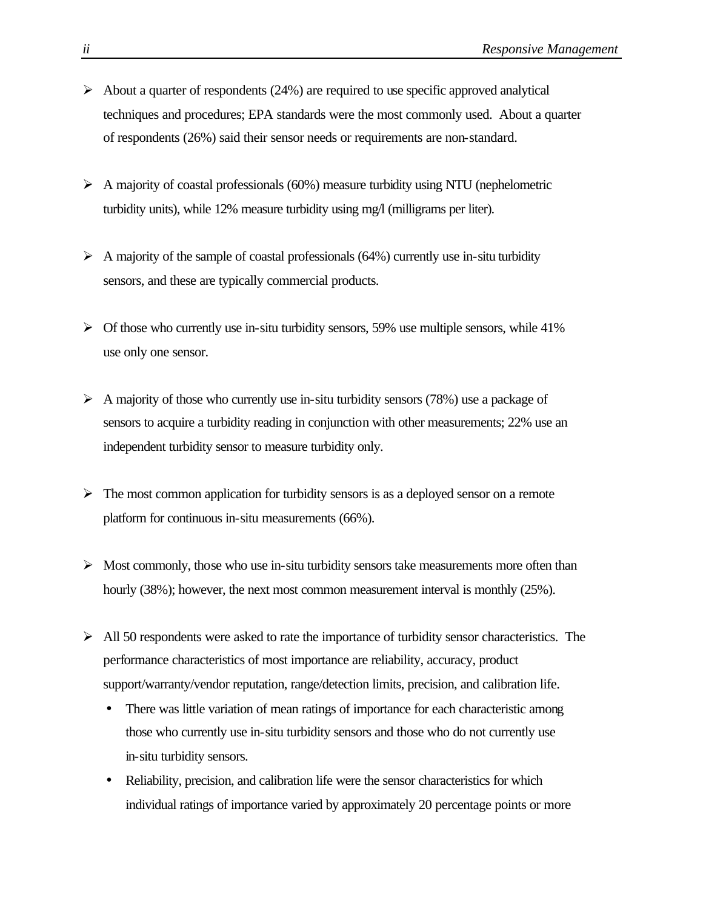- About a quarter of respondents (24%) are required to use specific approved analytical techniques and procedures; EPA standards were the most commonly used. About a quarter of respondents (26%) said their sensor needs or requirements are non-standard.

- A majority of coastal professionals (60%) measure turbidity using NTU (nephelometric turbidity units), while 12% measure turbidity using mg/l (milligrams per liter).

- A majority of the sample of coastal professionals (64%) currently use in-situ turbidity sensors, and these are typically commercial products.

- Of those who currently use in-situ turbidity sensors, 59% use multiple sensors, while 41% use only one sensor.

- A majority of those who currently use in-situ turbidity sensors (78%) use a package of sensors to acquire a turbidity reading in conjunction with other measurements; 22% use an independent turbidity sensor to measure turbidity only.

- The most common application for turbidity sensors is as a deployed sensor on a remote platform for continuous in-situ measurements (66%).

- Most commonly, those who use in-situ turbidity sensors take measurements more often than hourly (38%); however, the next most common measurement interval is monthly (25%).

- All 50 respondents were asked to rate the importance of turbidity sensor characteristics. The performance characteristics of most importance are reliability, accuracy, product support/warranty/vendor reputation, range/detection limits, precision, and calibration life.
  - There was little variation of mean ratings of importance for each characteristic among those who currently use in-situ turbidity sensors and those who do not currently use in-situ turbidity sensors.
  - Reliability, precision, and calibration life were the sensor characteristics for which individual ratings of importance varied by approximately 20 percentage points or more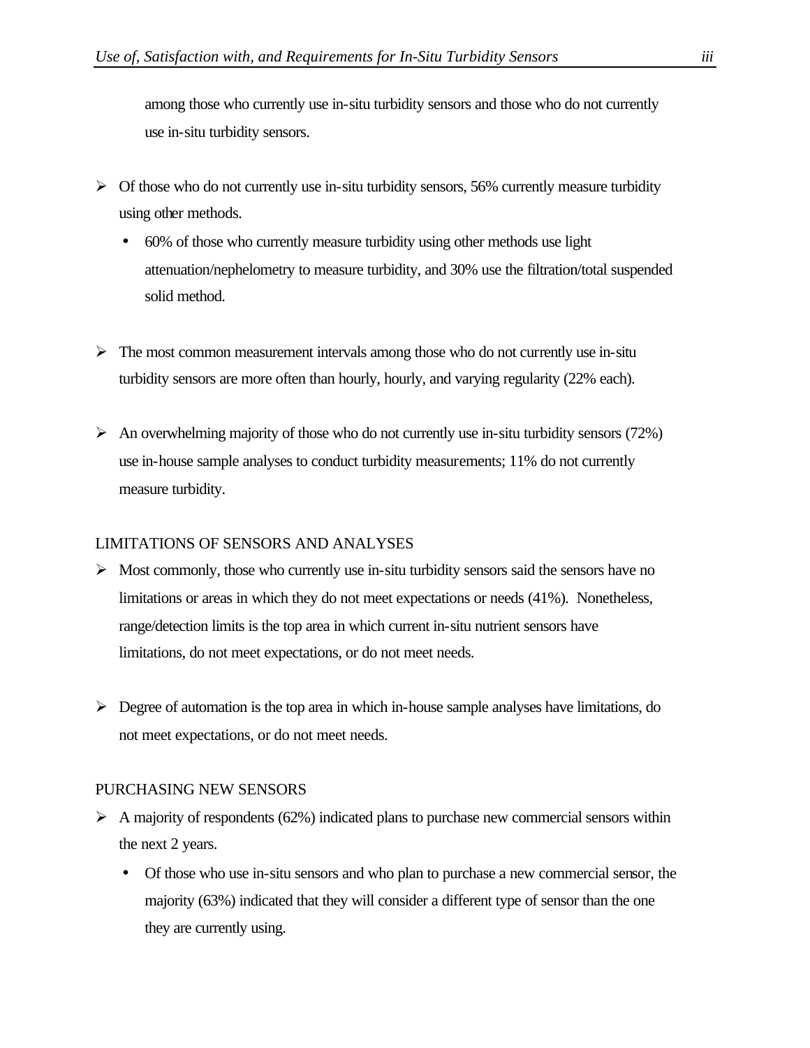among those who currently use in-situ turbidity sensors and those who do not currently use in-situ turbidity sensors.

- Of those who do not currently use in-situ turbidity sensors, 56% currently measure turbidity using other methods.
  - 60% of those who currently measure turbidity using other methods use light attenuation/nephelometry to measure turbidity, and 30% use the filtration/total suspended solid method.
- The most common measurement intervals among those who do not currently use in-situ turbidity sensors are more often than hourly, hourly, and varying regularity (22% each).
- An overwhelming majority of those who do not currently use in-situ turbidity sensors (72%) use in-house sample analyses to conduct turbidity measurements; 11% do not currently measure turbidity.

LIMITATIONS OF SENSORS AND ANALYSES

- Most commonly, those who currently use in-situ turbidity sensors said the sensors have no limitations or areas in which they do not meet expectations or needs (41%). Nonetheless, range/detection limits is the top area in which current in-situ nutrient sensors have limitations, do not meet expectations, or do not meet needs.
- Degree of automation is the top area in which in-house sample analyses have limitations, do not meet expectations, or do not meet needs.

PURCHASING NEW SENSORS

- A majority of respondents (62%) indicated plans to purchase new commercial sensors within the next 2 years.
  - Of those who use in-situ sensors and who plan to purchase a new commercial sensor, the majority (63%) indicated that they will consider a different type of sensor than the one they are currently using.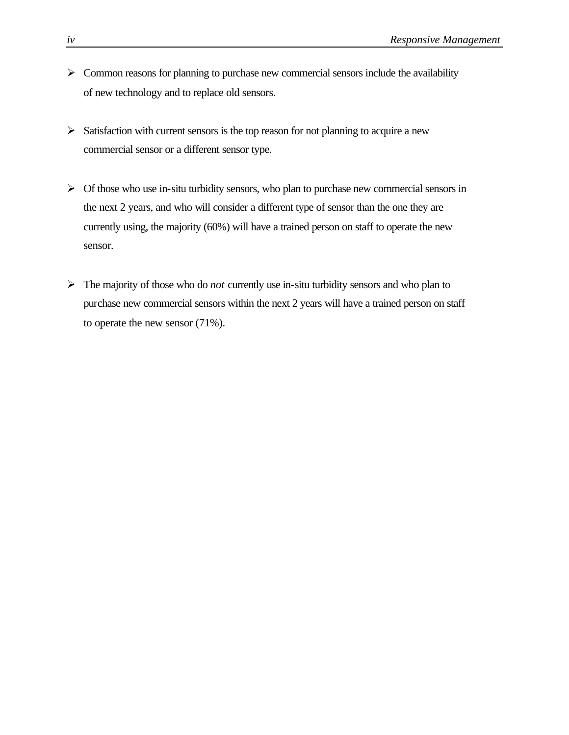- Common reasons for planning to purchase new commercial sensors include the availability of new technology and to replace old sensors.

- Satisfaction with current sensors is the top reason for not planning to acquire a new commercial sensor or a different sensor type.

- Of those who use in-situ turbidity sensors, who plan to purchase new commercial sensors in the next 2 years, and who will consider a different type of sensor than the one they are currently using, the majority (60%) will have a trained person on staff to operate the new sensor.

- The majority of those who do *not* currently use in-situ turbidity sensors and who plan to purchase new commercial sensors within the next 2 years will have a trained person on staff to operate the new sensor (71%).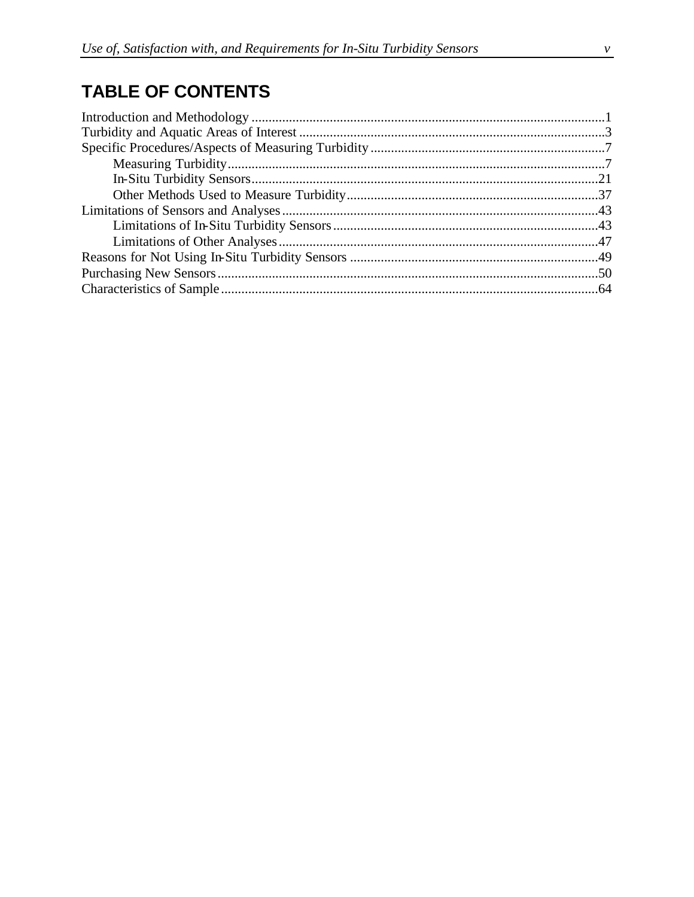# TABLE OF CONTENTS

Introduction and Methodology ........................................................................................................1
Turbidity and Aquatic Areas of Interest ..........................................................................................3
Specific Procedures/Aspects of Measuring Turbidity ......................................................................7
    Measuring Turbidity...............................................................................................................7
    In-Situ Turbidity Sensors.......................................................................................................21
    Other Methods Used to Measure Turbidity..........................................................................37
Limitations of Sensors and Analyses.............................................................................................43
    Limitations of In-Situ Turbidity Sensors..............................................................................43
    Limitations of Other Analyses..............................................................................................47
Reasons for Not Using In-Situ Turbidity Sensors .........................................................................49
Purchasing New Sensors................................................................................................................50
Characteristics of Sample...............................................................................................................64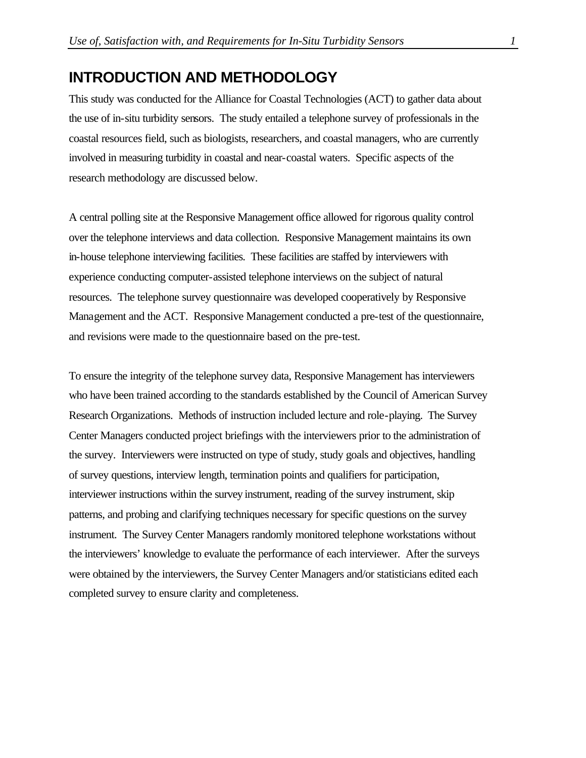# INTRODUCTION AND METHODOLOGY

This study was conducted for the Alliance for Coastal Technologies (ACT) to gather data about the use of in-situ turbidity sensors. The study entailed a telephone survey of professionals in the coastal resources field, such as biologists, researchers, and coastal managers, who are currently involved in measuring turbidity in coastal and near-coastal waters. Specific aspects of the research methodology are discussed below.

A central polling site at the Responsive Management office allowed for rigorous quality control over the telephone interviews and data collection. Responsive Management maintains its own in-house telephone interviewing facilities. These facilities are staffed by interviewers with experience conducting computer-assisted telephone interviews on the subject of natural resources. The telephone survey questionnaire was developed cooperatively by Responsive Management and the ACT. Responsive Management conducted a pre-test of the questionnaire, and revisions were made to the questionnaire based on the pre-test.

To ensure the integrity of the telephone survey data, Responsive Management has interviewers who have been trained according to the standards established by the Council of American Survey Research Organizations. Methods of instruction included lecture and role-playing. The Survey Center Managers conducted project briefings with the interviewers prior to the administration of the survey. Interviewers were instructed on type of study, study goals and objectives, handling of survey questions, interview length, termination points and qualifiers for participation, interviewer instructions within the survey instrument, reading of the survey instrument, skip patterns, and probing and clarifying techniques necessary for specific questions on the survey instrument. The Survey Center Managers randomly monitored telephone workstations without the interviewers' knowledge to evaluate the performance of each interviewer. After the surveys were obtained by the interviewers, the Survey Center Managers and/or statisticians edited each completed survey to ensure clarity and completeness.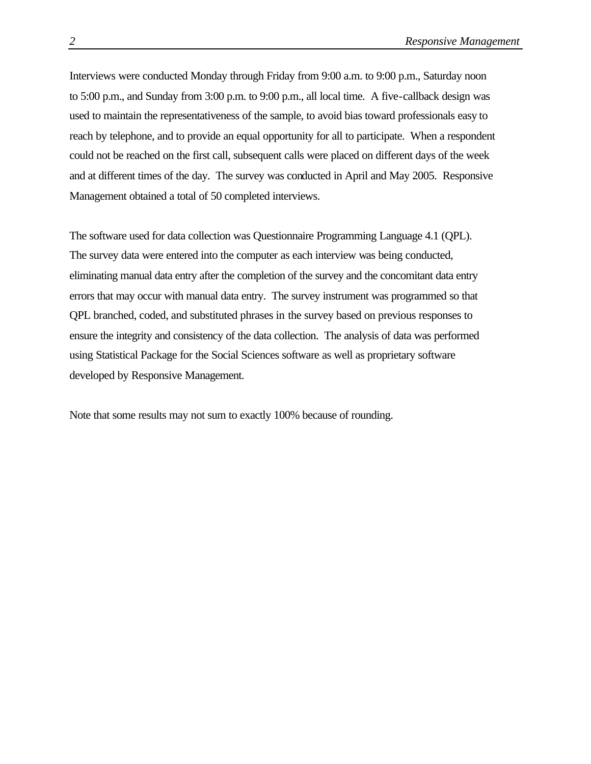Interviews were conducted Monday through Friday from 9:00 a.m. to 9:00 p.m., Saturday noon to 5:00 p.m., and Sunday from 3:00 p.m. to 9:00 p.m., all local time. A five-callback design was used to maintain the representativeness of the sample, to avoid bias toward professionals easy to reach by telephone, and to provide an equal opportunity for all to participate. When a respondent could not be reached on the first call, subsequent calls were placed on different days of the week and at different times of the day. The survey was conducted in April and May 2005. Responsive Management obtained a total of 50 completed interviews.

The software used for data collection was Questionnaire Programming Language 4.1 (QPL). The survey data were entered into the computer as each interview was being conducted, eliminating manual data entry after the completion of the survey and the concomitant data entry errors that may occur with manual data entry. The survey instrument was programmed so that QPL branched, coded, and substituted phrases in the survey based on previous responses to ensure the integrity and consistency of the data collection. The analysis of data was performed using Statistical Package for the Social Sciences software as well as proprietary software developed by Responsive Management.

Note that some results may not sum to exactly 100% because of rounding.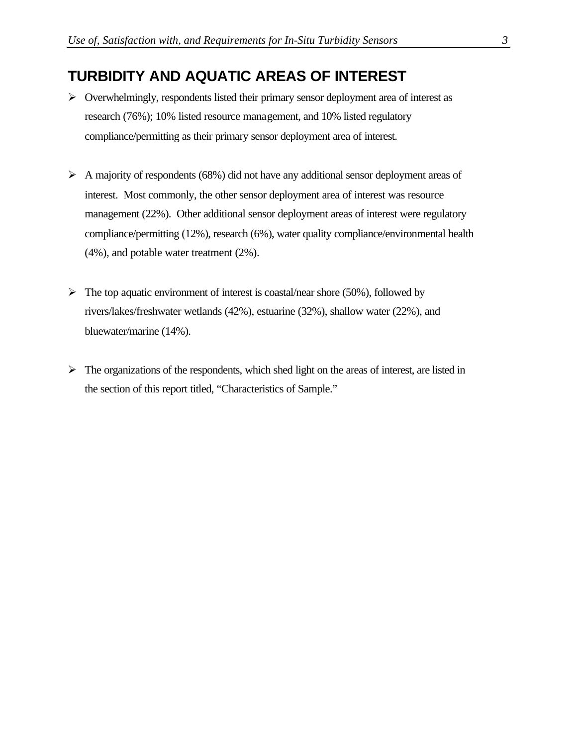## TURBIDITY AND AQUATIC AREAS OF INTEREST

- Overwhelmingly, respondents listed their primary sensor deployment area of interest as research (76%); 10% listed resource management, and 10% listed regulatory compliance/permitting as their primary sensor deployment area of interest.

- A majority of respondents (68%) did not have any additional sensor deployment areas of interest. Most commonly, the other sensor deployment area of interest was resource management (22%). Other additional sensor deployment areas of interest were regulatory compliance/permitting (12%), research (6%), water quality compliance/environmental health (4%), and potable water treatment (2%).

- The top aquatic environment of interest is coastal/near shore (50%), followed by rivers/lakes/freshwater wetlands (42%), estuarine (32%), shallow water (22%), and bluewater/marine (14%).

- The organizations of the respondents, which shed light on the areas of interest, are listed in the section of this report titled, "Characteristics of Sample."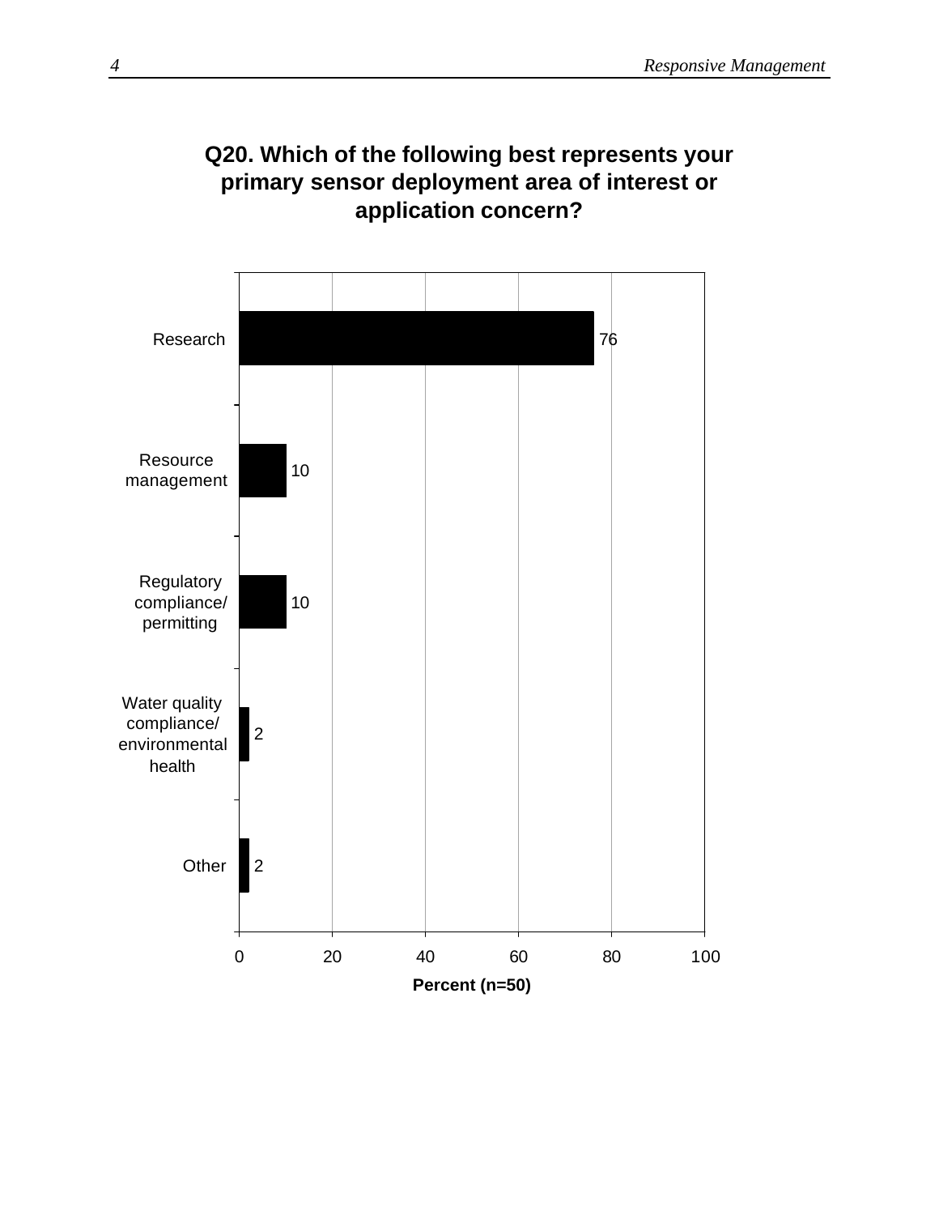**Q20. Which of the following best represents your primary sensor deployment area of interest or application concern?**

| Response | Percent (n=50) |
|---|---|
| Research | 76 |
| Resource management | 10 |
| Regulatory compliance/ permitting | 10 |
| Water quality compliance/ environmental health | 2 |
| Other | 2 |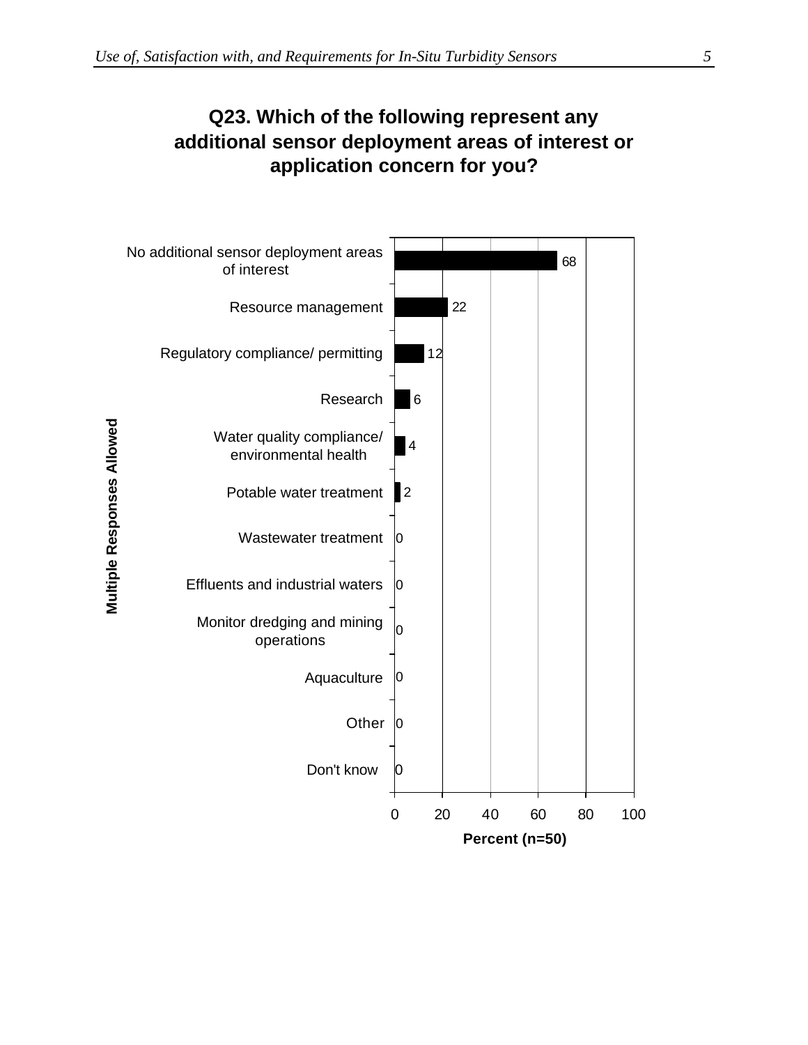## Q23. Which of the following represent any additional sensor deployment areas of interest or application concern for you?

Multiple Responses Allowed

| Response | Percent (n=50) |
|---|---|
| No additional sensor deployment areas of interest | 68 |
| Resource management | 22 |
| Regulatory compliance/ permitting | 12 |
| Research | 6 |
| Water quality compliance/ environmental health | 4 |
| Potable water treatment | 2 |
| Wastewater treatment | 0 |
| Effluents and industrial waters | 0 |
| Monitor dredging and mining operations | 0 |
| Aquaculture | 0 |
| Other | 0 |
| Don't know | 0 |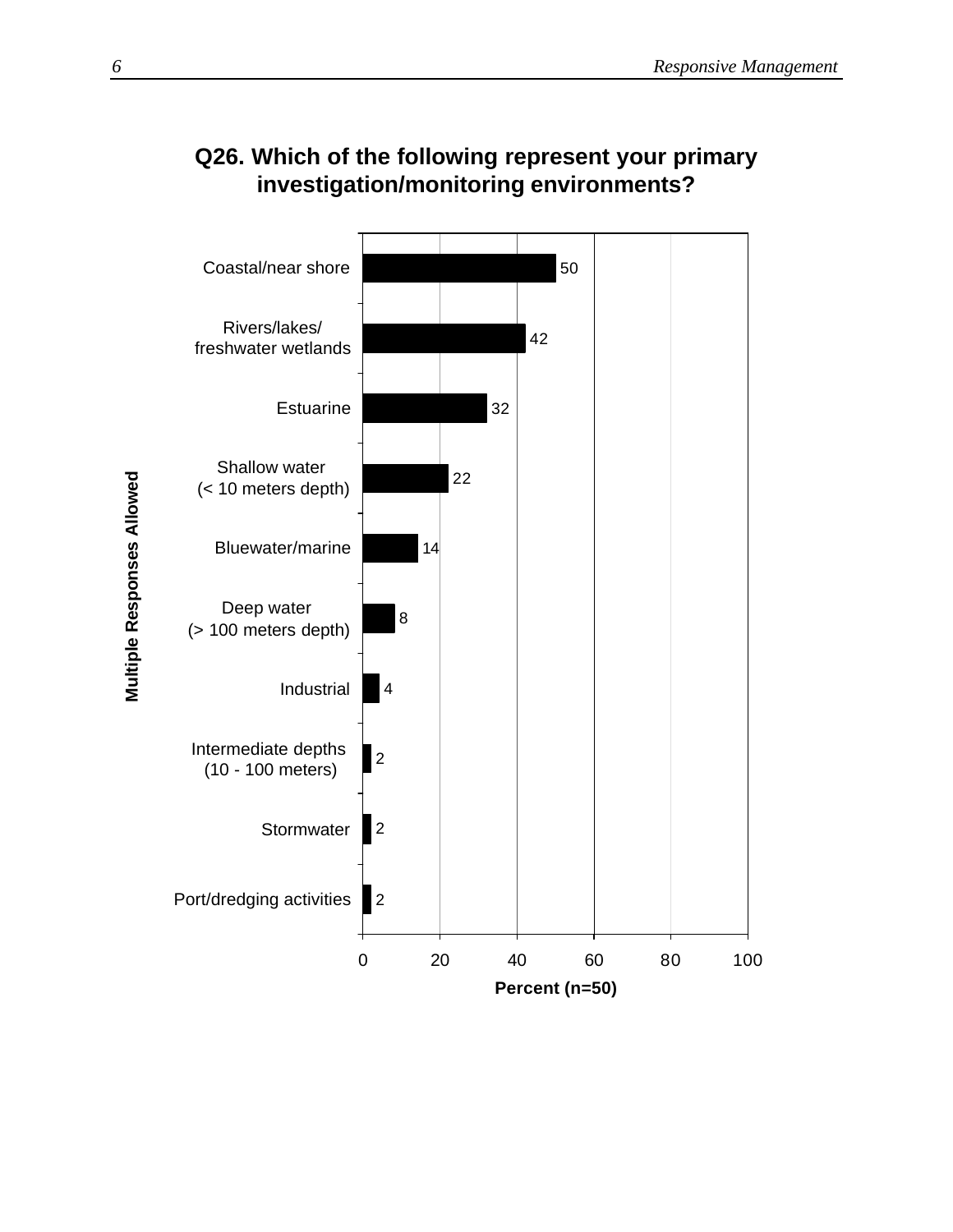## Q26. Which of the following represent your primary investigation/monitoring environments?

Multiple Responses Allowed

| Environment | Percent (n=50) |
|---|---|
| Coastal/near shore | 50 |
| Rivers/lakes/ freshwater wetlands | 42 |
| Estuarine | 32 |
| Shallow water (< 10 meters depth) | 22 |
| Bluewater/marine | 14 |
| Deep water (> 100 meters depth) | 8 |
| Industrial | 4 |
| Intermediate depths (10 - 100 meters) | 2 |
| Stormwater | 2 |
| Port/dredging activities | 2 |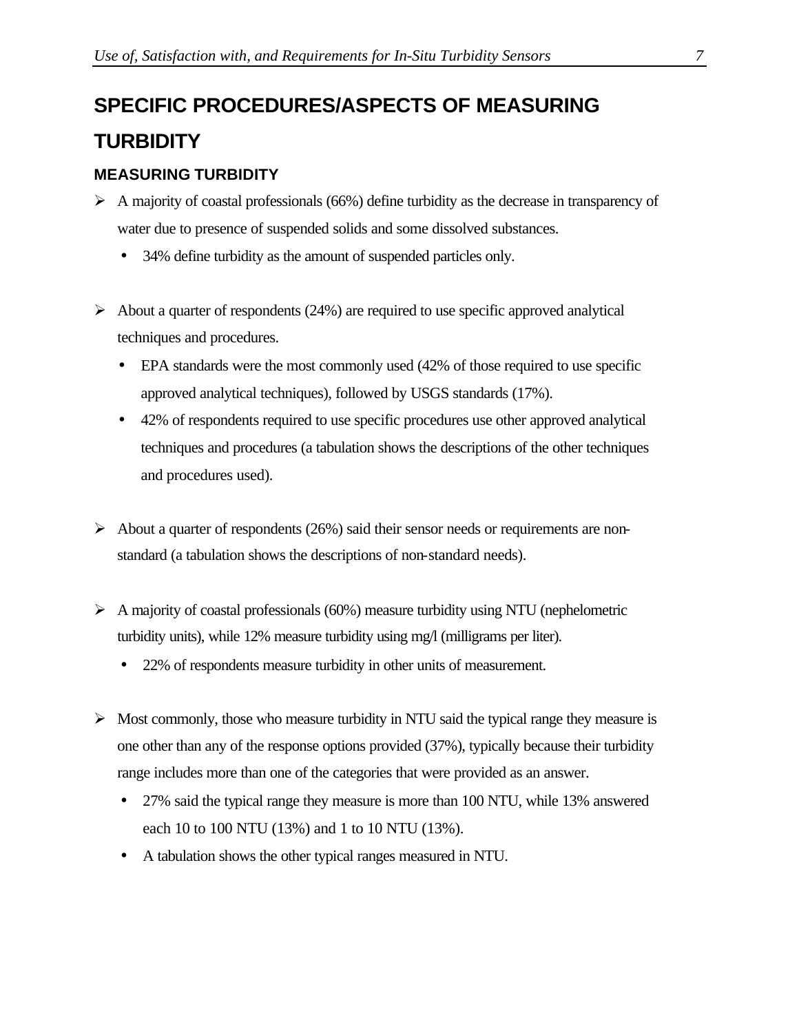# SPECIFIC PROCEDURES/ASPECTS OF MEASURING TURBIDITY

## MEASURING TURBIDITY

- A majority of coastal professionals (66%) define turbidity as the decrease in transparency of water due to presence of suspended solids and some dissolved substances.
  - 34% define turbidity as the amount of suspended particles only.

- About a quarter of respondents (24%) are required to use specific approved analytical techniques and procedures.
  - EPA standards were the most commonly used (42% of those required to use specific approved analytical techniques), followed by USGS standards (17%).
  - 42% of respondents required to use specific procedures use other approved analytical techniques and procedures (a tabulation shows the descriptions of the other techniques and procedures used).

- About a quarter of respondents (26%) said their sensor needs or requirements are non-standard (a tabulation shows the descriptions of non-standard needs).

- A majority of coastal professionals (60%) measure turbidity using NTU (nephelometric turbidity units), while 12% measure turbidity using mg/l (milligrams per liter).
  - 22% of respondents measure turbidity in other units of measurement.

- Most commonly, those who measure turbidity in NTU said the typical range they measure is one other than any of the response options provided (37%), typically because their turbidity range includes more than one of the categories that were provided as an answer.
  - 27% said the typical range they measure is more than 100 NTU, while 13% answered each 10 to 100 NTU (13%) and 1 to 10 NTU (13%).
  - A tabulation shows the other typical ranges measured in NTU.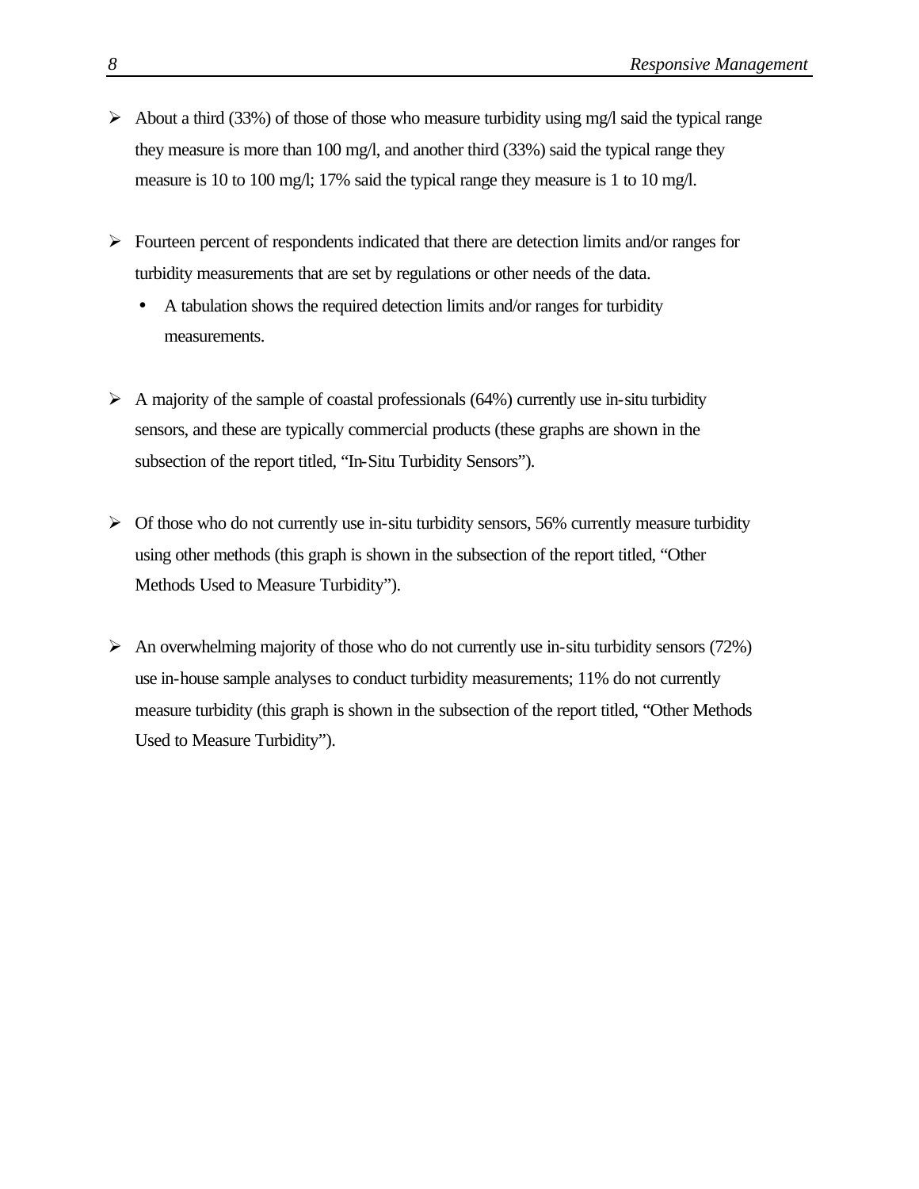- About a third (33%) of those of those who measure turbidity using mg/l said the typical range they measure is more than 100 mg/l, and another third (33%) said the typical range they measure is 10 to 100 mg/l; 17% said the typical range they measure is 1 to 10 mg/l.

- Fourteen percent of respondents indicated that there are detection limits and/or ranges for turbidity measurements that are set by regulations or other needs of the data.
  - A tabulation shows the required detection limits and/or ranges for turbidity measurements.

- A majority of the sample of coastal professionals (64%) currently use in-situ turbidity sensors, and these are typically commercial products (these graphs are shown in the subsection of the report titled, "In-Situ Turbidity Sensors").

- Of those who do not currently use in-situ turbidity sensors, 56% currently measure turbidity using other methods (this graph is shown in the subsection of the report titled, "Other Methods Used to Measure Turbidity").

- An overwhelming majority of those who do not currently use in-situ turbidity sensors (72%) use in-house sample analyses to conduct turbidity measurements; 11% do not currently measure turbidity (this graph is shown in the subsection of the report titled, "Other Methods Used to Measure Turbidity").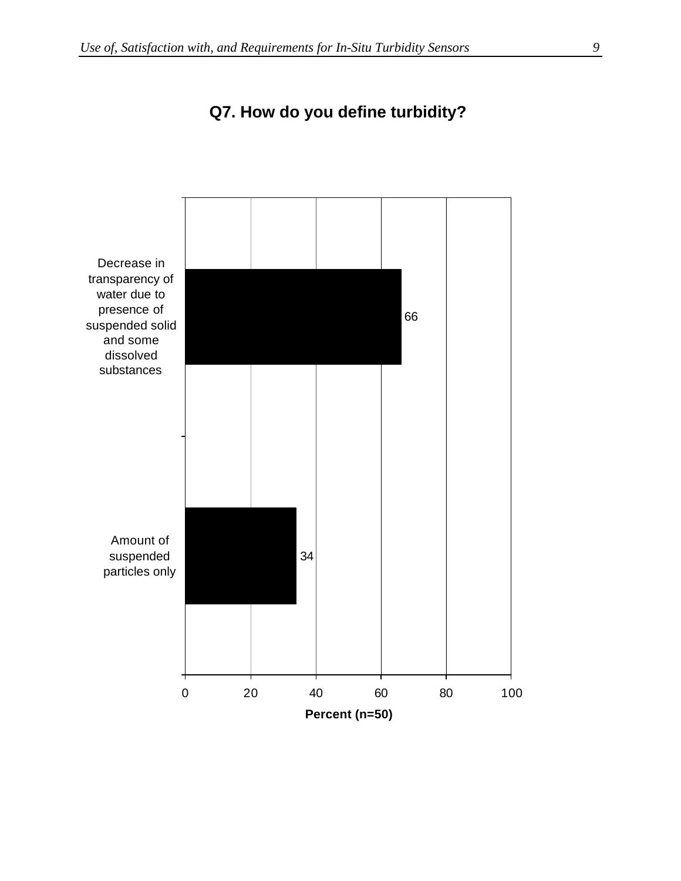**Q7. How do you define turbidity?**

| Response | Percent (n=50) |
| --- | --- |
| Decrease in transparency of water due to presence of suspended solid and some dissolved substances | 66 |
| Amount of suspended particles only | 34 |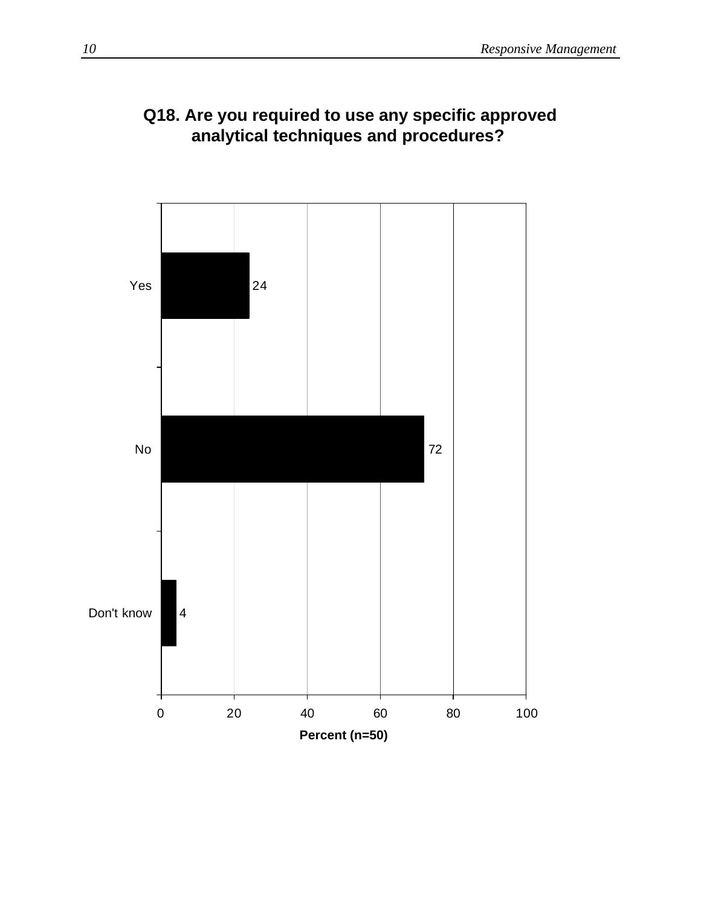## Q18. Are you required to use any specific approved analytical techniques and procedures?

| Response | Percent (n=50) |
|---|---|
| Yes | 24 |
| No | 72 |
| Don't know | 4 |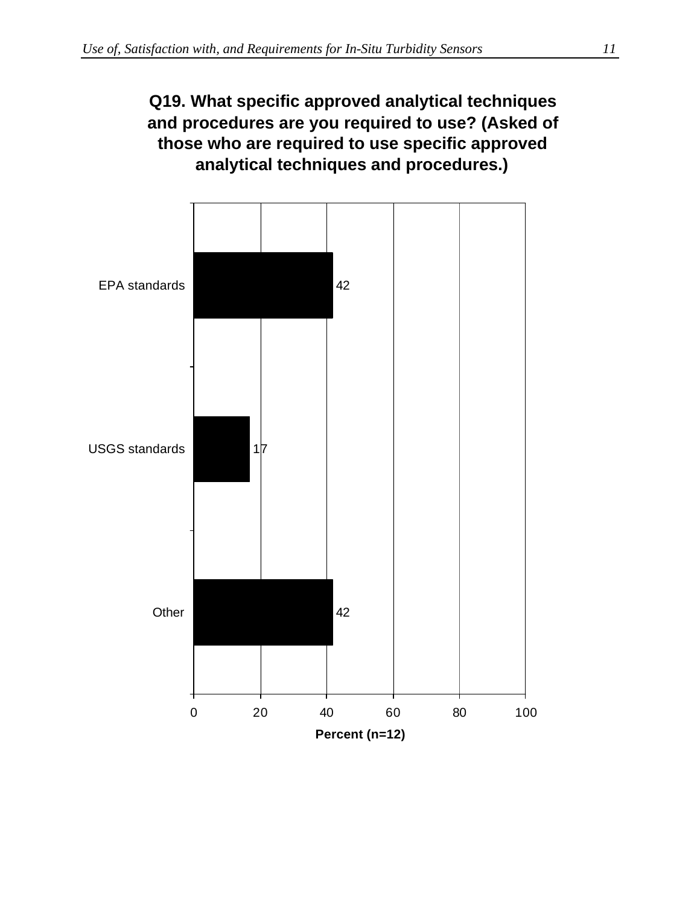**Q19. What specific approved analytical techniques and procedures are you required to use? (Asked of those who are required to use specific approved analytical techniques and procedures.)**

| | Percent (n=12) |
|---|---|
| EPA standards | 42 |
| USGS standards | 17 |
| Other | 42 |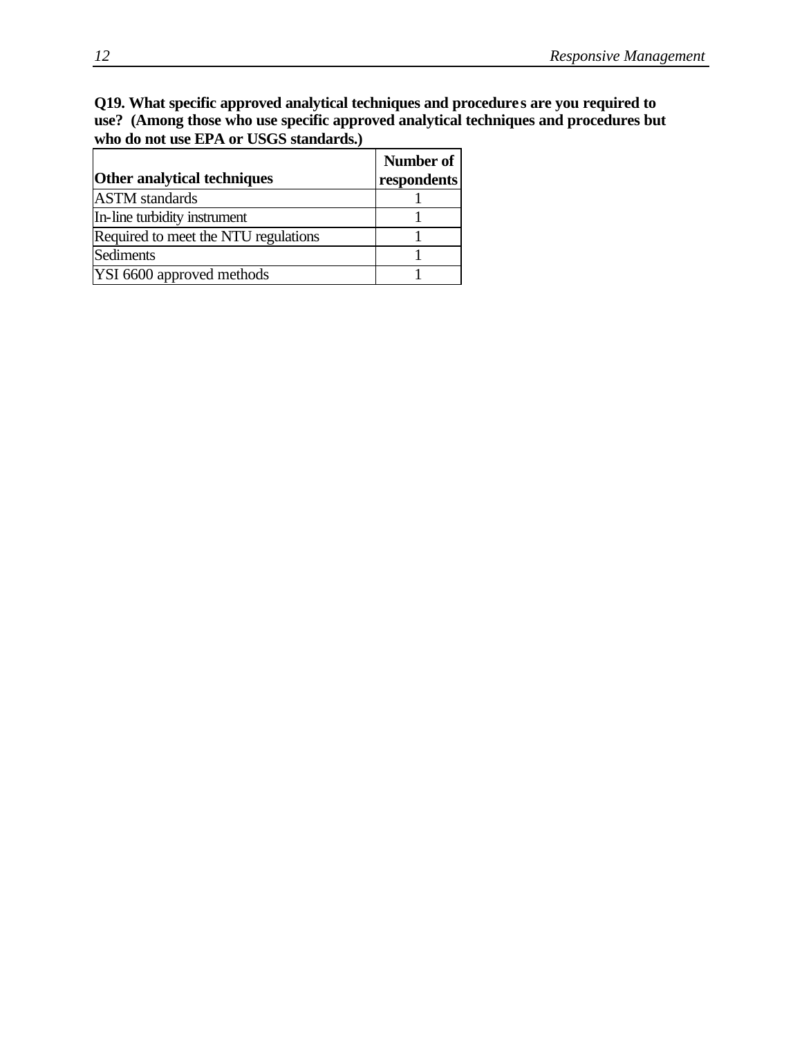**Q19. What specific approved analytical techniques and procedures are you required to use? (Among those who use specific approved analytical techniques and procedures but who do not use EPA or USGS standards.)**

| Other analytical techniques | Number of respondents |
|---|---|
| ASTM standards | 1 |
| In-line turbidity instrument | 1 |
| Required to meet the NTU regulations | 1 |
| Sediments | 1 |
| YSI 6600 approved methods | 1 |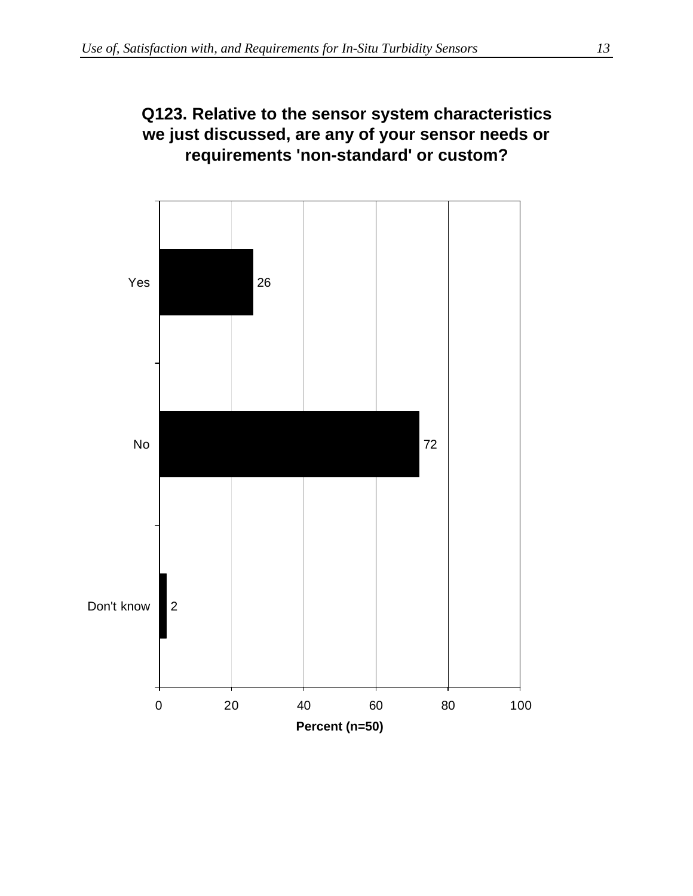**Q123. Relative to the sensor system characteristics we just discussed, are any of your sensor needs or requirements 'non-standard' or custom?**

| Response | Percent (n=50) |
| --- | --- |
| Yes | 26 |
| No | 72 |
| Don't know | 2 |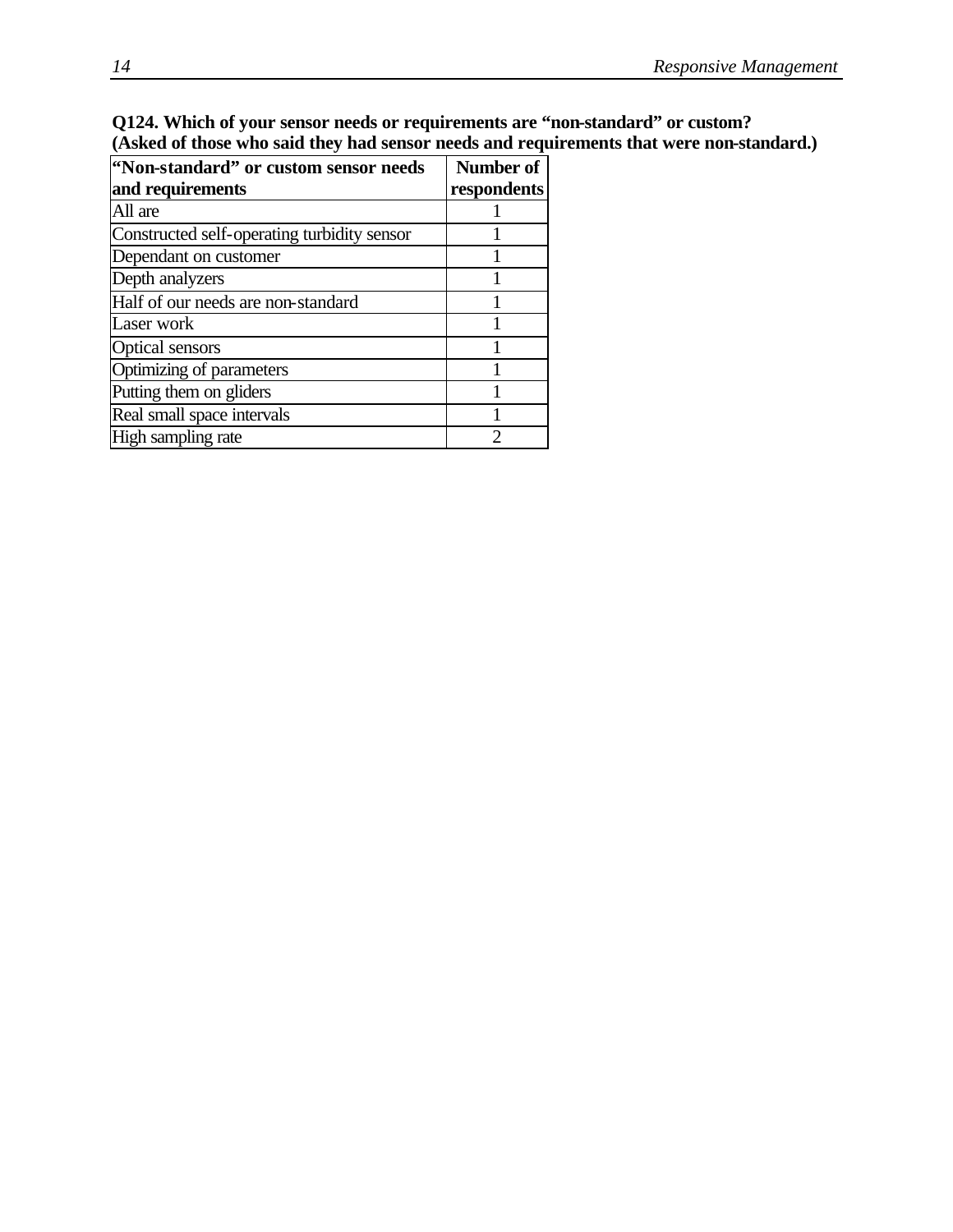**Q124. Which of your sensor needs or requirements are "non-standard" or custom? (Asked of those who said they had sensor needs and requirements that were non-standard.)**

| "Non-standard" or custom sensor needs and requirements | Number of respondents |
|---|---|
| All are | 1 |
| Constructed self-operating turbidity sensor | 1 |
| Dependant on customer | 1 |
| Depth analyzers | 1 |
| Half of our needs are non-standard | 1 |
| Laser work | 1 |
| Optical sensors | 1 |
| Optimizing of parameters | 1 |
| Putting them on gliders | 1 |
| Real small space intervals | 1 |
| High sampling rate | 2 |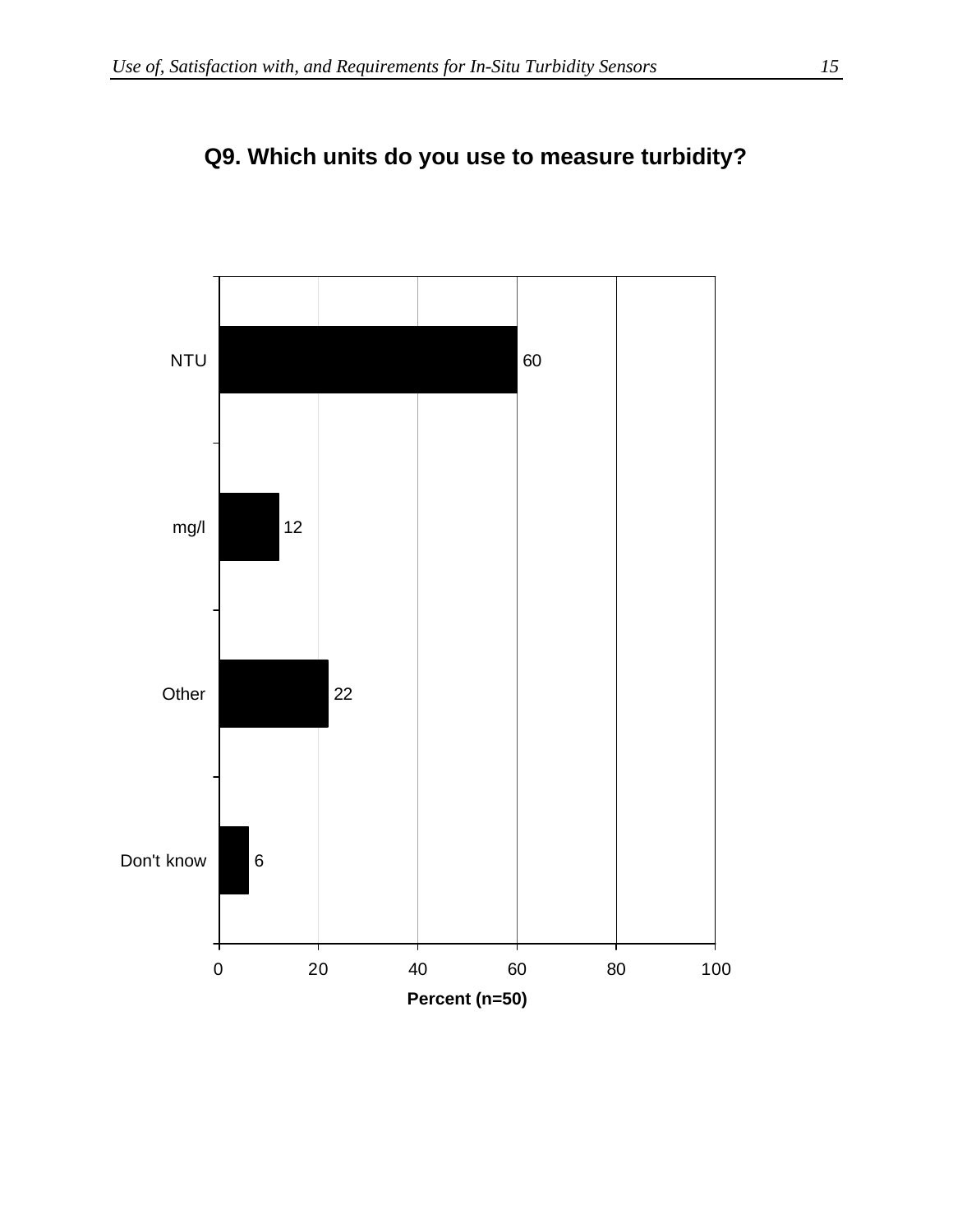## Q9. Which units do you use to measure turbidity?

| Response | Percent (n=50) |
|---|---|
| NTU | 60 |
| mg/l | 12 |
| Other | 22 |
| Don't know | 6 |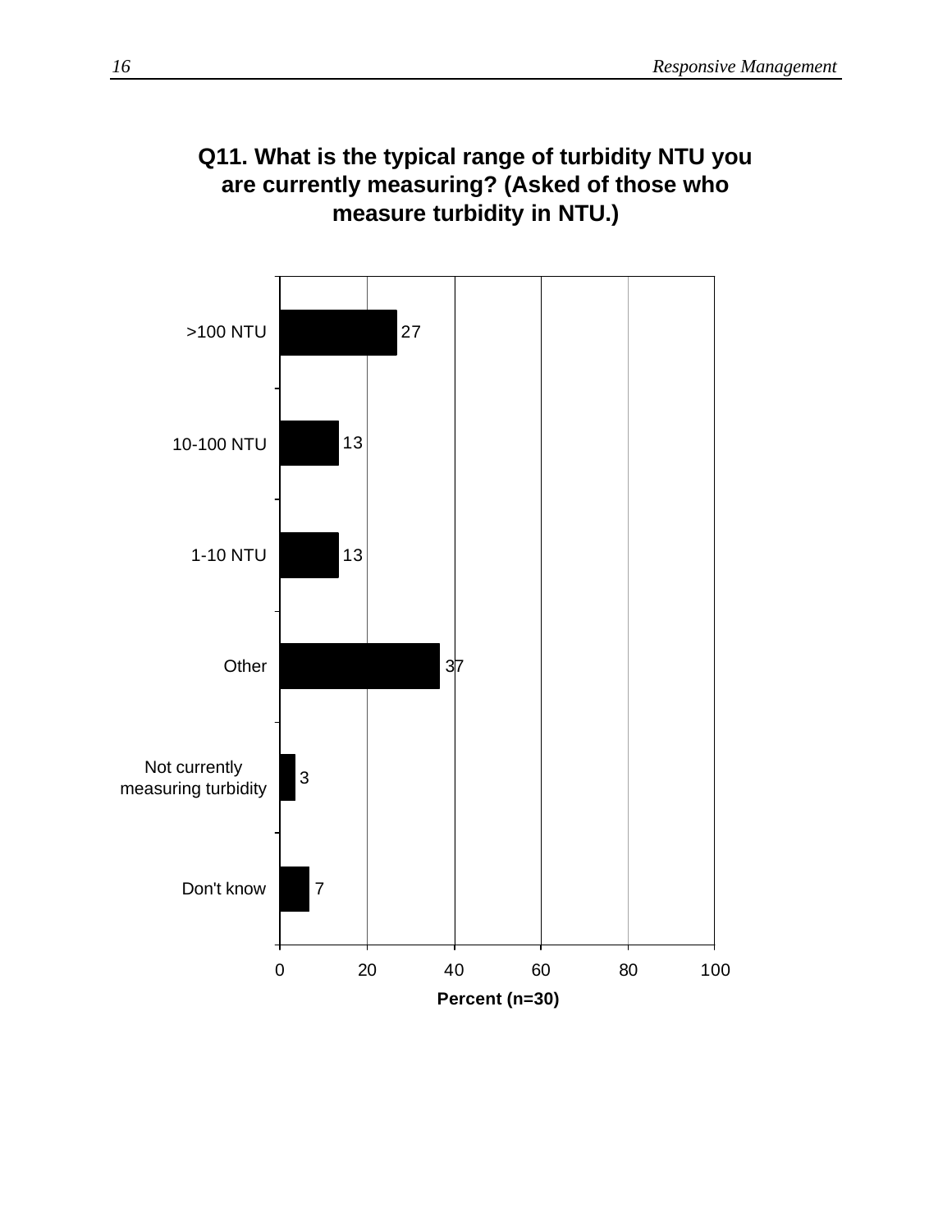**Q11. What is the typical range of turbidity NTU you are currently measuring? (Asked of those who measure turbidity in NTU.)**

| Response | Percent (n=30) |
| --- | --- |
| >100 NTU | 27 |
| 10-100 NTU | 13 |
| 1-10 NTU | 13 |
| Other | 37 |
| Not currently measuring turbidity | 3 |
| Don't know | 7 |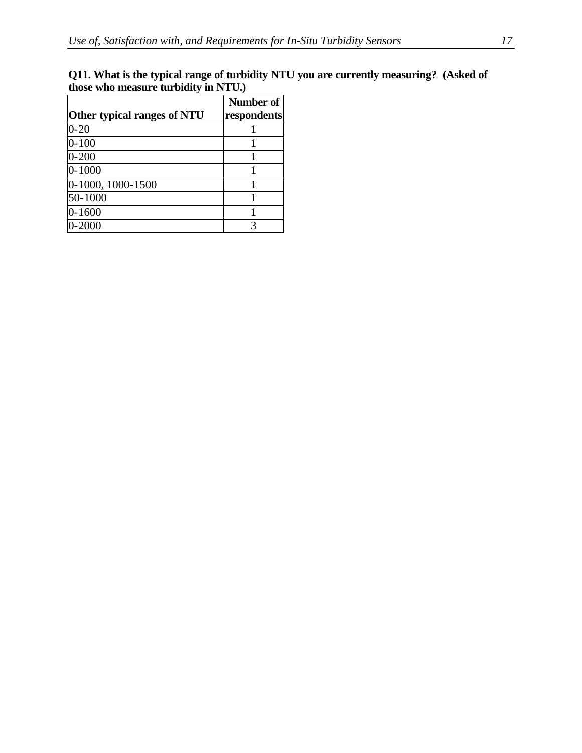**Q11. What is the typical range of turbidity NTU you are currently measuring? (Asked of those who measure turbidity in NTU.)**

| Other typical ranges of NTU | Number of respondents |
|---|---|
| 0-20 | 1 |
| 0-100 | 1 |
| 0-200 | 1 |
| 0-1000 | 1 |
| 0-1000, 1000-1500 | 1 |
| 50-1000 | 1 |
| 0-1600 | 1 |
| 0-2000 | 3 |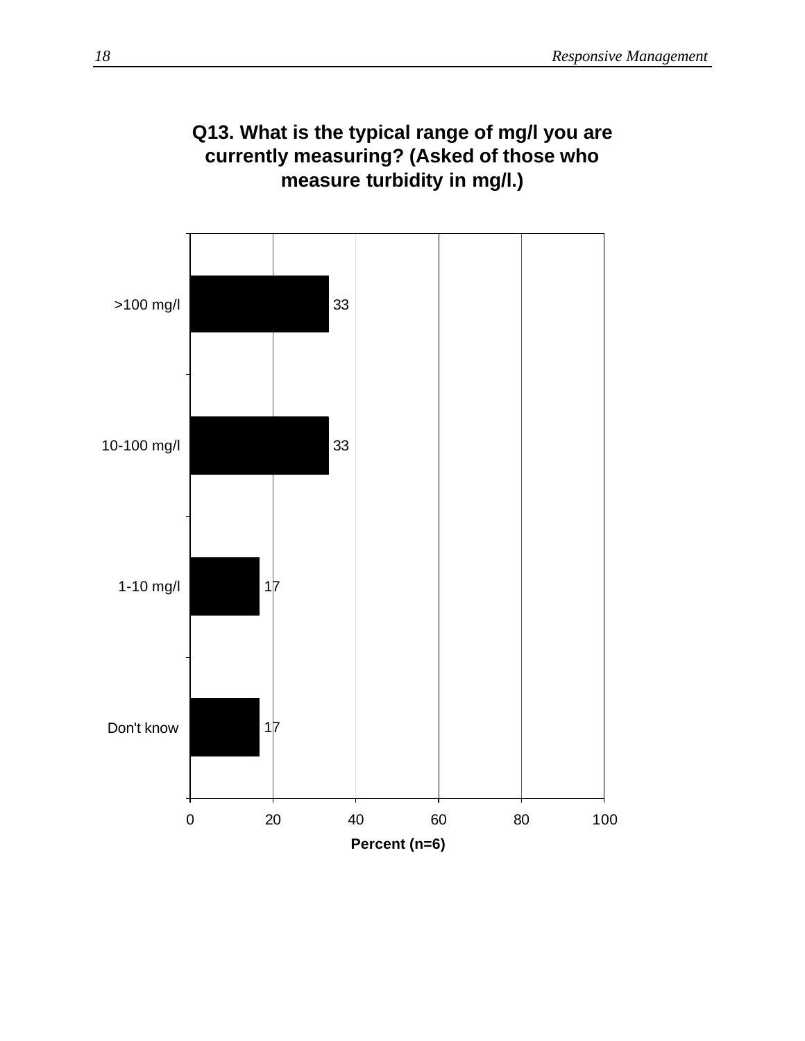## Q13. What is the typical range of mg/l you are currently measuring? (Asked of those who measure turbidity in mg/l.)

| Response | Percent (n=6) |
|---|---|
| >100 mg/l | 33 |
| 10-100 mg/l | 33 |
| 1-10 mg/l | 17 |
| Don't know | 17 |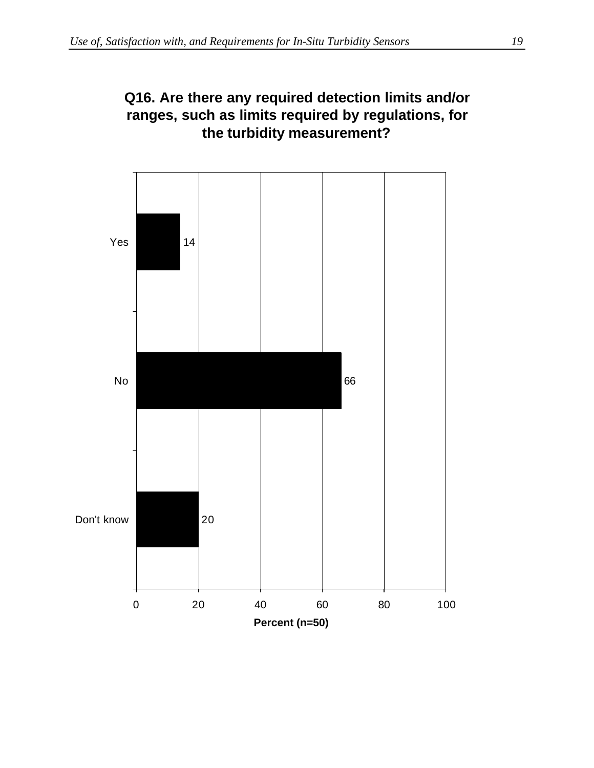**Q16. Are there any required detection limits and/or ranges, such as limits required by regulations, for the turbidity measurement?**

| Response | Percent (n=50) |
|---|---|
| Yes | 14 |
| No | 66 |
| Don't know | 20 |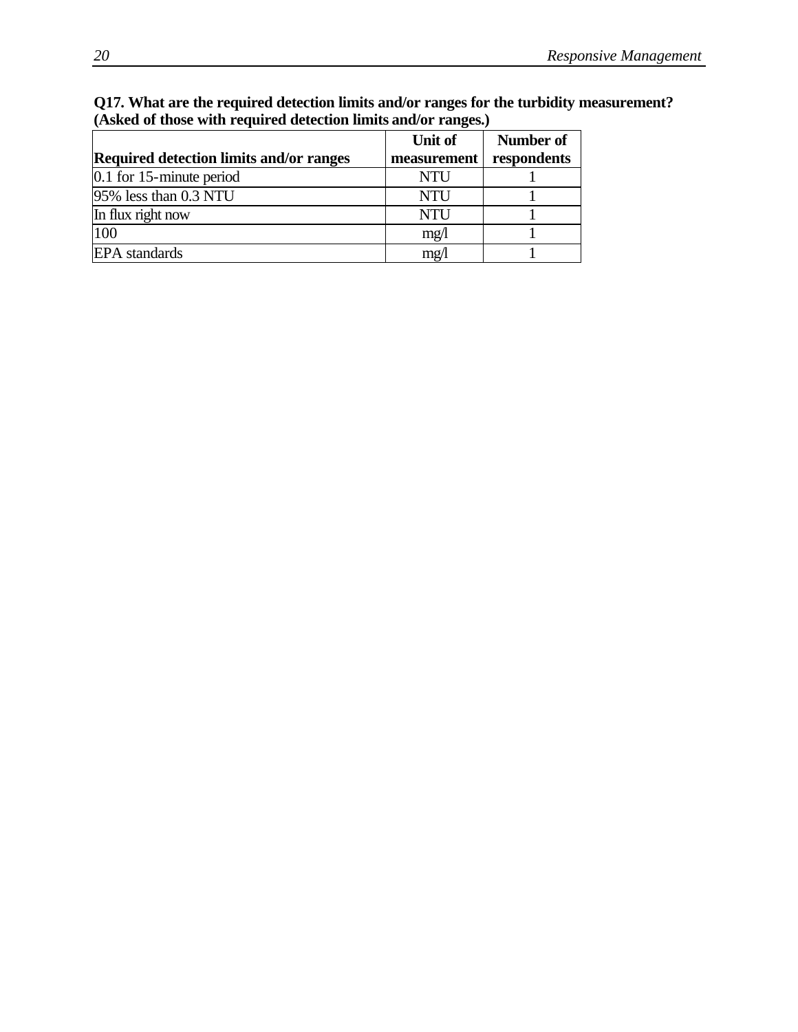**Q17. What are the required detection limits and/or ranges for the turbidity measurement? (Asked of those with required detection limits and/or ranges.)**

| Required detection limits and/or ranges | Unit of measurement | Number of respondents |
|---|---|---|
| 0.1 for 15-minute period | NTU | 1 |
| 95% less than 0.3 NTU | NTU | 1 |
| In flux right now | NTU | 1 |
| 100 | mg/l | 1 |
| EPA standards | mg/l | 1 |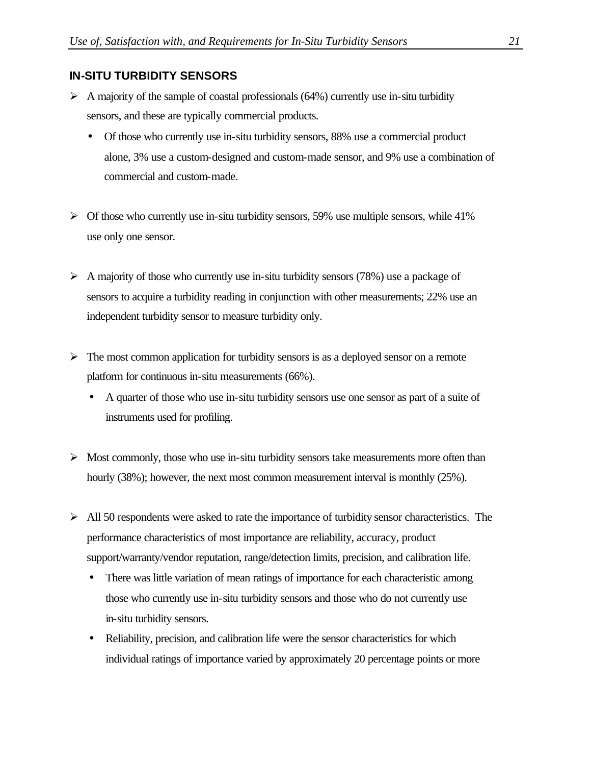## IN-SITU TURBIDITY SENSORS

- A majority of the sample of coastal professionals (64%) currently use in-situ turbidity sensors, and these are typically commercial products.
  - Of those who currently use in-situ turbidity sensors, 88% use a commercial product alone, 3% use a custom-designed and custom-made sensor, and 9% use a combination of commercial and custom-made.

- Of those who currently use in-situ turbidity sensors, 59% use multiple sensors, while 41% use only one sensor.

- A majority of those who currently use in-situ turbidity sensors (78%) use a package of sensors to acquire a turbidity reading in conjunction with other measurements; 22% use an independent turbidity sensor to measure turbidity only.

- The most common application for turbidity sensors is as a deployed sensor on a remote platform for continuous in-situ measurements (66%).
  - A quarter of those who use in-situ turbidity sensors use one sensor as part of a suite of instruments used for profiling.

- Most commonly, those who use in-situ turbidity sensors take measurements more often than hourly (38%); however, the next most common measurement interval is monthly (25%).

- All 50 respondents were asked to rate the importance of turbidity sensor characteristics. The performance characteristics of most importance are reliability, accuracy, product support/warranty/vendor reputation, range/detection limits, precision, and calibration life.
  - There was little variation of mean ratings of importance for each characteristic among those who currently use in-situ turbidity sensors and those who do not currently use in-situ turbidity sensors.
  - Reliability, precision, and calibration life were the sensor characteristics for which individual ratings of importance varied by approximately 20 percentage points or more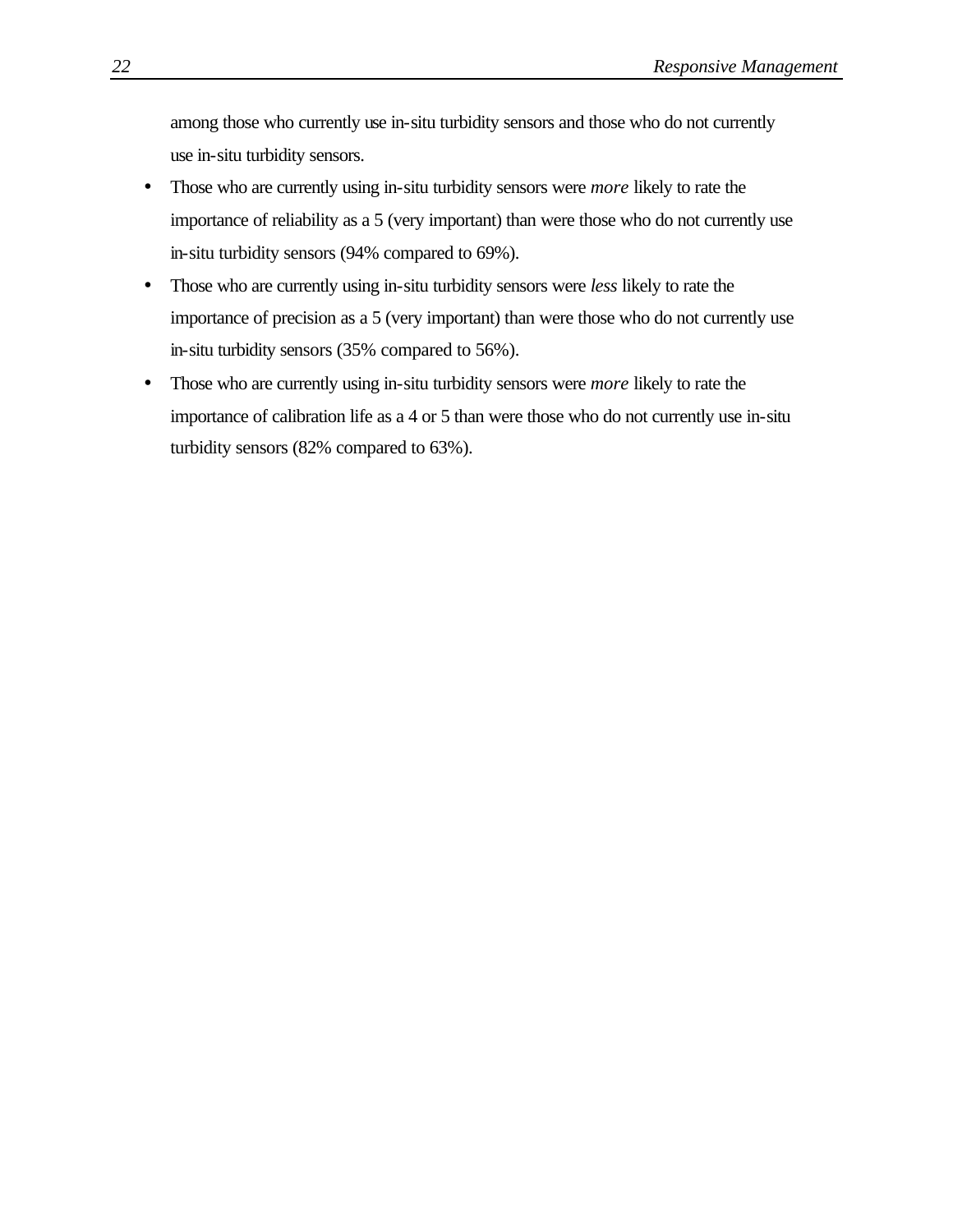among those who currently use in-situ turbidity sensors and those who do not currently use in-situ turbidity sensors.

- Those who are currently using in-situ turbidity sensors were *more* likely to rate the importance of reliability as a 5 (very important) than were those who do not currently use in-situ turbidity sensors (94% compared to 69%).
- Those who are currently using in-situ turbidity sensors were *less* likely to rate the importance of precision as a 5 (very important) than were those who do not currently use in-situ turbidity sensors (35% compared to 56%).
- Those who are currently using in-situ turbidity sensors were *more* likely to rate the importance of calibration life as a 4 or 5 than were those who do not currently use in-situ turbidity sensors (82% compared to 63%).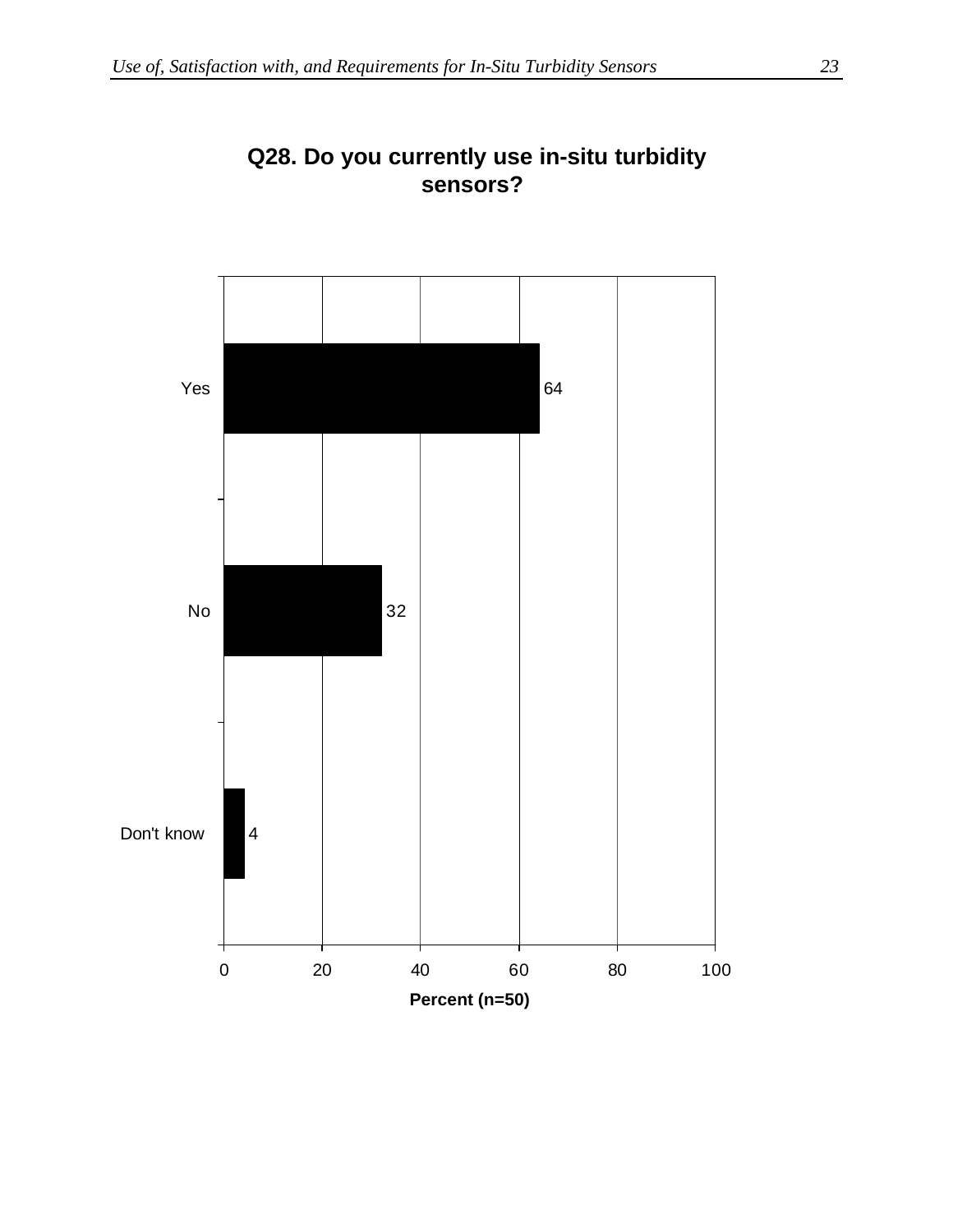**Q28. Do you currently use in-situ turbidity sensors?**

| Response | Percent (n=50) |
| --- | --- |
| Yes | 64 |
| No | 32 |
| Don't know | 4 |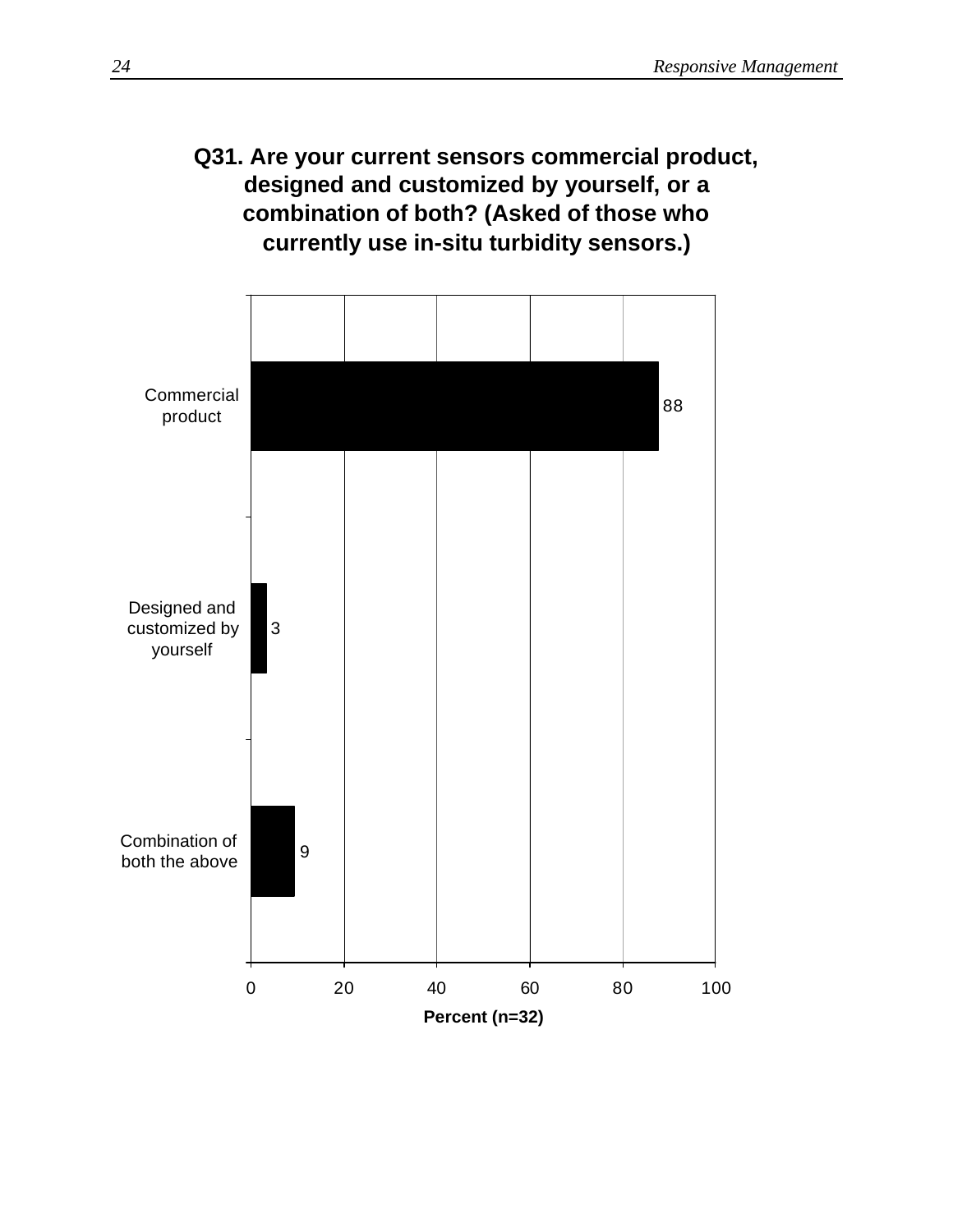**Q31. Are your current sensors commercial product, designed and customized by yourself, or a combination of both? (Asked of those who currently use in-situ turbidity sensors.)**

| Response | Percent (n=32) |
| --- | --- |
| Commercial product | 88 |
| Designed and customized by yourself | 3 |
| Combination of both the above | 9 |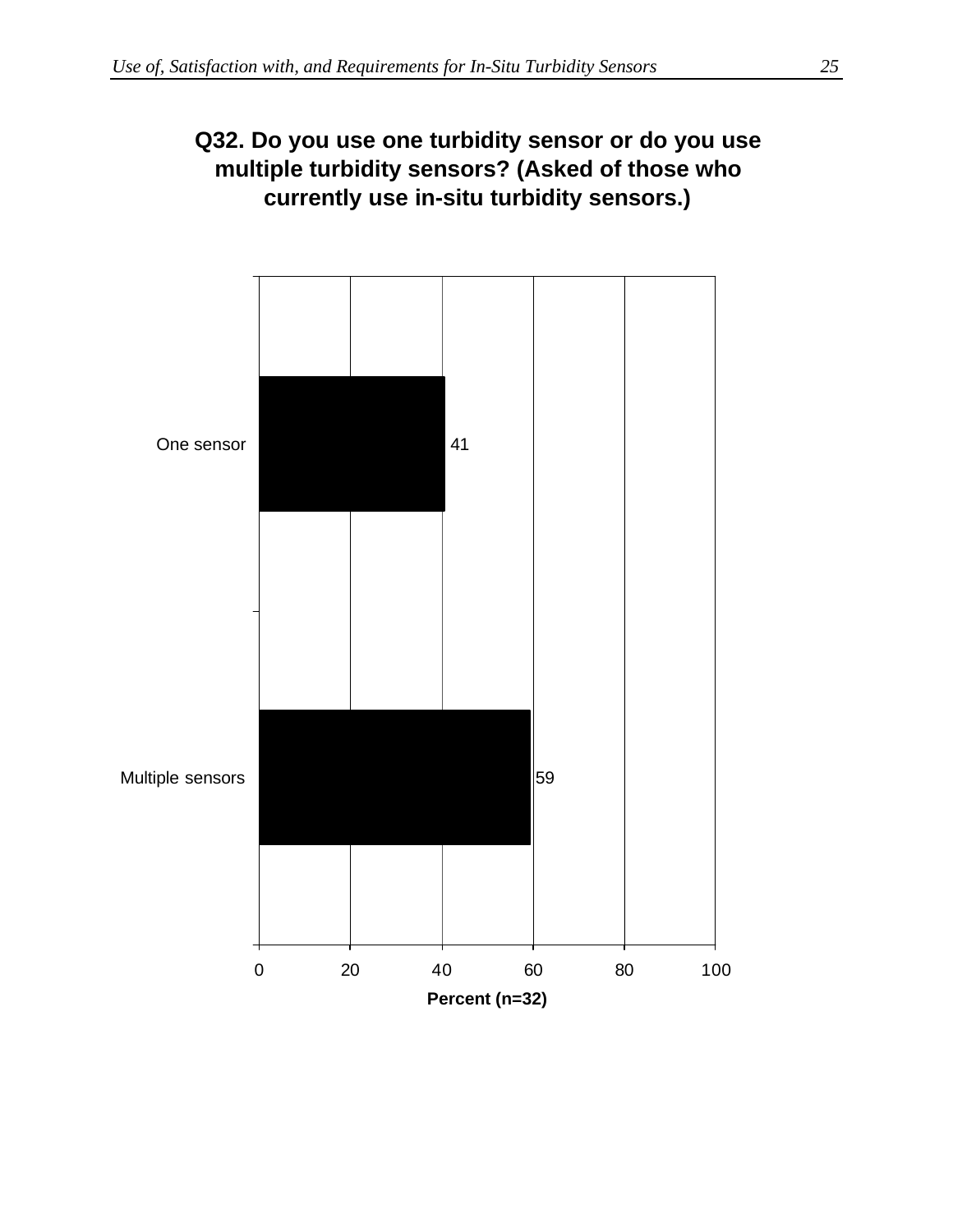**Q32. Do you use one turbidity sensor or do you use multiple turbidity sensors? (Asked of those who currently use in-situ turbidity sensors.)**

| Response | Percent (n=32) |
|---|---|
| One sensor | 41 |
| Multiple sensors | 59 |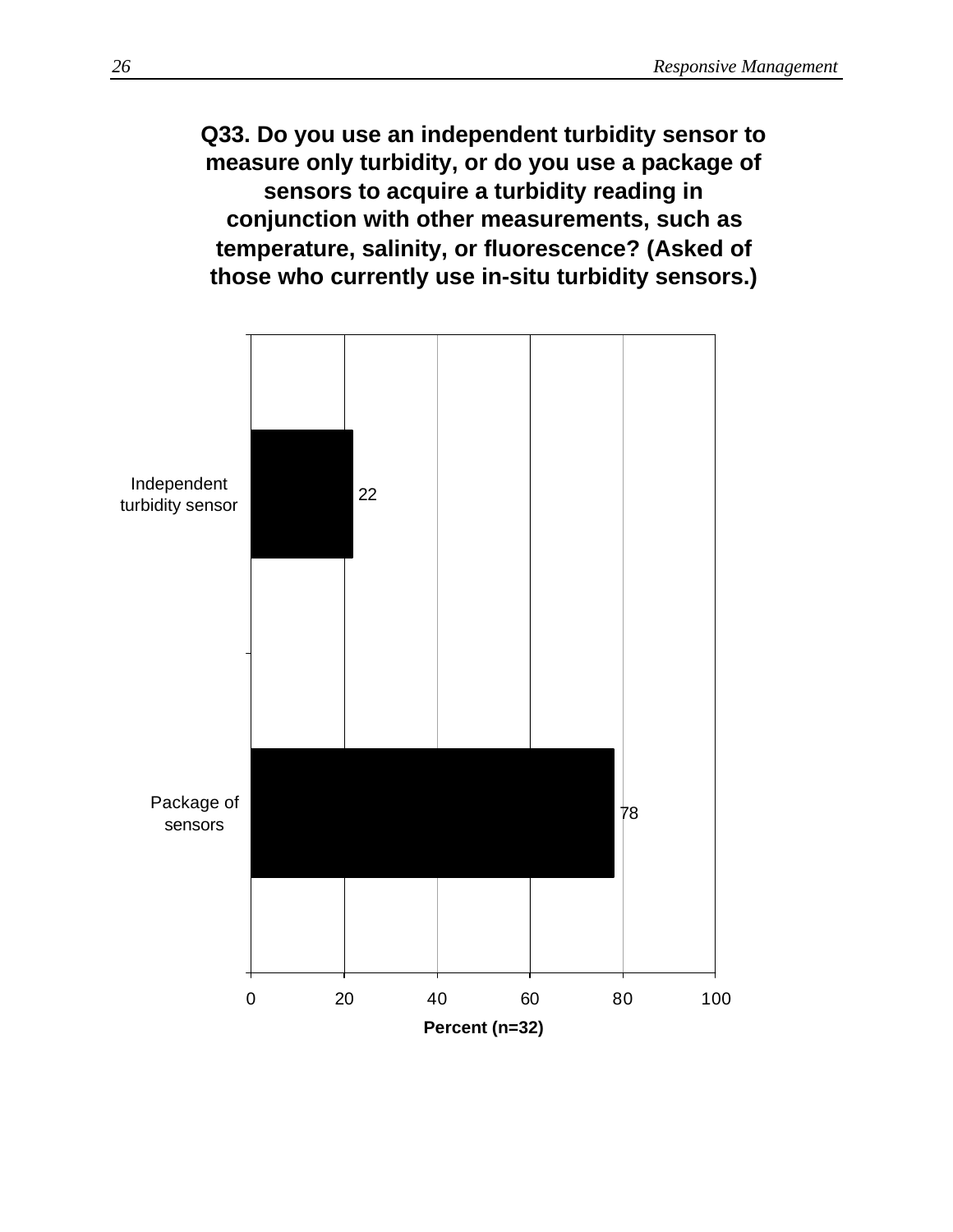**Q33. Do you use an independent turbidity sensor to measure only turbidity, or do you use a package of sensors to acquire a turbidity reading in conjunction with other measurements, such as temperature, salinity, or fluorescence? (Asked of those who currently use in-situ turbidity sensors.)**

| Response | Percent (n=32) |
|---|---|
| Independent turbidity sensor | 22 |
| Package of sensors | 78 |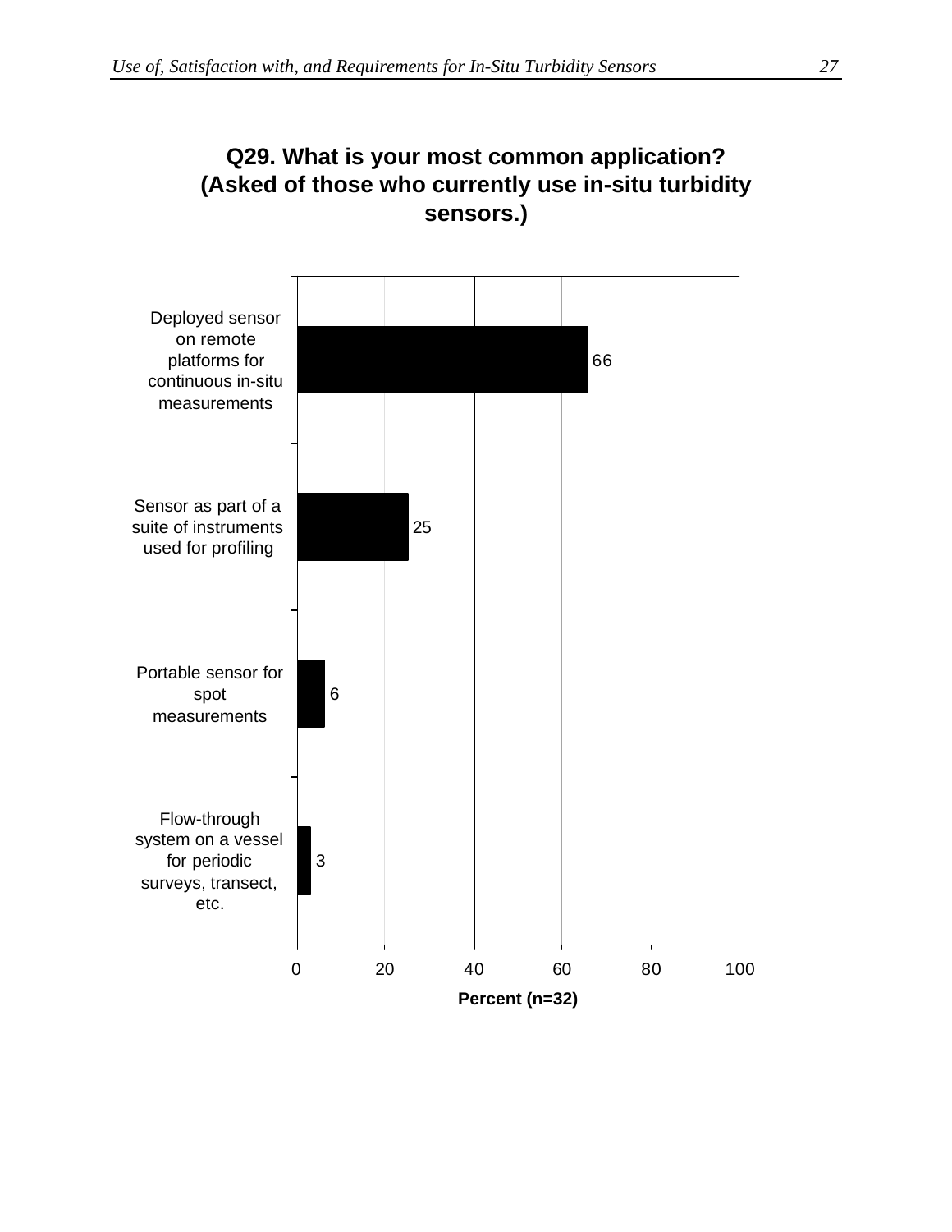**Q29. What is your most common application? (Asked of those who currently use in-situ turbidity sensors.)**

| Application | Percent (n=32) |
| --- | --- |
| Deployed sensor on remote platforms for continuous in-situ measurements | 66 |
| Sensor as part of a suite of instruments used for profiling | 25 |
| Portable sensor for spot measurements | 6 |
| Flow-through system on a vessel for periodic surveys, transect, etc. | 3 |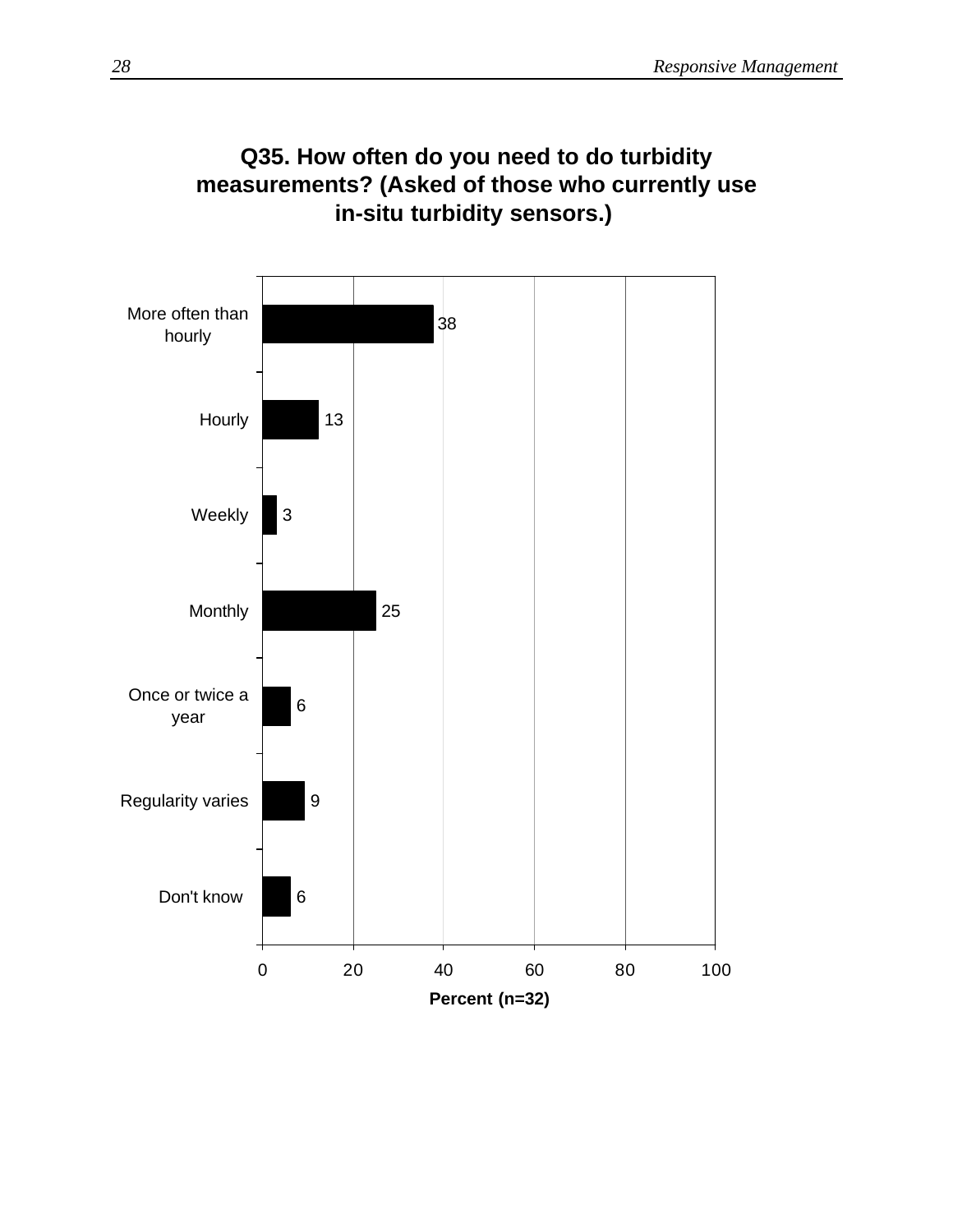**Q35. How often do you need to do turbidity measurements? (Asked of those who currently use in-situ turbidity sensors.)**

| Response | Percent (n=32) |
|---|---|
| More often than hourly | 38 |
| Hourly | 13 |
| Weekly | 3 |
| Monthly | 25 |
| Once or twice a year | 6 |
| Regularity varies | 9 |
| Don't know | 6 |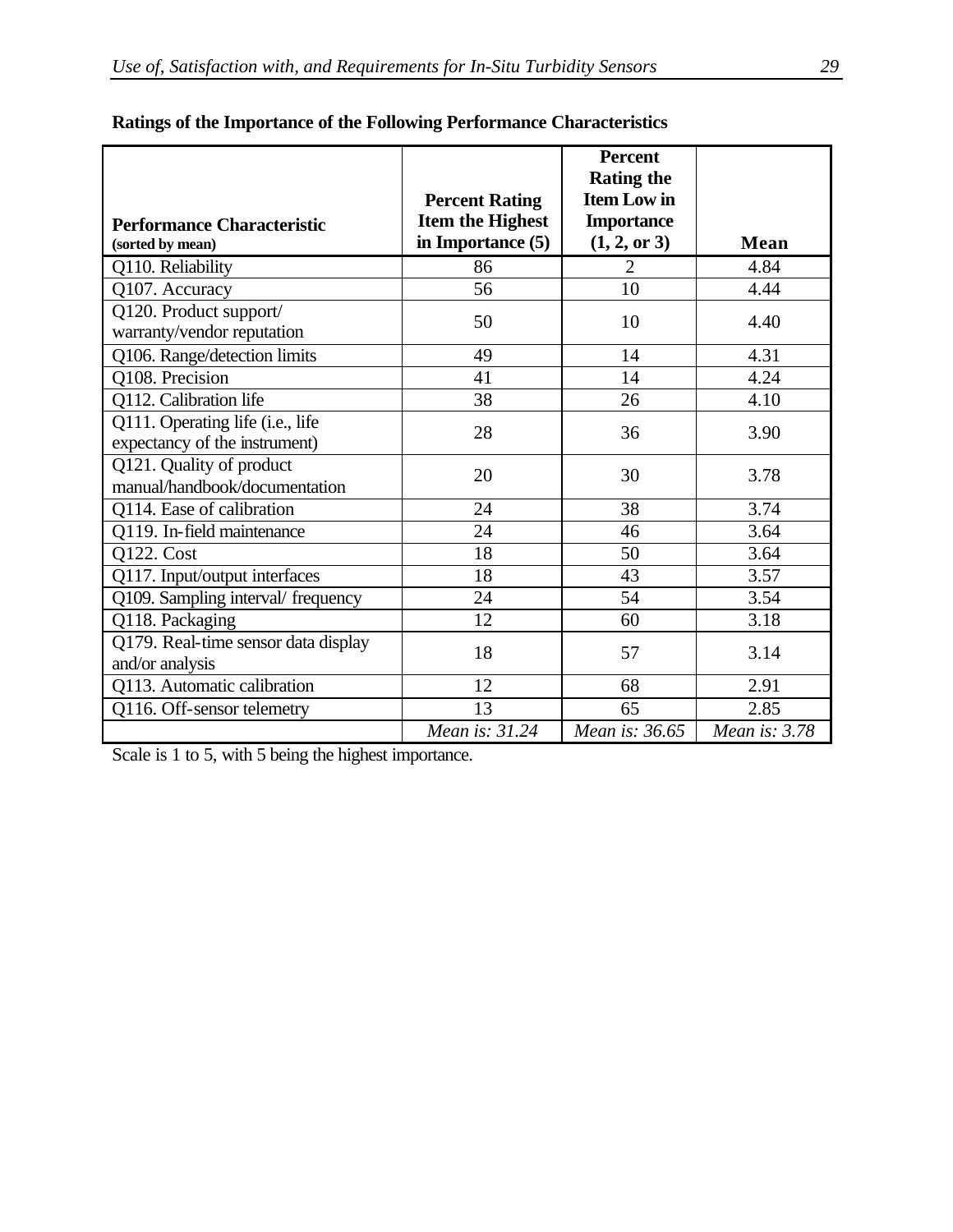**Ratings of the Importance of the Following Performance Characteristics**

| Performance Characteristic (sorted by mean) | Percent Rating Item the Highest in Importance (5) | Percent Rating the Item Low in Importance (1, 2, or 3) | Mean |
|---|---|---|---|
| Q110. Reliability | 86 | 2 | 4.84 |
| Q107. Accuracy | 56 | 10 | 4.44 |
| Q120. Product support/ warranty/vendor reputation | 50 | 10 | 4.40 |
| Q106. Range/detection limits | 49 | 14 | 4.31 |
| Q108. Precision | 41 | 14 | 4.24 |
| Q112. Calibration life | 38 | 26 | 4.10 |
| Q111. Operating life (i.e., life expectancy of the instrument) | 28 | 36 | 3.90 |
| Q121. Quality of product manual/handbook/documentation | 20 | 30 | 3.78 |
| Q114. Ease of calibration | 24 | 38 | 3.74 |
| Q119. In-field maintenance | 24 | 46 | 3.64 |
| Q122. Cost | 18 | 50 | 3.64 |
| Q117. Input/output interfaces | 18 | 43 | 3.57 |
| Q109. Sampling interval/ frequency | 24 | 54 | 3.54 |
| Q118. Packaging | 12 | 60 | 3.18 |
| Q179. Real-time sensor data display and/or analysis | 18 | 57 | 3.14 |
| Q113. Automatic calibration | 12 | 68 | 2.91 |
| Q116. Off-sensor telemetry | 13 | 65 | 2.85 |
| | *Mean is: 31.24* | *Mean is: 36.65* | *Mean is: 3.78* |

Scale is 1 to 5, with 5 being the highest importance.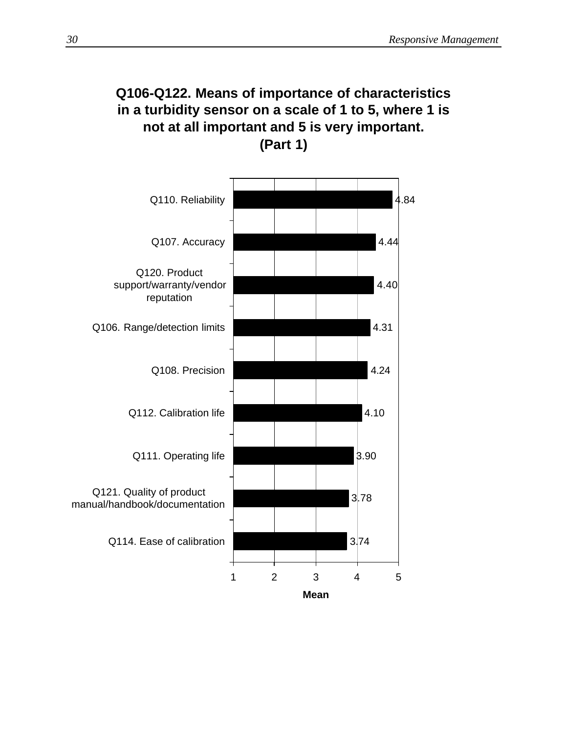## Q106-Q122. Means of importance of characteristics in a turbidity sensor on a scale of 1 to 5, where 1 is not at all important and 5 is very important. (Part 1)

| Characteristic | Mean |
|---|---|
| Q110. Reliability | 4.84 |
| Q107. Accuracy | 4.44 |
| Q120. Product support/warranty/vendor reputation | 4.40 |
| Q106. Range/detection limits | 4.31 |
| Q108. Precision | 4.24 |
| Q112. Calibration life | 4.10 |
| Q111. Operating life | 3.90 |
| Q121. Quality of product manual/handbook/documentation | 3.78 |
| Q114. Ease of calibration | 3.74 |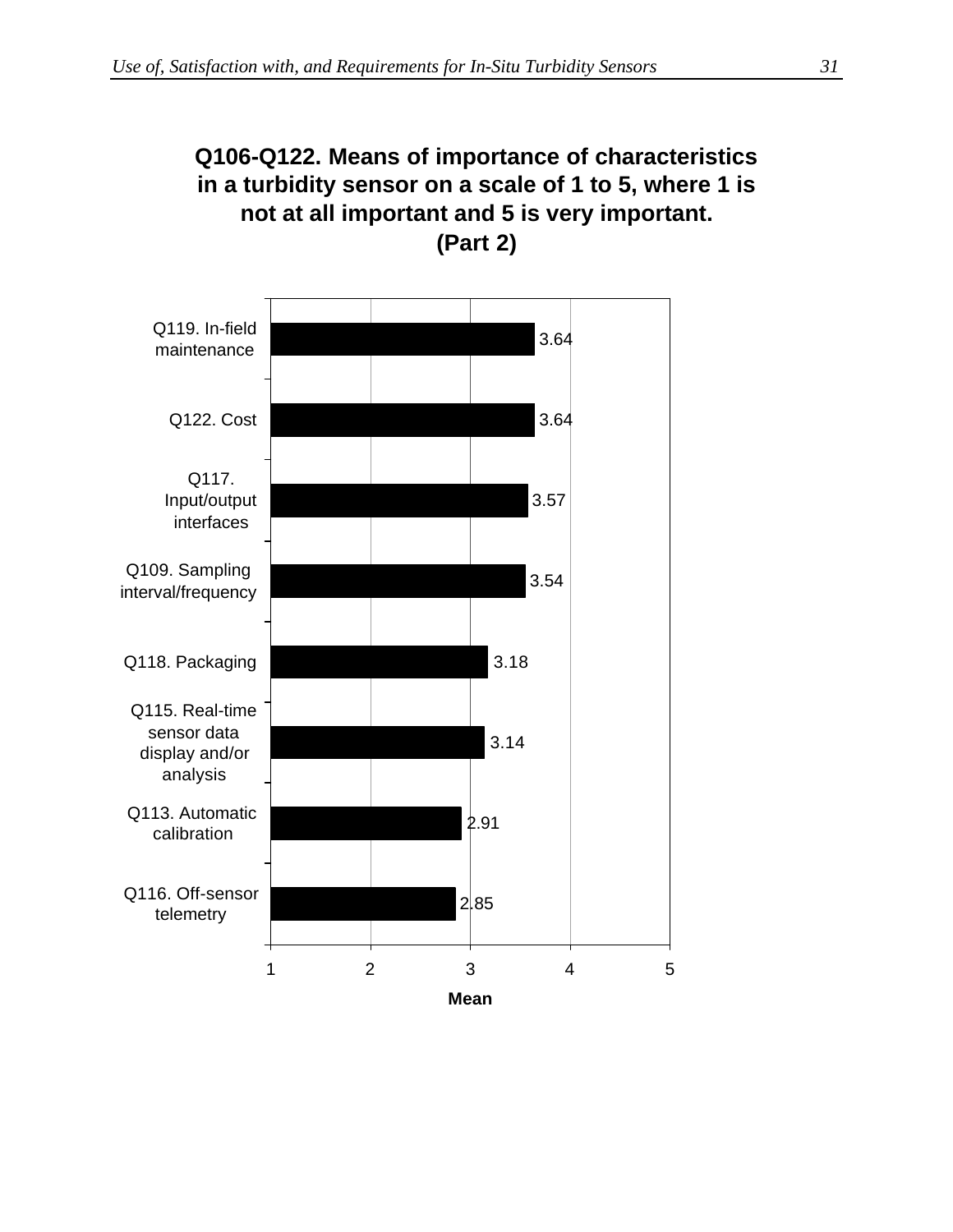**Q106-Q122. Means of importance of characteristics in a turbidity sensor on a scale of 1 to 5, where 1 is not at all important and 5 is very important. (Part 2)**

| Characteristic | Mean |
|---|---|
| Q119. In-field maintenance | 3.64 |
| Q122. Cost | 3.64 |
| Q117. Input/output interfaces | 3.57 |
| Q109. Sampling interval/frequency | 3.54 |
| Q118. Packaging | 3.18 |
| Q115. Real-time sensor data display and/or analysis | 3.14 |
| Q113. Automatic calibration | 2.91 |
| Q116. Off-sensor telemetry | 2.85 |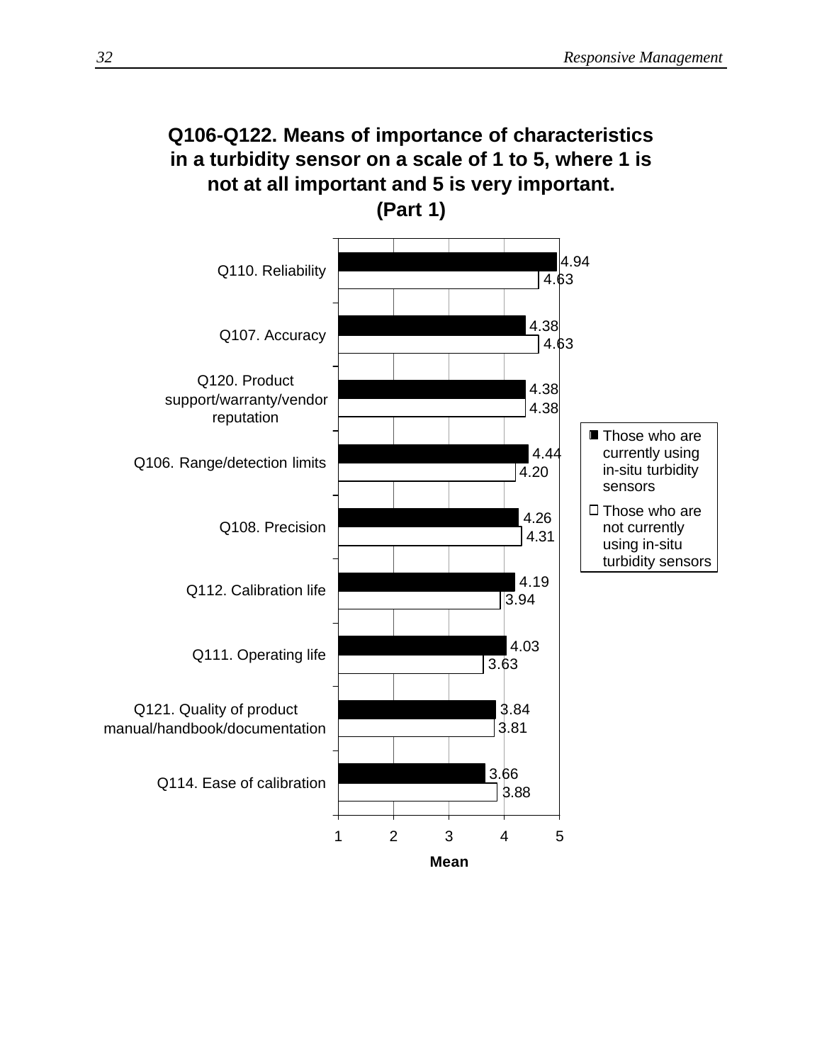## Q106-Q122. Means of importance of characteristics in a turbidity sensor on a scale of 1 to 5, where 1 is not at all important and 5 is very important. (Part 1)

| Characteristic | Those who are currently using in-situ turbidity sensors | Those who are not currently using in-situ turbidity sensors |
|---|---|---|
| Q110. Reliability | 4.94 | 4.63 |
| Q107. Accuracy | 4.38 | 4.63 |
| Q120. Product support/warranty/vendor reputation | 4.38 | 4.38 |
| Q106. Range/detection limits | 4.44 | 4.20 |
| Q108. Precision | 4.26 | 4.31 |
| Q112. Calibration life | 4.19 | 3.94 |
| Q111. Operating life | 4.03 | 3.63 |
| Q121. Quality of product manual/handbook/documentation | 3.84 | 3.81 |
| Q114. Ease of calibration | 3.66 | 3.88 |

Mean (scale 1–5)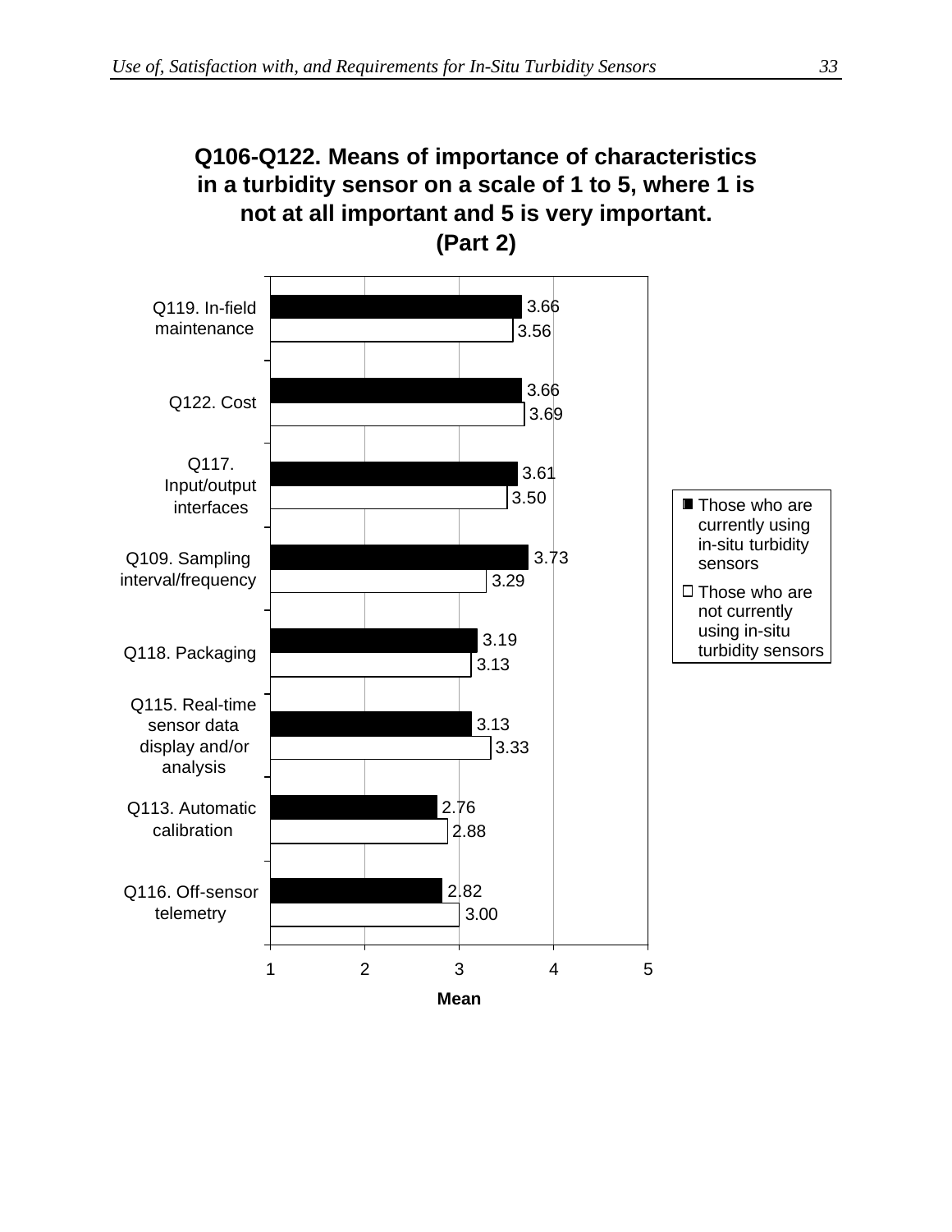**Q106-Q122. Means of importance of characteristics in a turbidity sensor on a scale of 1 to 5, where 1 is not at all important and 5 is very important. (Part 2)**

| Characteristic | Those who are currently using in-situ turbidity sensors | Those who are not currently using in-situ turbidity sensors |
|---|---|---|
| Q119. In-field maintenance | 3.66 | 3.56 |
| Q122. Cost | 3.66 | 3.69 |
| Q117. Input/output interfaces | 3.61 | 3.50 |
| Q109. Sampling interval/frequency | 3.73 | 3.29 |
| Q118. Packaging | 3.19 | 3.13 |
| Q115. Real-time sensor data display and/or analysis | 3.13 | 3.33 |
| Q113. Automatic calibration | 2.76 | 2.88 |
| Q116. Off-sensor telemetry | 2.82 | 3.00 |

Mean (scale 1–5)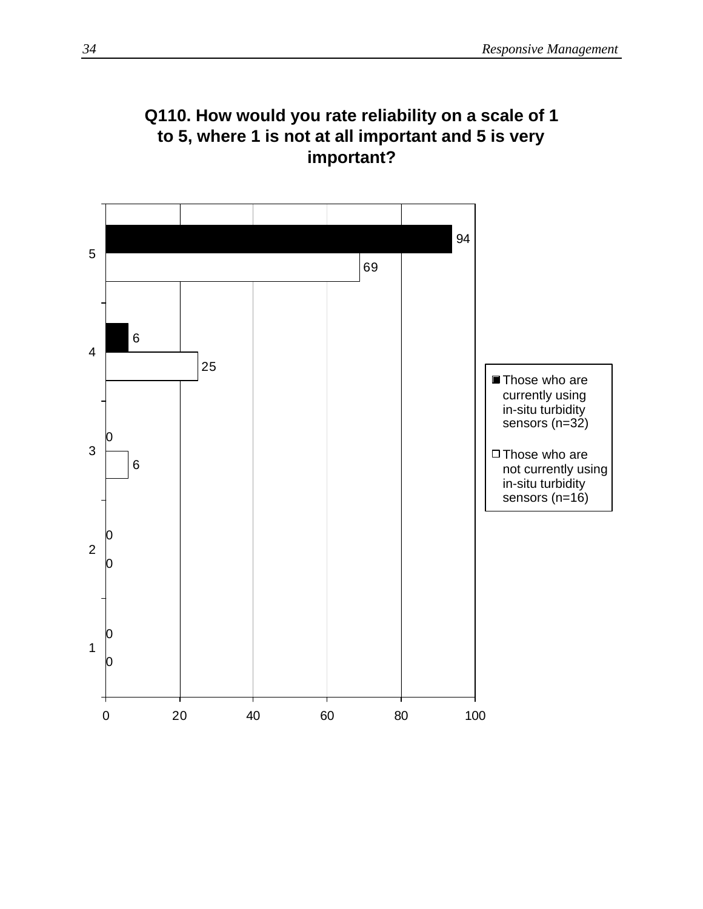## Q110. How would you rate reliability on a scale of 1 to 5, where 1 is not at all important and 5 is very important?

| Rating | Those who are currently using in-situ turbidity sensors (n=32) | Those who are not currently using in-situ turbidity sensors (n=16) |
|---|---|---|
| 5 | 94 | 69 |
| 4 | 6 | 25 |
| 3 | 0 | 6 |
| 2 | 0 | 0 |
| 1 | 0 | 0 |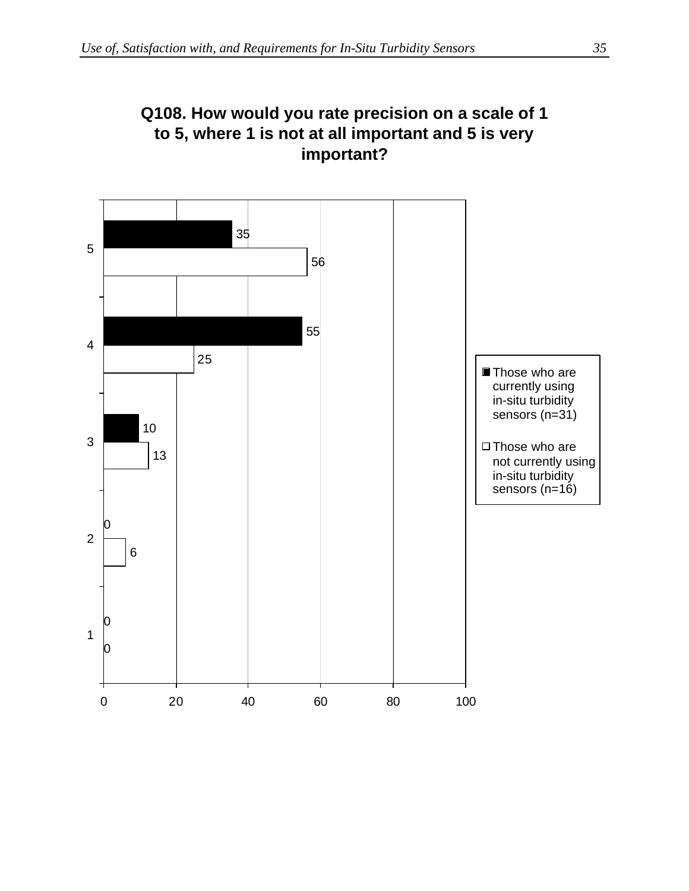**Q108. How would you rate precision on a scale of 1 to 5, where 1 is not at all important and 5 is very important?**

| Rating | Those who are currently using in-situ turbidity sensors (n=31) | Those who are not currently using in-situ turbidity sensors (n=16) |
| --- | --- | --- |
| 5 | 35 | 56 |
| 4 | 55 | 25 |
| 3 | 10 | 13 |
| 2 | 0 | 6 |
| 1 | 0 | 0 |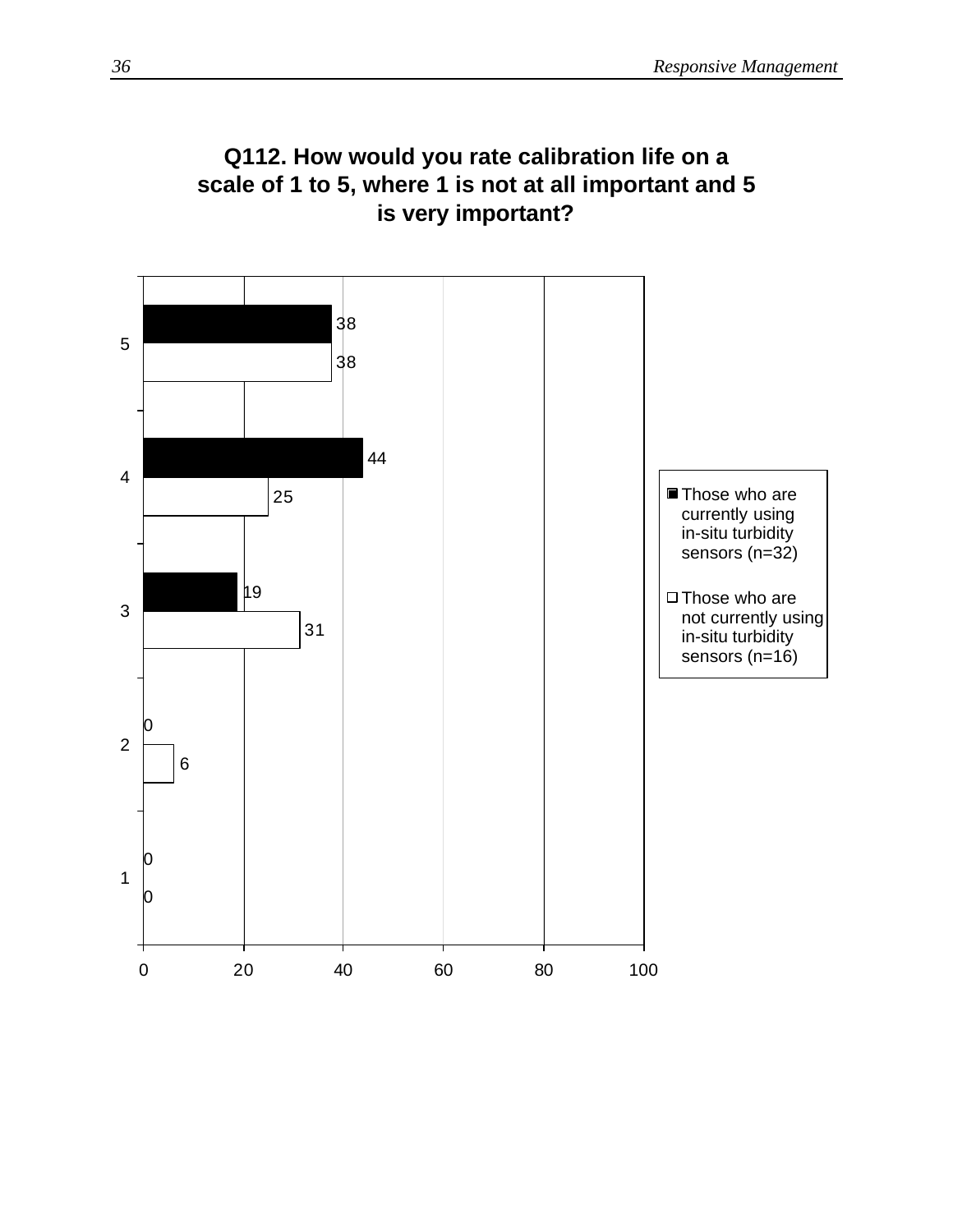**Q112. How would you rate calibration life on a scale of 1 to 5, where 1 is not at all important and 5 is very important?**

| Rating | Those who are currently using in-situ turbidity sensors (n=32) | Those who are not currently using in-situ turbidity sensors (n=16) |
|---|---|---|
| 5 | 38 | 38 |
| 4 | 44 | 25 |
| 3 | 19 | 31 |
| 2 | 0 | 6 |
| 1 | 0 | 0 |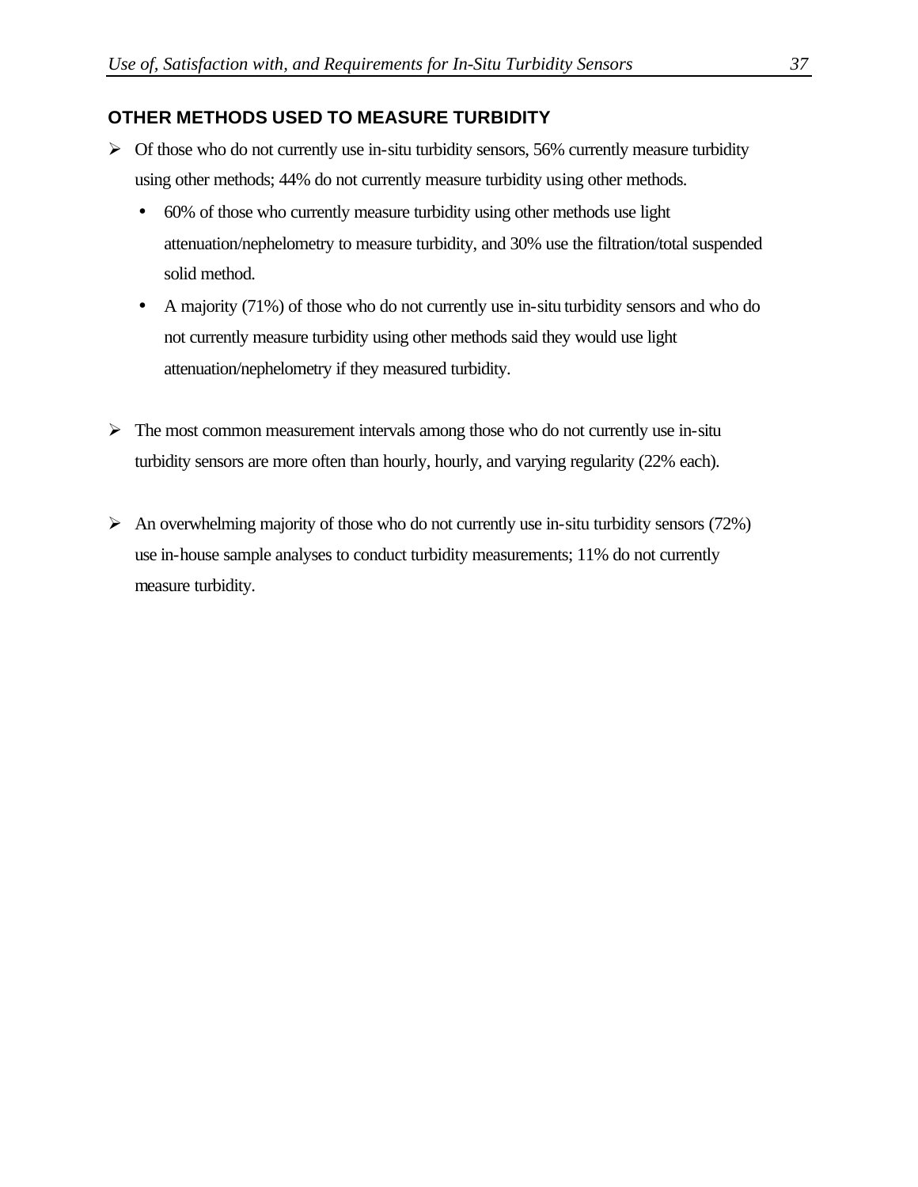## OTHER METHODS USED TO MEASURE TURBIDITY

- Of those who do not currently use in-situ turbidity sensors, 56% currently measure turbidity using other methods; 44% do not currently measure turbidity using other methods.
  - 60% of those who currently measure turbidity using other methods use light attenuation/nephelometry to measure turbidity, and 30% use the filtration/total suspended solid method.
  - A majority (71%) of those who do not currently use in-situ turbidity sensors and who do not currently measure turbidity using other methods said they would use light attenuation/nephelometry if they measured turbidity.

- The most common measurement intervals among those who do not currently use in-situ turbidity sensors are more often than hourly, hourly, and varying regularity (22% each).

- An overwhelming majority of those who do not currently use in-situ turbidity sensors (72%) use in-house sample analyses to conduct turbidity measurements; 11% do not currently measure turbidity.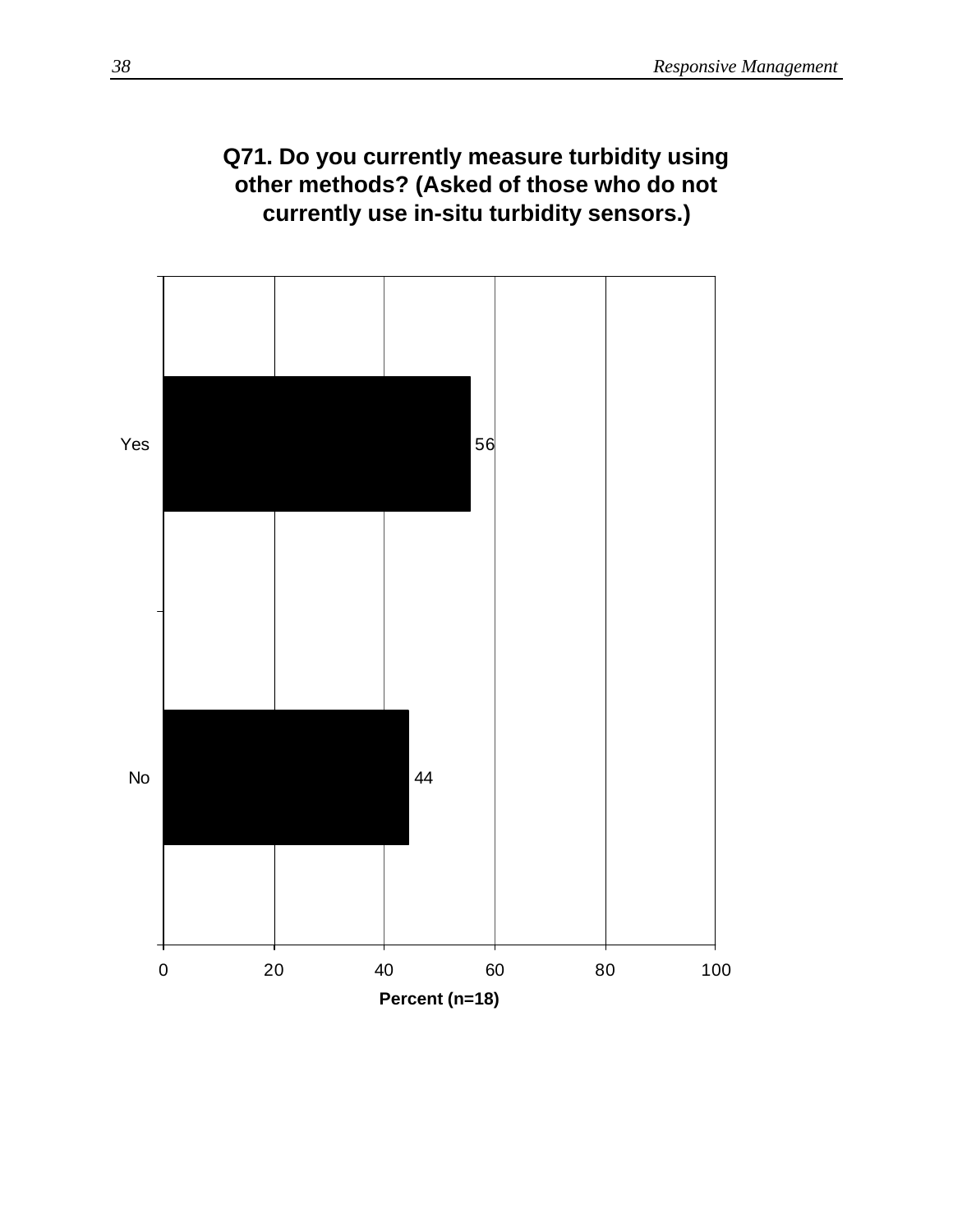**Q71. Do you currently measure turbidity using other methods? (Asked of those who do not currently use in-situ turbidity sensors.)**

| Response | Percent (n=18) |
|---|---|
| Yes | 56 |
| No | 44 |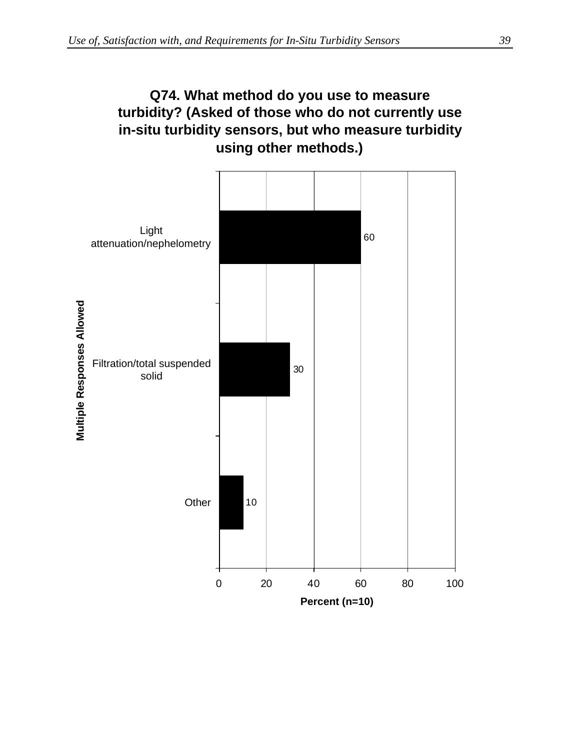**Q74. What method do you use to measure turbidity? (Asked of those who do not currently use in-situ turbidity sensors, but who measure turbidity using other methods.)**

| Multiple Responses Allowed | Percent (n=10) |
|---|---|
| Light attenuation/nephelometry | 60 |
| Filtration/total suspended solid | 30 |
| Other | 10 |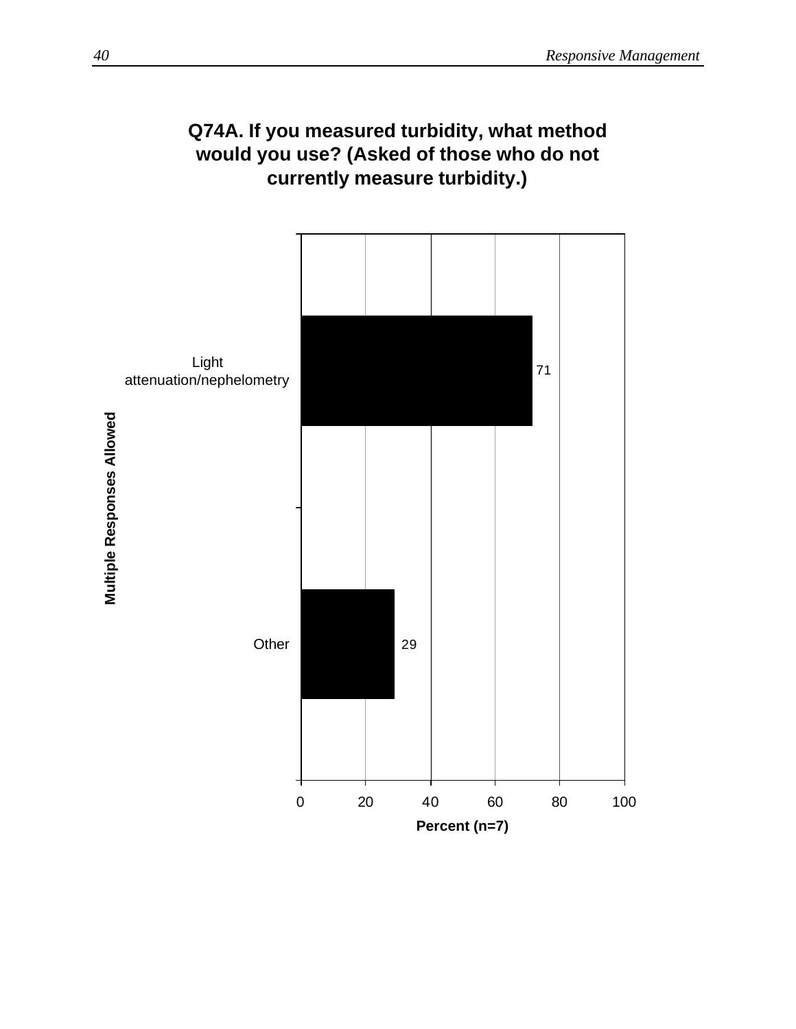## Q74A. If you measured turbidity, what method would you use? (Asked of those who do not currently measure turbidity.)

| Multiple Responses Allowed | Percent (n=7) |
|---|---|
| Light attenuation/nephelometry | 71 |
| Other | 29 |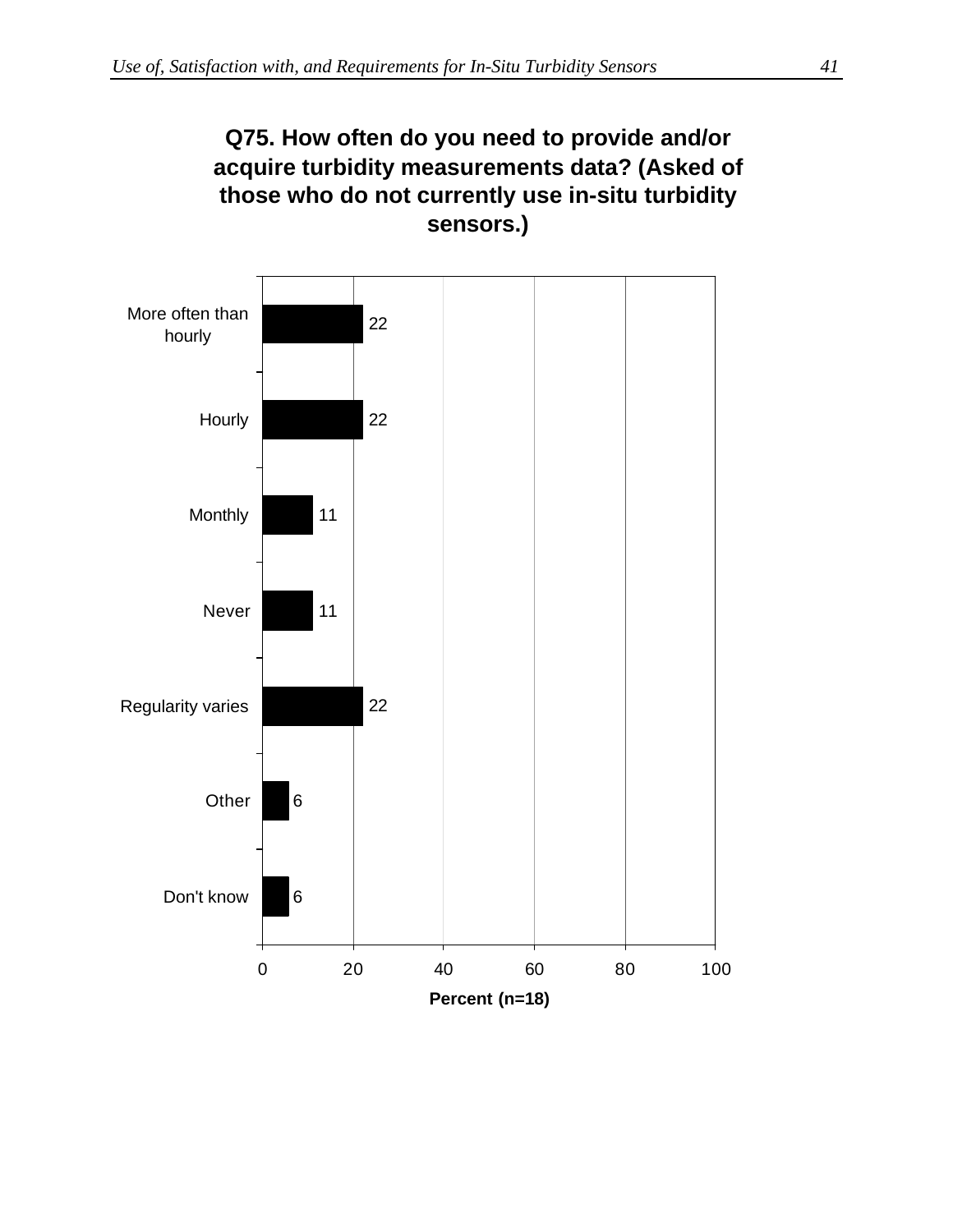**Q75. How often do you need to provide and/or acquire turbidity measurements data? (Asked of those who do not currently use in-situ turbidity sensors.)**

| Response | Percent (n=18) |
|---|---|
| More often than hourly | 22 |
| Hourly | 22 |
| Monthly | 11 |
| Never | 11 |
| Regularity varies | 22 |
| Other | 6 |
| Don't know | 6 |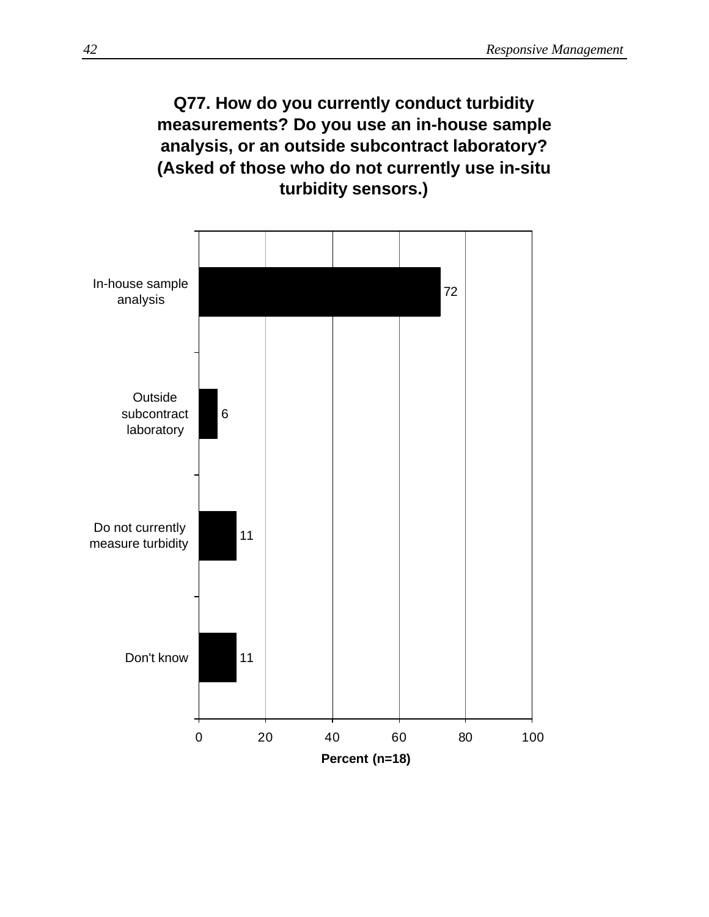**Q77. How do you currently conduct turbidity measurements? Do you use an in-house sample analysis, or an outside subcontract laboratory? (Asked of those who do not currently use in-situ turbidity sensors.)**

| Response | Percent (n=18) |
| --- | --- |
| In-house sample analysis | 72 |
| Outside subcontract laboratory | 6 |
| Do not currently measure turbidity | 11 |
| Don't know | 11 |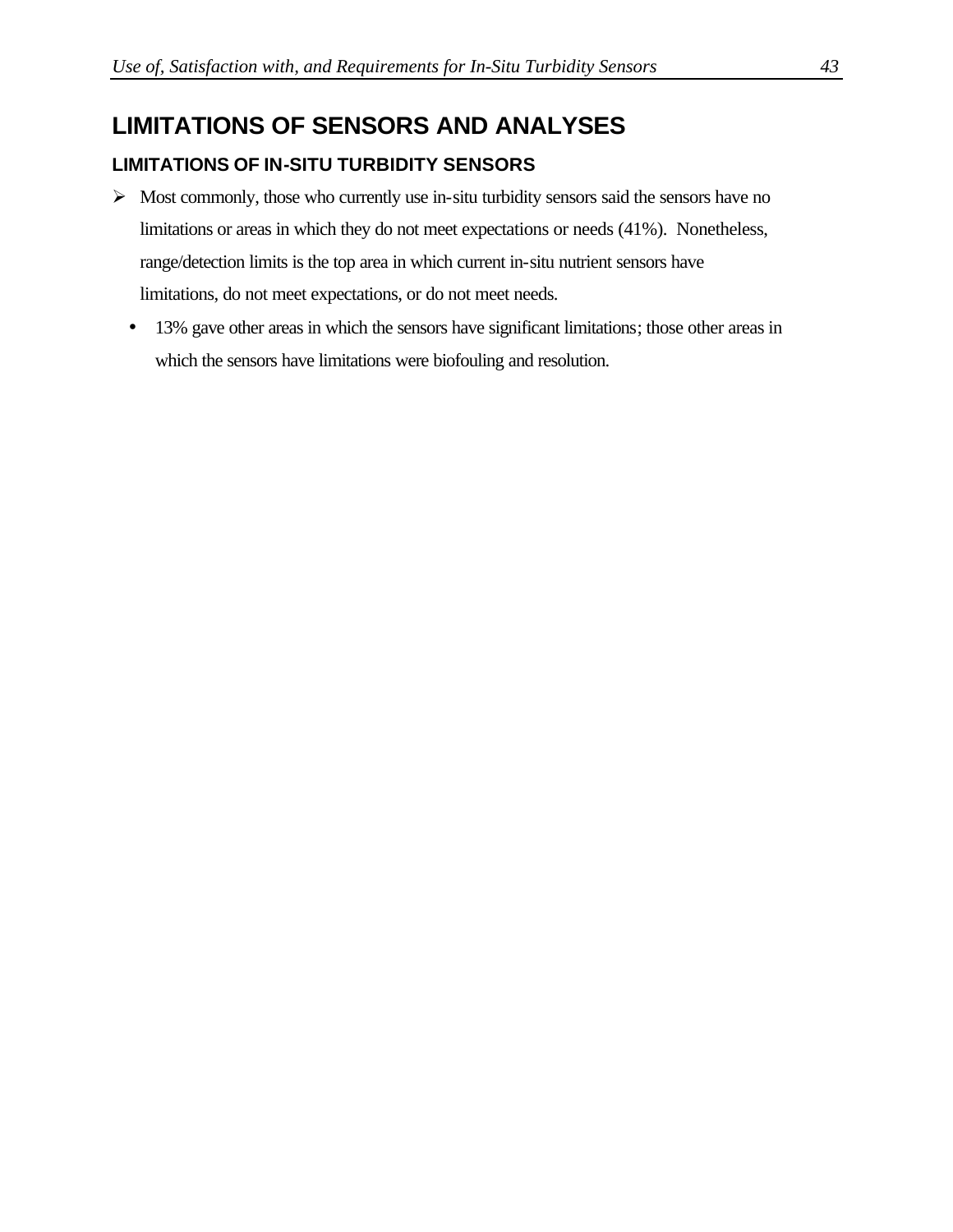# LIMITATIONS OF SENSORS AND ANALYSES

## LIMITATIONS OF IN-SITU TURBIDITY SENSORS

- Most commonly, those who currently use in-situ turbidity sensors said the sensors have no limitations or areas in which they do not meet expectations or needs (41%). Nonetheless, range/detection limits is the top area in which current in-situ nutrient sensors have limitations, do not meet expectations, or do not meet needs.
  - 13% gave other areas in which the sensors have significant limitations; those other areas in which the sensors have limitations were biofouling and resolution.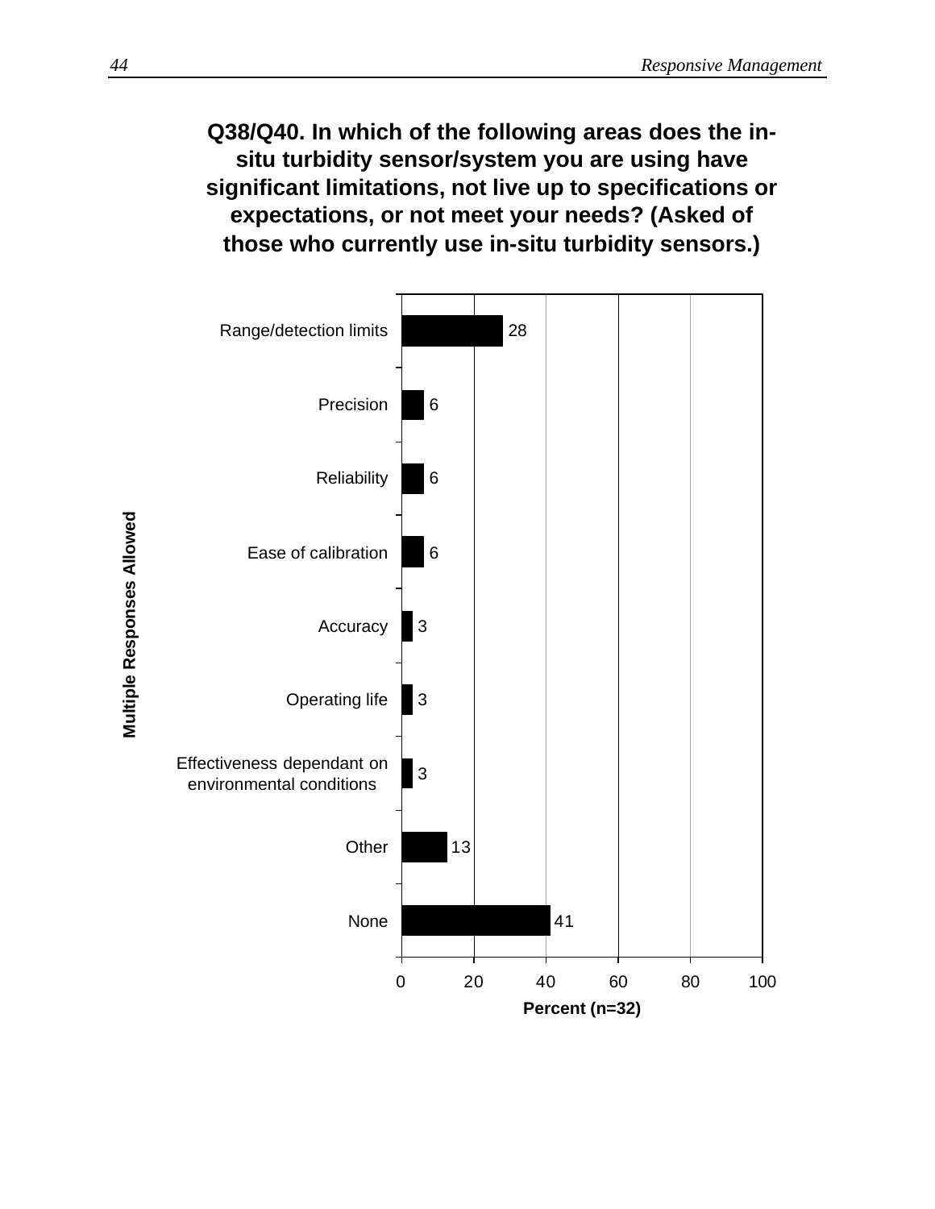**Q38/Q40. In which of the following areas does the in-situ turbidity sensor/system you are using have significant limitations, not live up to specifications or expectations, or not meet your needs? (Asked of those who currently use in-situ turbidity sensors.)**

Multiple Responses Allowed

| Response | Percent (n=32) |
|---|---|
| Range/detection limits | 28 |
| Precision | 6 |
| Reliability | 6 |
| Ease of calibration | 6 |
| Accuracy | 3 |
| Operating life | 3 |
| Effectiveness dependant on environmental conditions | 3 |
| Other | 13 |
| None | 41 |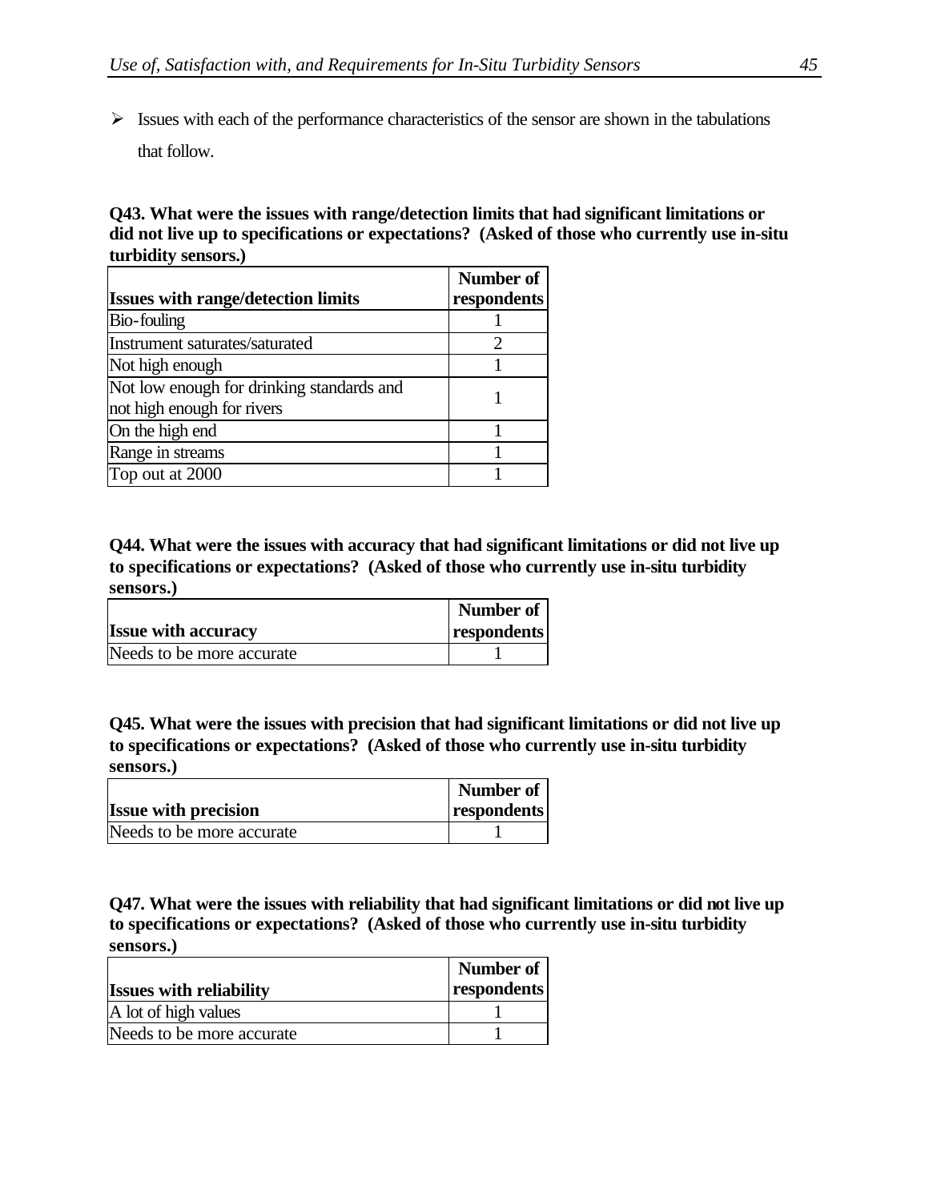- Issues with each of the performance characteristics of the sensor are shown in the tabulations that follow.

**Q43. What were the issues with range/detection limits that had significant limitations or did not live up to specifications or expectations? (Asked of those who currently use in-situ turbidity sensors.)**

| Issues with range/detection limits | Number of respondents |
|---|---|
| Bio-fouling | 1 |
| Instrument saturates/saturated | 2 |
| Not high enough | 1 |
| Not low enough for drinking standards and not high enough for rivers | 1 |
| On the high end | 1 |
| Range in streams | 1 |
| Top out at 2000 | 1 |

**Q44. What were the issues with accuracy that had significant limitations or did not live up to specifications or expectations? (Asked of those who currently use in-situ turbidity sensors.)**

| Issue with accuracy | Number of respondents |
|---|---|
| Needs to be more accurate | 1 |

**Q45. What were the issues with precision that had significant limitations or did not live up to specifications or expectations? (Asked of those who currently use in-situ turbidity sensors.)**

| Issue with precision | Number of respondents |
|---|---|
| Needs to be more accurate | 1 |

**Q47. What were the issues with reliability that had significant limitations or did not live up to specifications or expectations? (Asked of those who currently use in-situ turbidity sensors.)**

| Issues with reliability | Number of respondents |
|---|---|
| A lot of high values | 1 |
| Needs to be more accurate | 1 |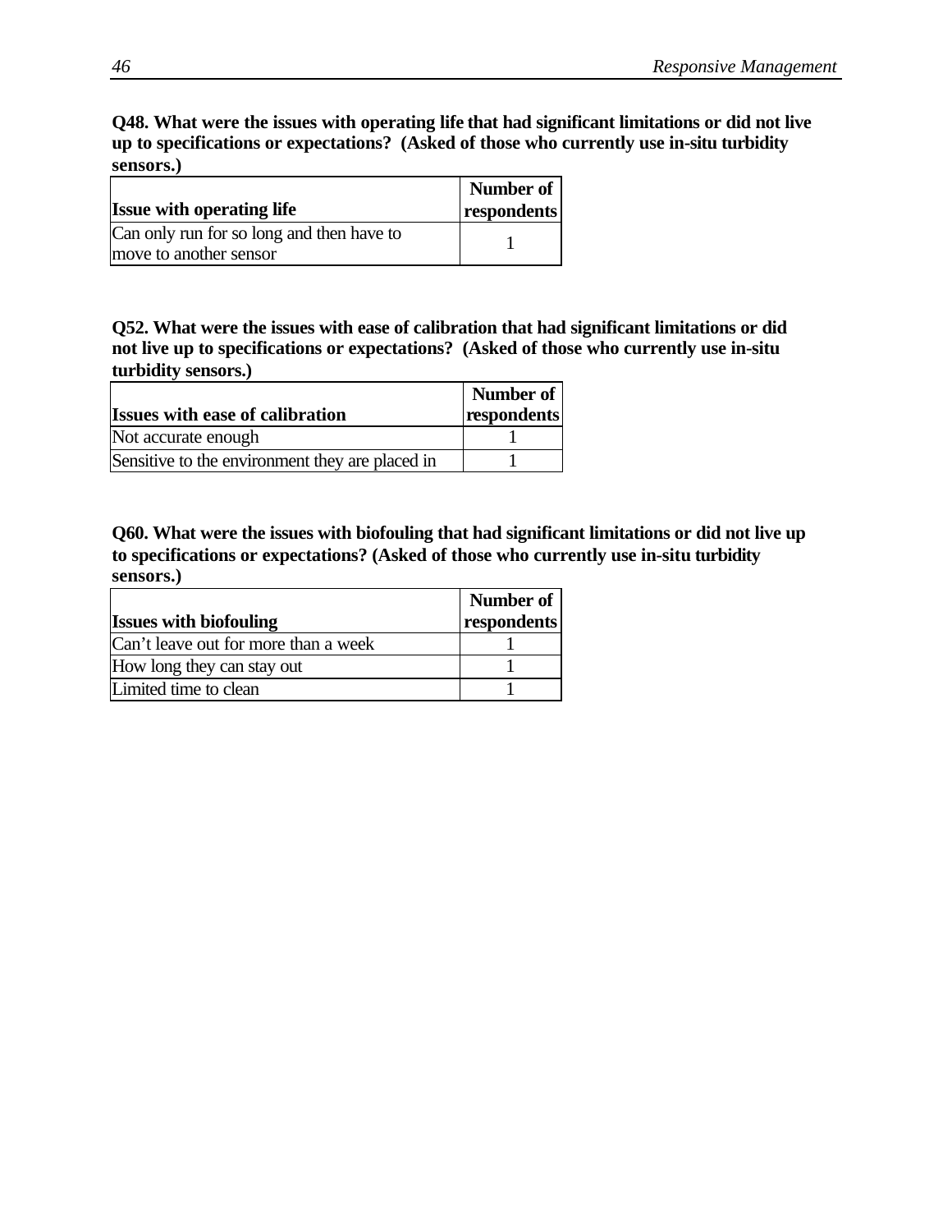**Q48. What were the issues with operating life that had significant limitations or did not live up to specifications or expectations? (Asked of those who currently use in-situ turbidity sensors.)**

| Issue with operating life | Number of respondents |
|---|---|
| Can only run for so long and then have to move to another sensor | 1 |

**Q52. What were the issues with ease of calibration that had significant limitations or did not live up to specifications or expectations? (Asked of those who currently use in-situ turbidity sensors.)**

| Issues with ease of calibration | Number of respondents |
|---|---|
| Not accurate enough | 1 |
| Sensitive to the environment they are placed in | 1 |

**Q60. What were the issues with biofouling that had significant limitations or did not live up to specifications or expectations? (Asked of those who currently use in-situ turbidity sensors.)**

| Issues with biofouling | Number of respondents |
|---|---|
| Can't leave out for more than a week | 1 |
| How long they can stay out | 1 |
| Limited time to clean | 1 |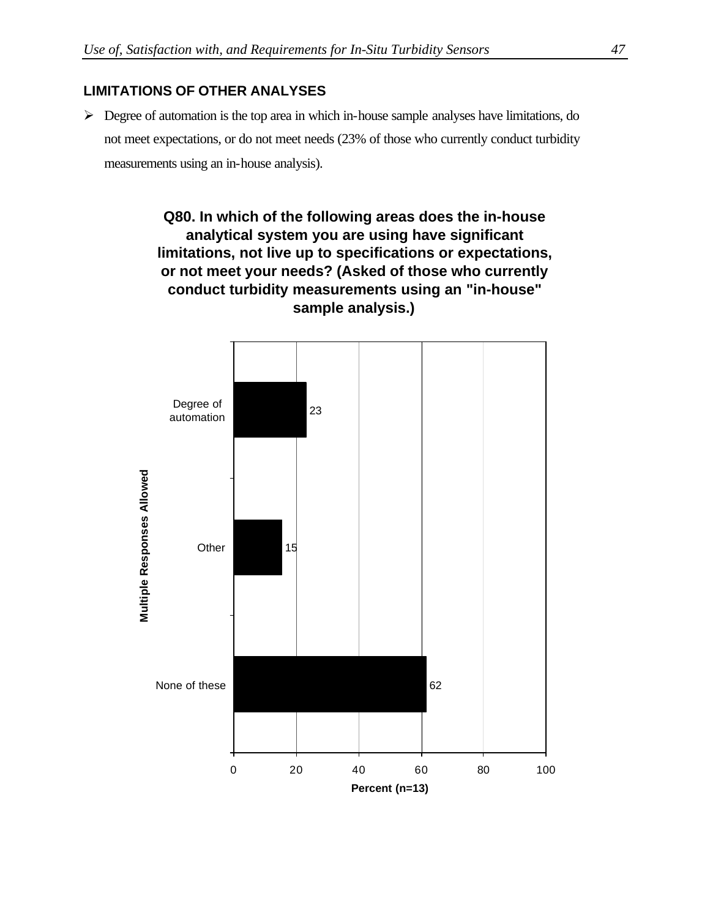## LIMITATIONS OF OTHER ANALYSES

- Degree of automation is the top area in which in-house sample analyses have limitations, do not meet expectations, or do not meet needs (23% of those who currently conduct turbidity measurements using an in-house analysis).

**Q80. In which of the following areas does the in-house analytical system you are using have significant limitations, not live up to specifications or expectations, or not meet your needs? (Asked of those who currently conduct turbidity measurements using an "in-house" sample analysis.)**

| Multiple Responses Allowed | Percent (n=13) |
|---|---|
| Degree of automation | 23 |
| Other | 15 |
| None of these | 62 |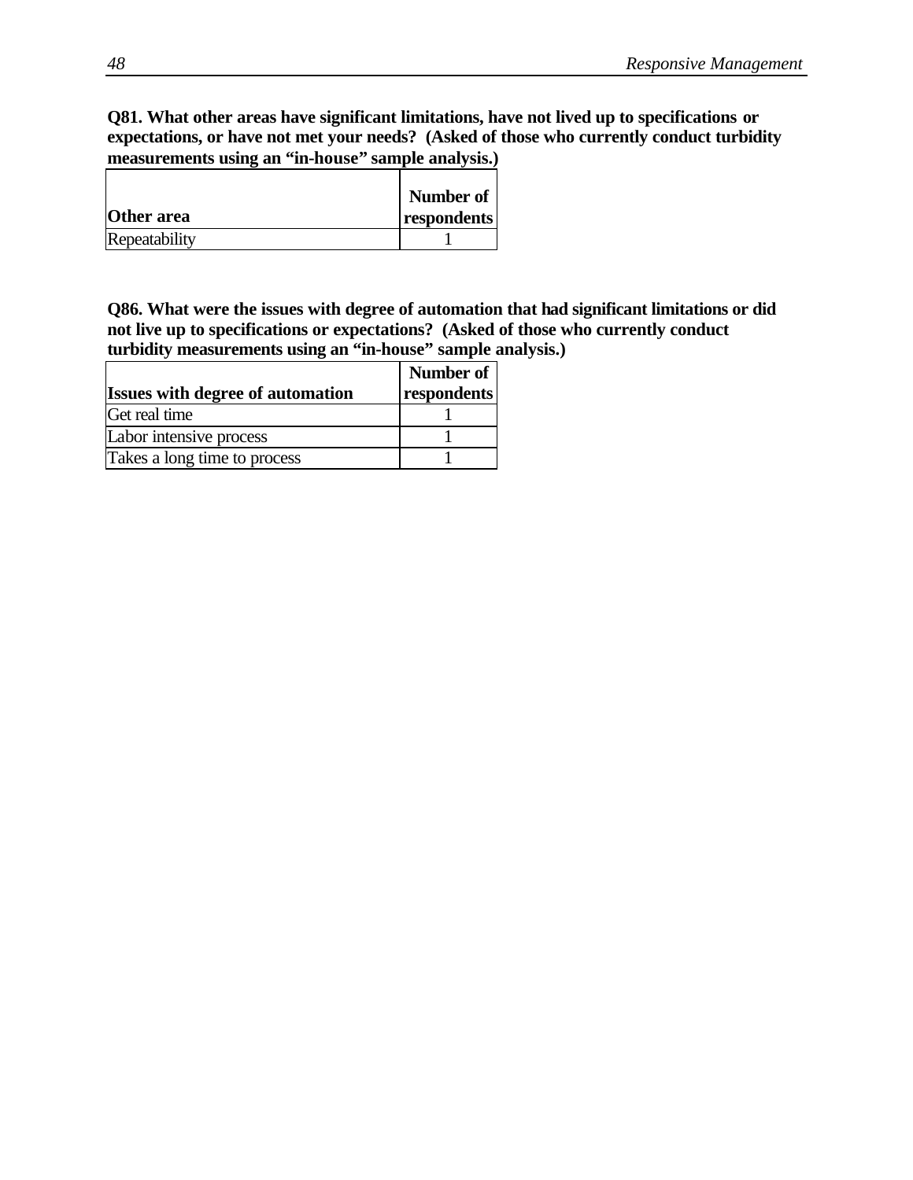**Q81. What other areas have significant limitations, have not lived up to specifications or expectations, or have not met your needs? (Asked of those who currently conduct turbidity measurements using an "in-house" sample analysis.)**

| Other area | Number of respondents |
|---|---|
| Repeatability | 1 |

**Q86. What were the issues with degree of automation that had significant limitations or did not live up to specifications or expectations? (Asked of those who currently conduct turbidity measurements using an "in-house" sample analysis.)**

| Issues with degree of automation | Number of respondents |
|---|---|
| Get real time | 1 |
| Labor intensive process | 1 |
| Takes a long time to process | 1 |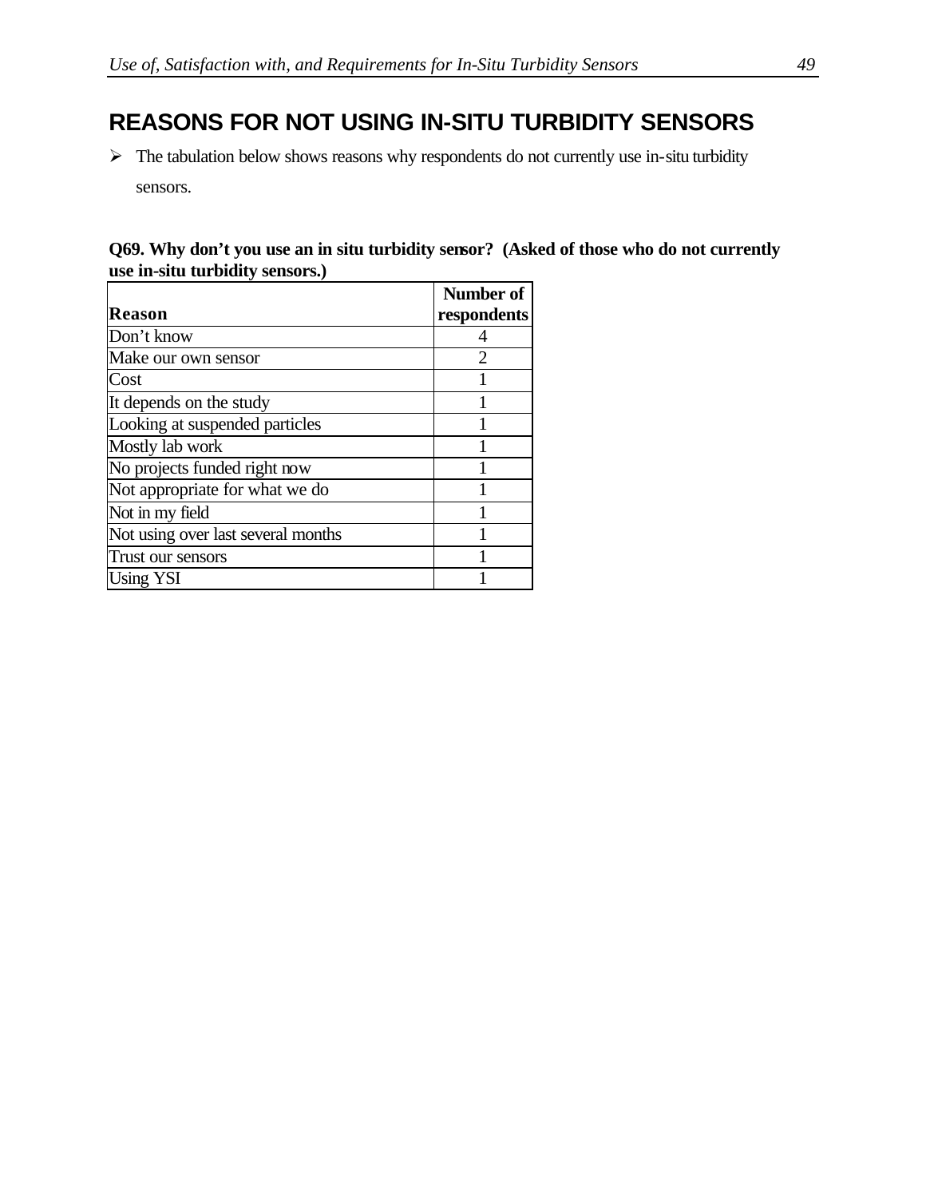## REASONS FOR NOT USING IN-SITU TURBIDITY SENSORS

- The tabulation below shows reasons why respondents do not currently use in-situ turbidity sensors.

**Q69. Why don't you use an in situ turbidity sensor? (Asked of those who do not currently use in-situ turbidity sensors.)**

| Reason | Number of respondents |
|---|---|
| Don't know | 4 |
| Make our own sensor | 2 |
| Cost | 1 |
| It depends on the study | 1 |
| Looking at suspended particles | 1 |
| Mostly lab work | 1 |
| No projects funded right now | 1 |
| Not appropriate for what we do | 1 |
| Not in my field | 1 |
| Not using over last several months | 1 |
| Trust our sensors | 1 |
| Using YSI | 1 |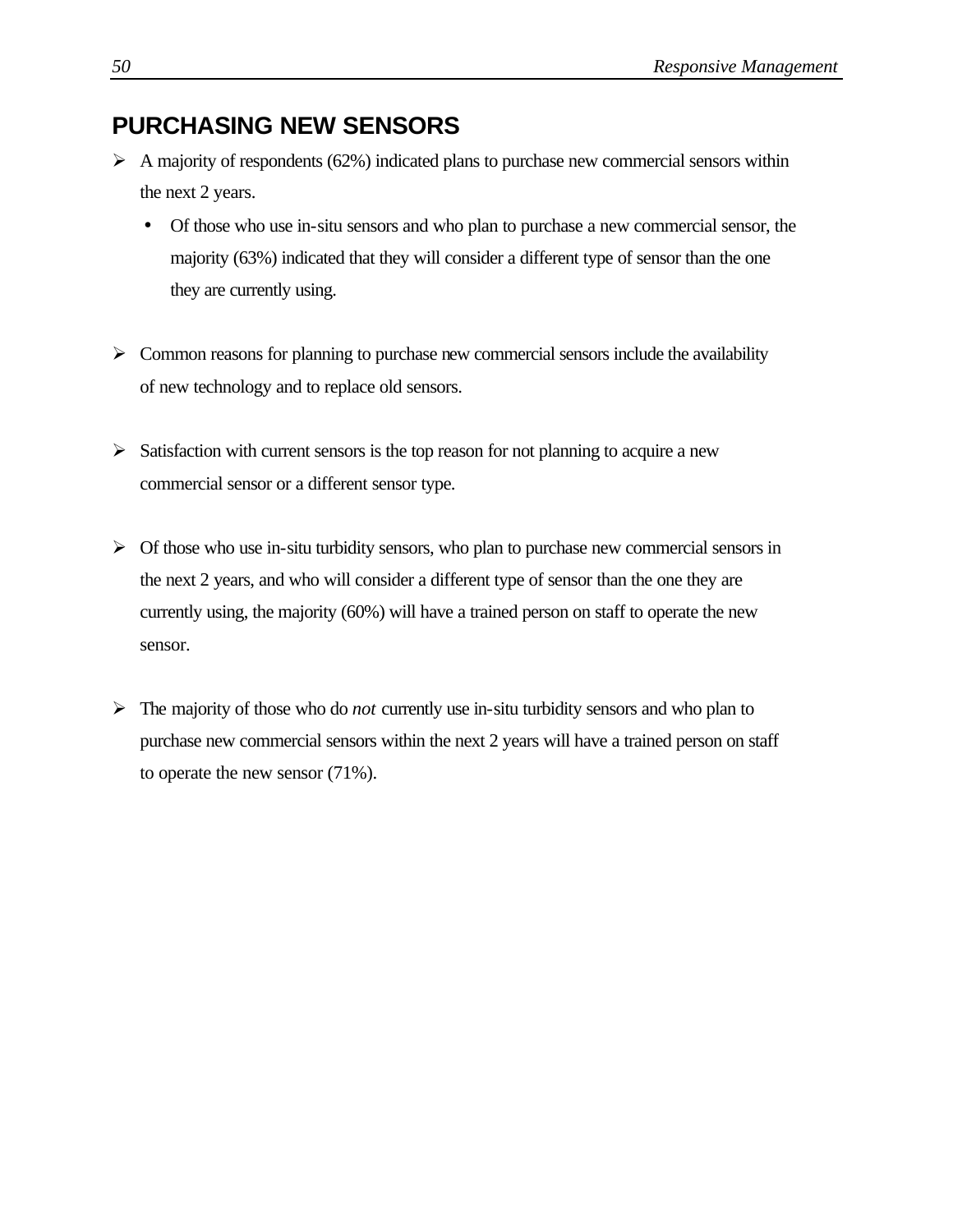## PURCHASING NEW SENSORS

- A majority of respondents (62%) indicated plans to purchase new commercial sensors within the next 2 years.
  - Of those who use in-situ sensors and who plan to purchase a new commercial sensor, the majority (63%) indicated that they will consider a different type of sensor than the one they are currently using.

- Common reasons for planning to purchase new commercial sensors include the availability of new technology and to replace old sensors.

- Satisfaction with current sensors is the top reason for not planning to acquire a new commercial sensor or a different sensor type.

- Of those who use in-situ turbidity sensors, who plan to purchase new commercial sensors in the next 2 years, and who will consider a different type of sensor than the one they are currently using, the majority (60%) will have a trained person on staff to operate the new sensor.

- The majority of those who do *not* currently use in-situ turbidity sensors and who plan to purchase new commercial sensors within the next 2 years will have a trained person on staff to operate the new sensor (71%).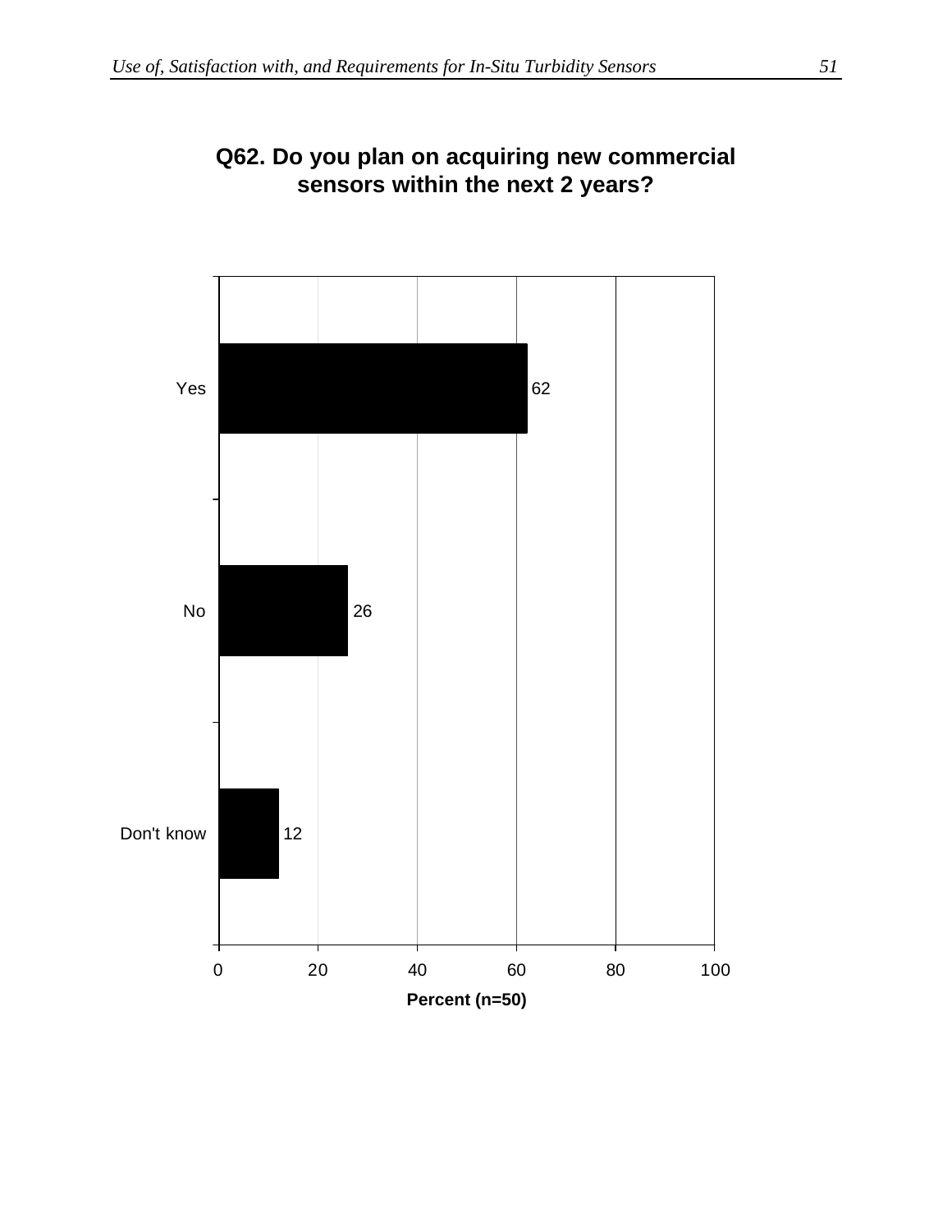**Q62. Do you plan on acquiring new commercial sensors within the next 2 years?**

| Response | Percent (n=50) |
|---|---|
| Yes | 62 |
| No | 26 |
| Don't know | 12 |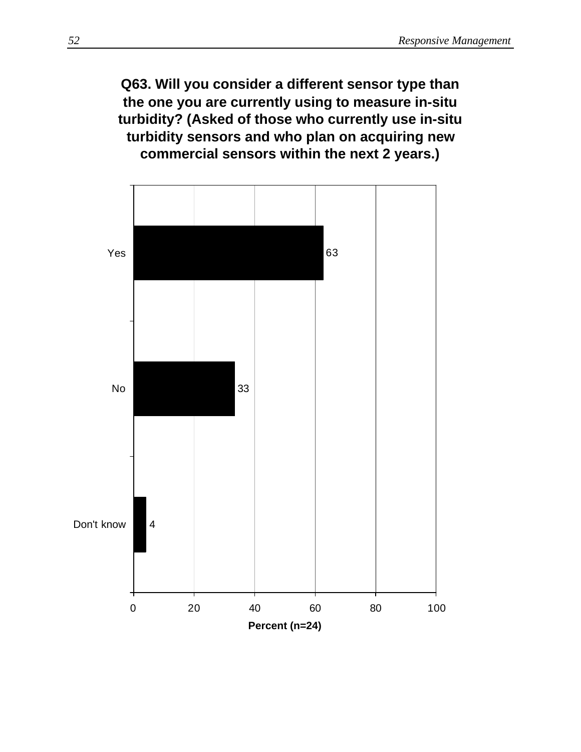**Q63. Will you consider a different sensor type than the one you are currently using to measure in-situ turbidity? (Asked of those who currently use in-situ turbidity sensors and who plan on acquiring new commercial sensors within the next 2 years.)**

| Response | Percent (n=24) |
|---|---|
| Yes | 63 |
| No | 33 |
| Don't know | 4 |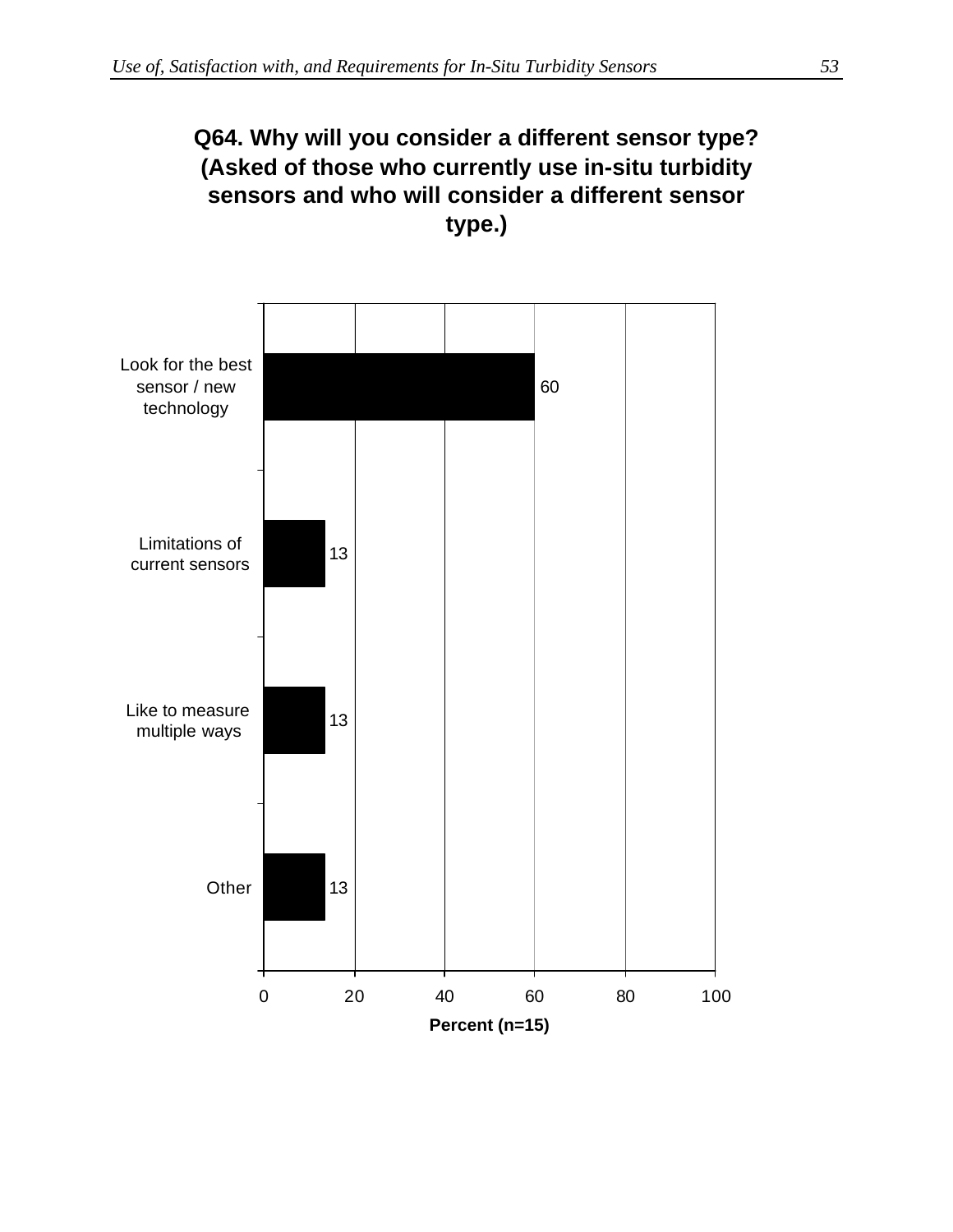**Q64. Why will you consider a different sensor type? (Asked of those who currently use in-situ turbidity sensors and who will consider a different sensor type.)**

| Response | Percent (n=15) |
|---|---|
| Look for the best sensor / new technology | 60 |
| Limitations of current sensors | 13 |
| Like to measure multiple ways | 13 |
| Other | 13 |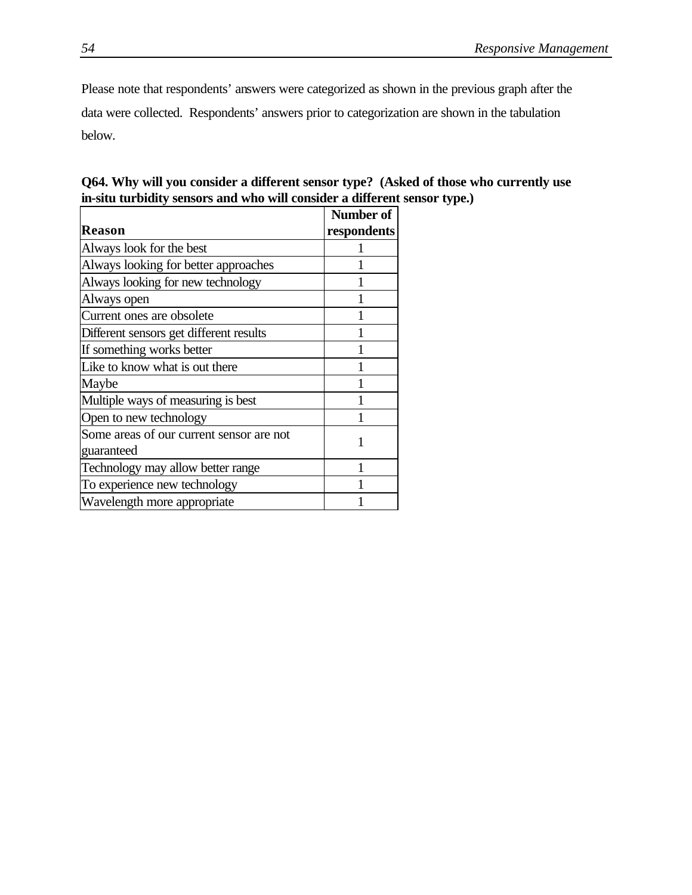Please note that respondents' answers were categorized as shown in the previous graph after the data were collected. Respondents' answers prior to categorization are shown in the tabulation below.

**Q64. Why will you consider a different sensor type? (Asked of those who currently use in-situ turbidity sensors and who will consider a different sensor type.)**

| Reason | Number of respondents |
|---|---|
| Always look for the best | 1 |
| Always looking for better approaches | 1 |
| Always looking for new technology | 1 |
| Always open | 1 |
| Current ones are obsolete | 1 |
| Different sensors get different results | 1 |
| If something works better | 1 |
| Like to know what is out there | 1 |
| Maybe | 1 |
| Multiple ways of measuring is best | 1 |
| Open to new technology | 1 |
| Some areas of our current sensor are not guaranteed | 1 |
| Technology may allow better range | 1 |
| To experience new technology | 1 |
| Wavelength more appropriate | 1 |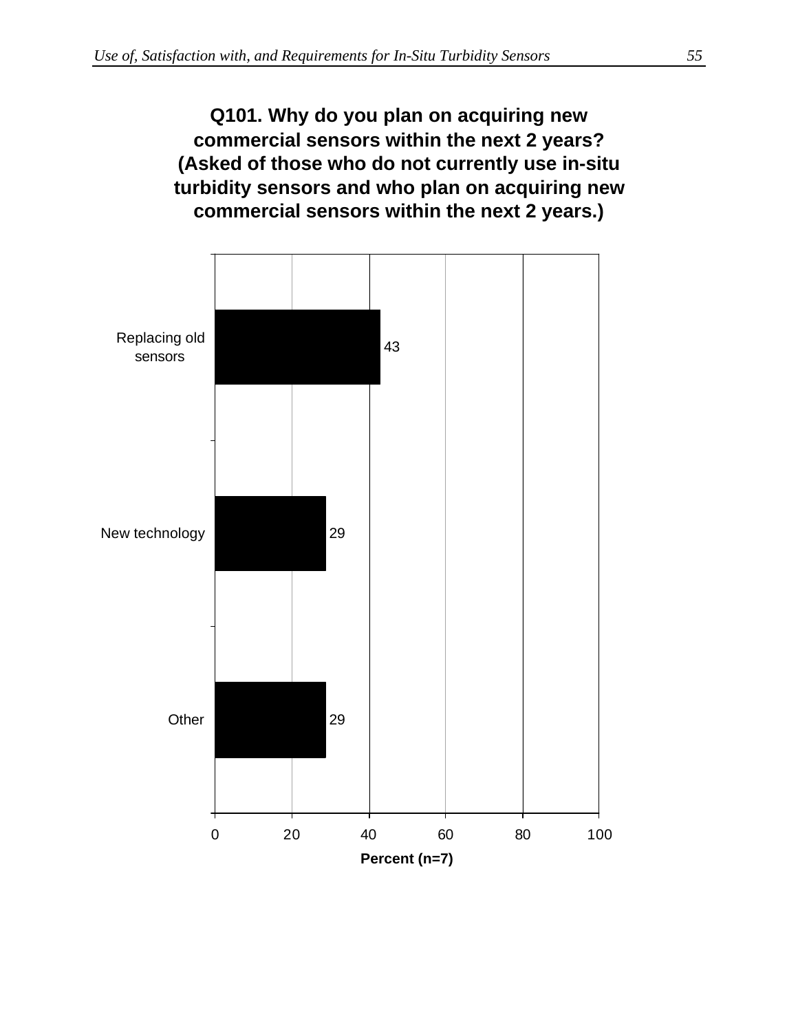**Q101. Why do you plan on acquiring new commercial sensors within the next 2 years? (Asked of those who do not currently use in-situ turbidity sensors and who plan on acquiring new commercial sensors within the next 2 years.)**

| Response | Percent (n=7) |
| --- | --- |
| Replacing old sensors | 43 |
| New technology | 29 |
| Other | 29 |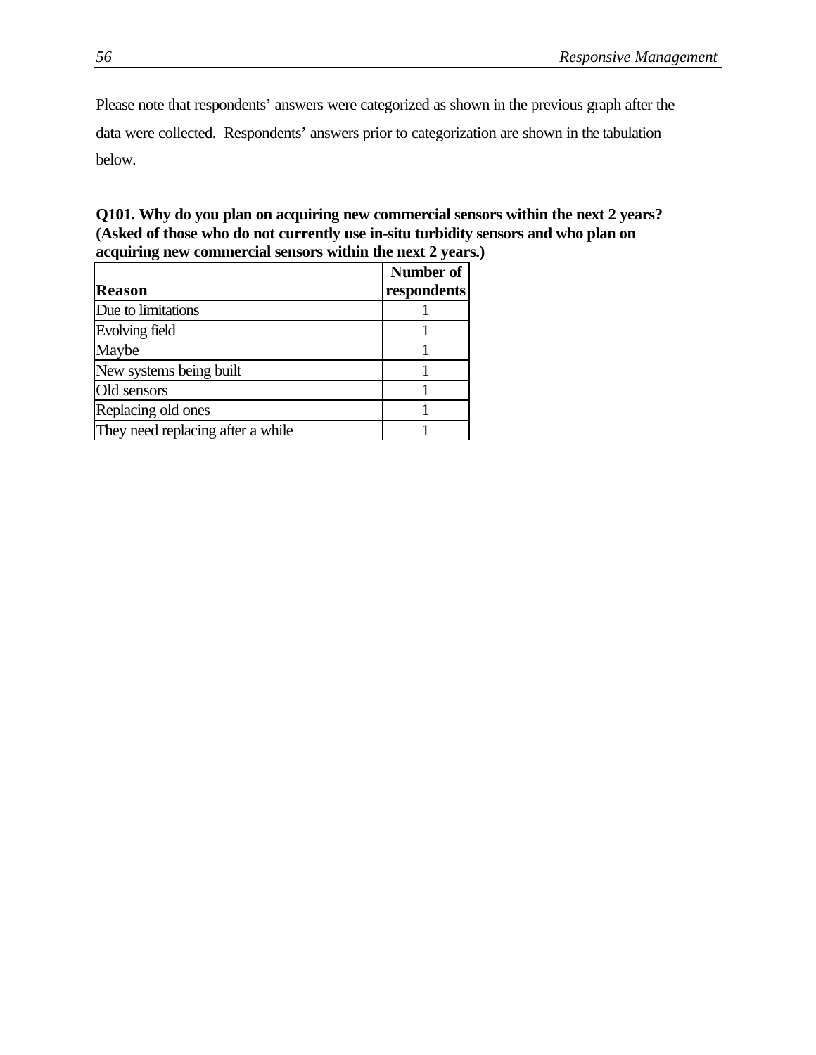Please note that respondents' answers were categorized as shown in the previous graph after the data were collected. Respondents' answers prior to categorization are shown in the tabulation below.

**Q101. Why do you plan on acquiring new commercial sensors within the next 2 years? (Asked of those who do not currently use in-situ turbidity sensors and who plan on acquiring new commercial sensors within the next 2 years.)**

| Reason | Number of respondents |
|---|---|
| Due to limitations | 1 |
| Evolving field | 1 |
| Maybe | 1 |
| New systems being built | 1 |
| Old sensors | 1 |
| Replacing old ones | 1 |
| They need replacing after a while | 1 |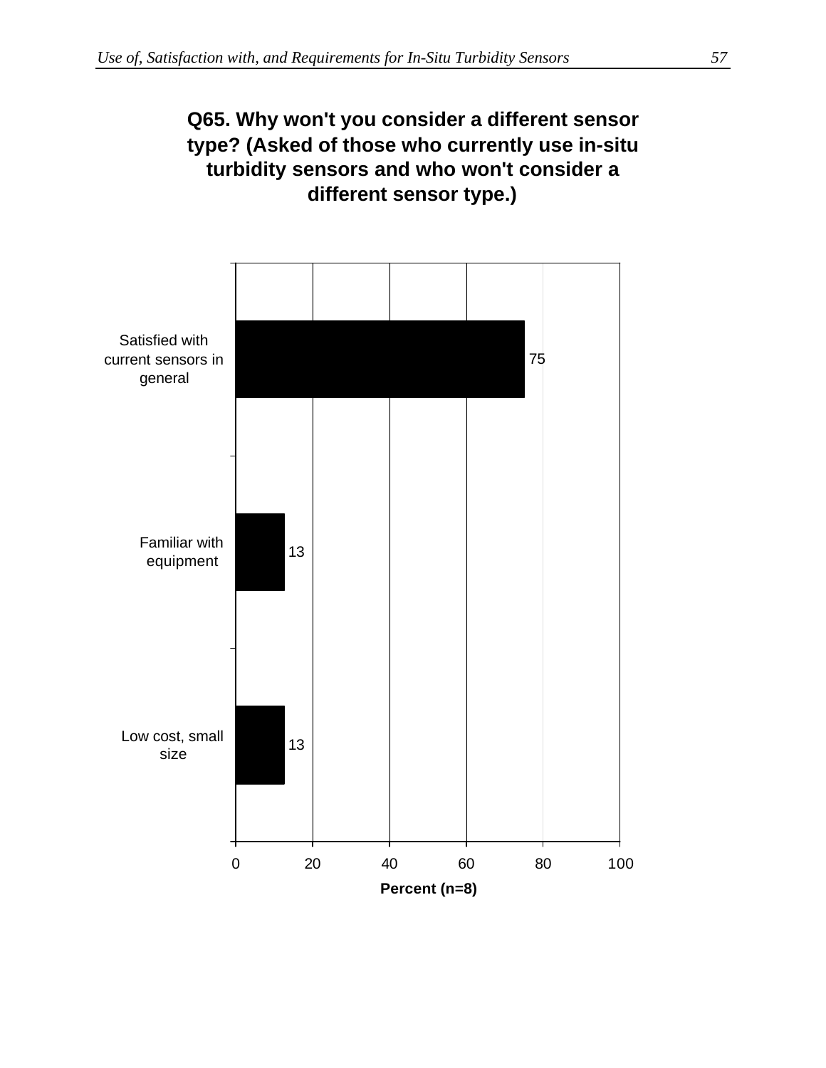**Q65. Why won't you consider a different sensor type? (Asked of those who currently use in-situ turbidity sensors and who won't consider a different sensor type.)**

| Response | Percent (n=8) |
| --- | --- |
| Satisfied with current sensors in general | 75 |
| Familiar with equipment | 13 |
| Low cost, small size | 13 |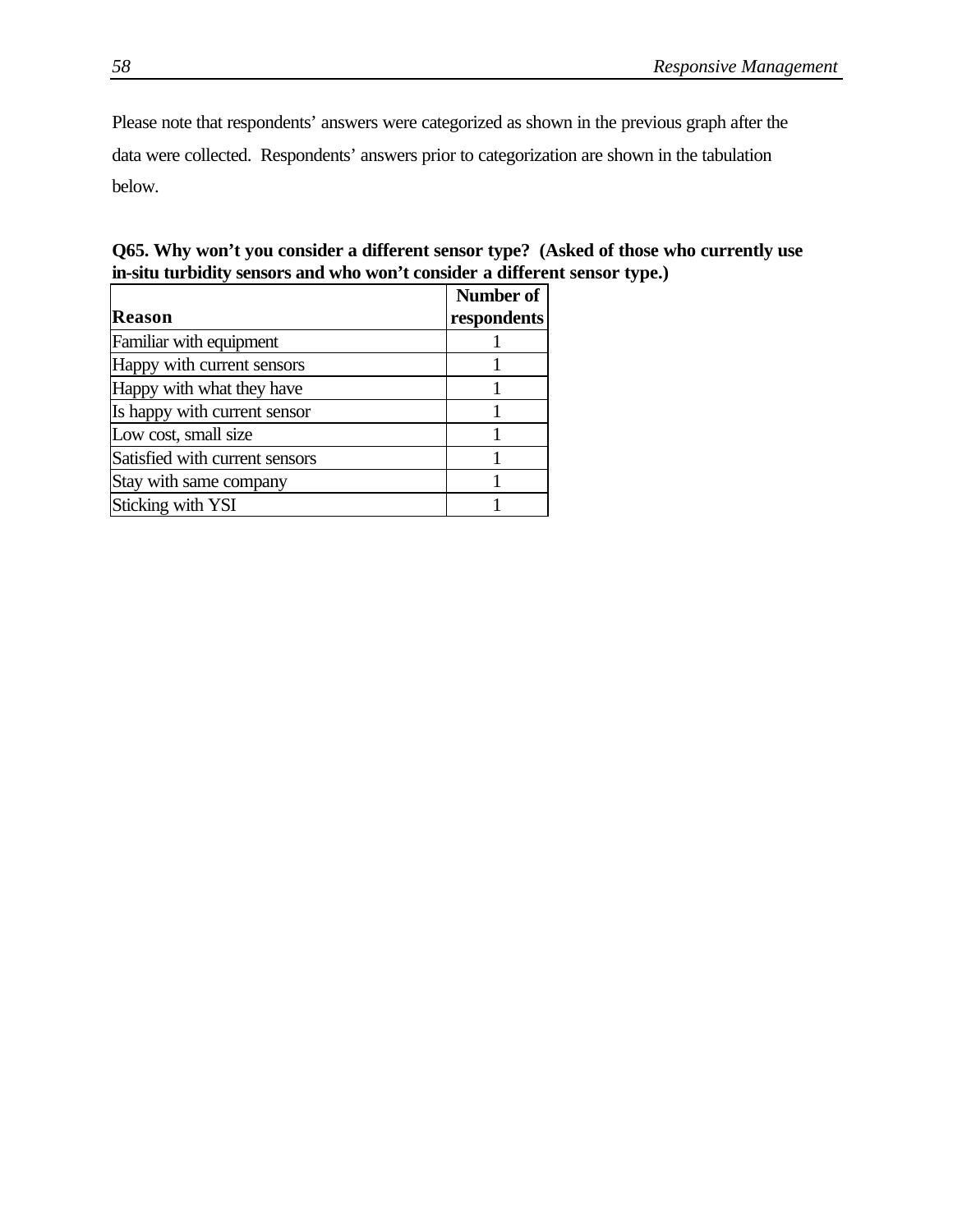Please note that respondents' answers were categorized as shown in the previous graph after the data were collected. Respondents' answers prior to categorization are shown in the tabulation below.

**Q65. Why won't you consider a different sensor type? (Asked of those who currently use in-situ turbidity sensors and who won't consider a different sensor type.)**

| Reason | Number of respondents |
|---|---|
| Familiar with equipment | 1 |
| Happy with current sensors | 1 |
| Happy with what they have | 1 |
| Is happy with current sensor | 1 |
| Low cost, small size | 1 |
| Satisfied with current sensors | 1 |
| Stay with same company | 1 |
| Sticking with YSI | 1 |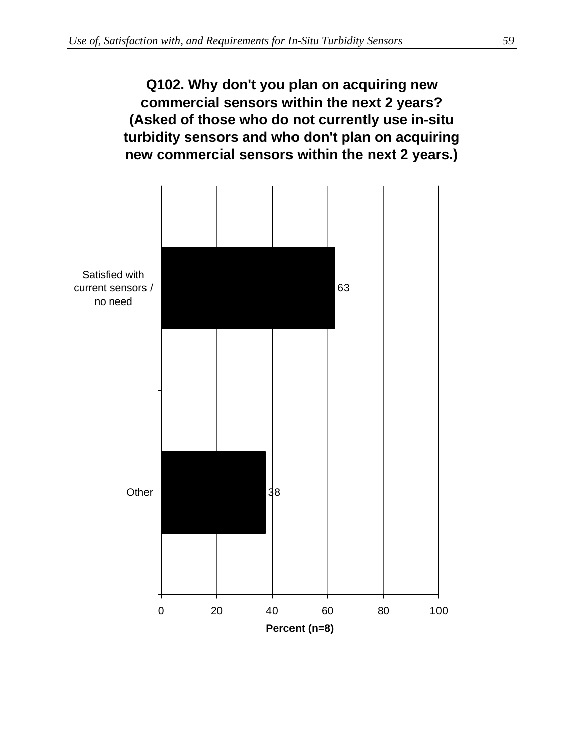**Q102. Why don't you plan on acquiring new commercial sensors within the next 2 years? (Asked of those who do not currently use in-situ turbidity sensors and who don't plan on acquiring new commercial sensors within the next 2 years.)**

| Response | Percent (n=8) |
|---|---|
| Satisfied with current sensors / no need | 63 |
| Other | 38 |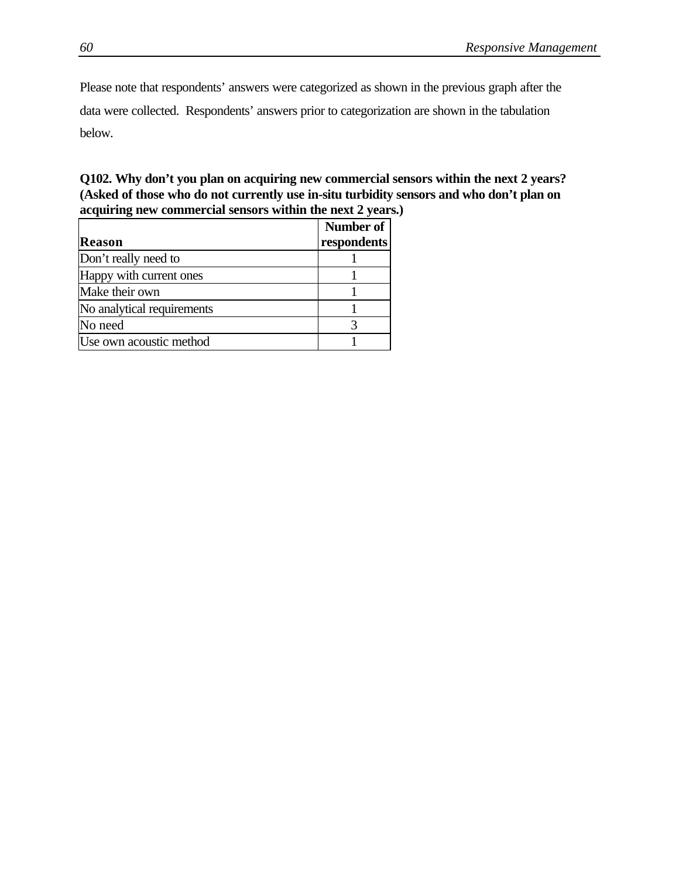Please note that respondents' answers were categorized as shown in the previous graph after the data were collected. Respondents' answers prior to categorization are shown in the tabulation below.

**Q102. Why don't you plan on acquiring new commercial sensors within the next 2 years? (Asked of those who do not currently use in-situ turbidity sensors and who don't plan on acquiring new commercial sensors within the next 2 years.)**

| Reason | Number of respondents |
|---|---|
| Don't really need to | 1 |
| Happy with current ones | 1 |
| Make their own | 1 |
| No analytical requirements | 1 |
| No need | 3 |
| Use own acoustic method | 1 |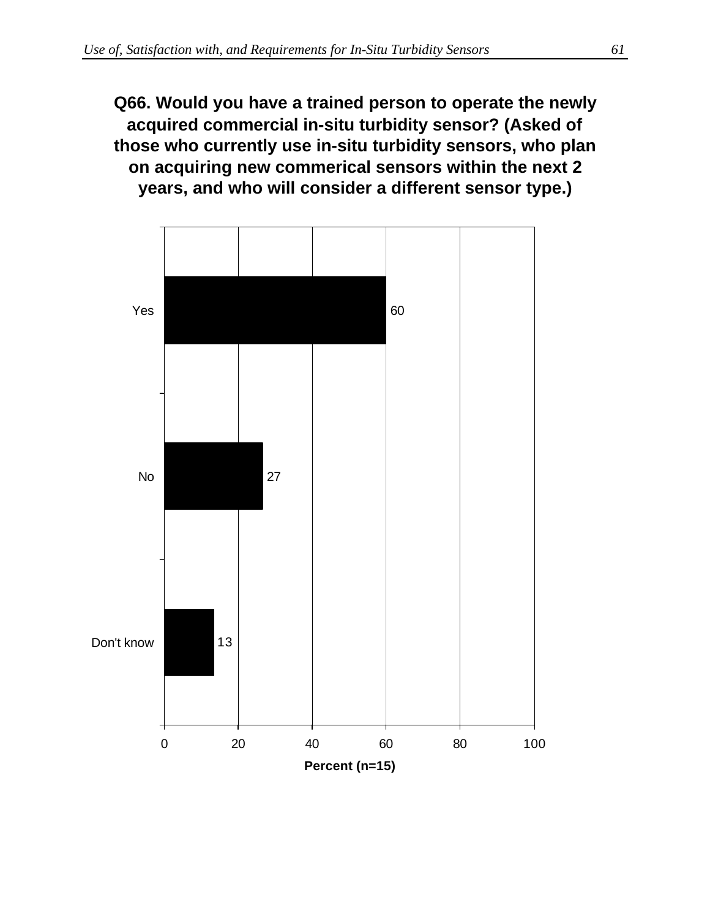## Q66. Would you have a trained person to operate the newly acquired commercial in-situ turbidity sensor? (Asked of those who currently use in-situ turbidity sensors, who plan on acquiring new commerical sensors within the next 2 years, and who will consider a different sensor type.)

| Response | Percent (n=15) |
| --- | --- |
| Yes | 60 |
| No | 27 |
| Don't know | 13 |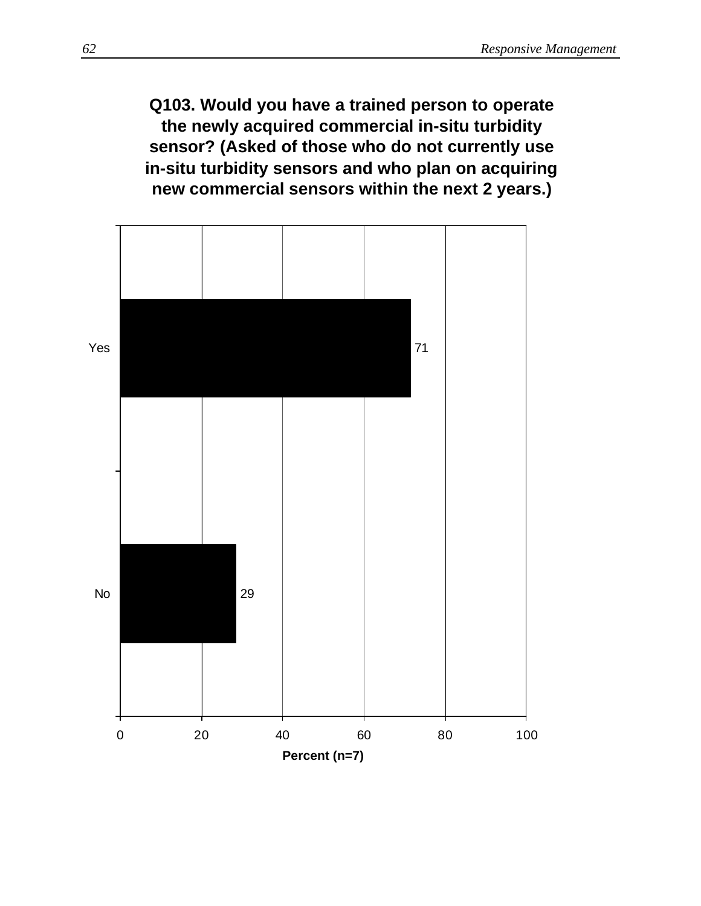**Q103. Would you have a trained person to operate the newly acquired commercial in-situ turbidity sensor? (Asked of those who do not currently use in-situ turbidity sensors and who plan on acquiring new commercial sensors within the next 2 years.)**

| Response | Percent (n=7) |
|---|---|
| Yes | 71 |
| No | 29 |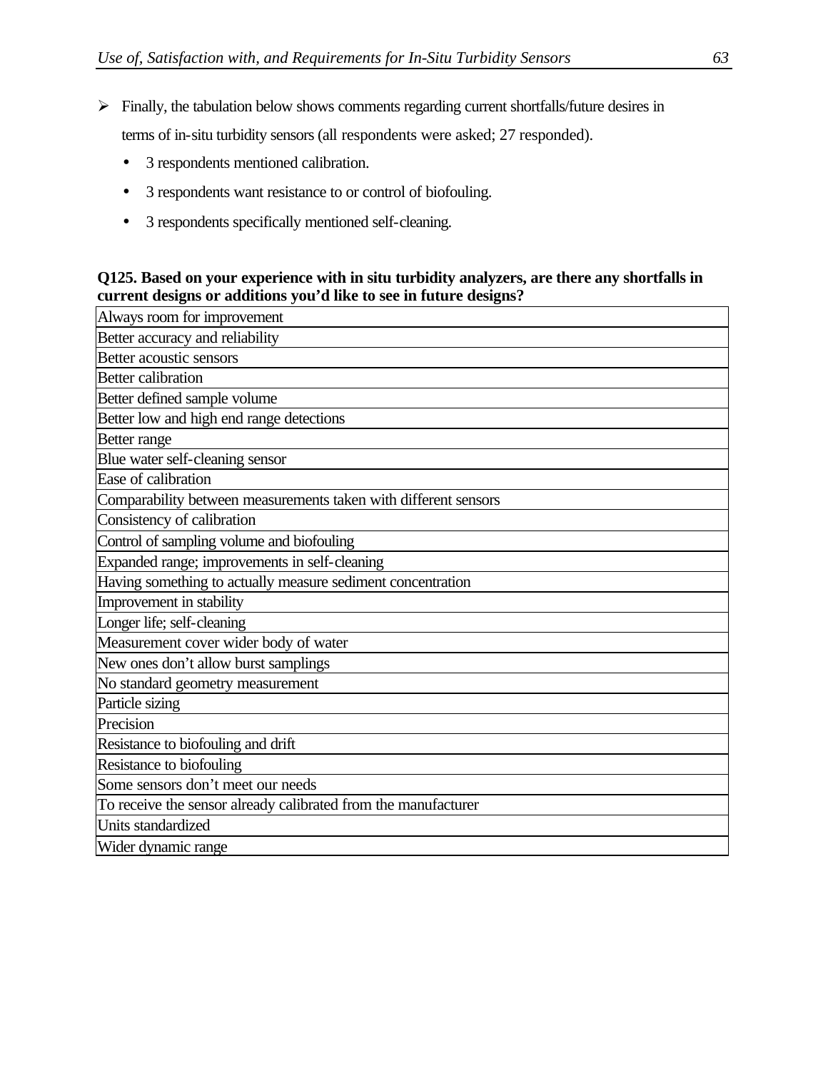- Finally, the tabulation below shows comments regarding current shortfalls/future desires in terms of in-situ turbidity sensors (all respondents were asked; 27 responded).
  - 3 respondents mentioned calibration.
  - 3 respondents want resistance to or control of biofouling.
  - 3 respondents specifically mentioned self-cleaning.

**Q125. Based on your experience with in situ turbidity analyzers, are there any shortfalls in current designs or additions you'd like to see in future designs?**

| Always room for improvement |
|---|
| Better accuracy and reliability |
| Better acoustic sensors |
| Better calibration |
| Better defined sample volume |
| Better low and high end range detections |
| Better range |
| Blue water self-cleaning sensor |
| Ease of calibration |
| Comparability between measurements taken with different sensors |
| Consistency of calibration |
| Control of sampling volume and biofouling |
| Expanded range; improvements in self-cleaning |
| Having something to actually measure sediment concentration |
| Improvement in stability |
| Longer life; self-cleaning |
| Measurement cover wider body of water |
| New ones don't allow burst samplings |
| No standard geometry measurement |
| Particle sizing |
| Precision |
| Resistance to biofouling and drift |
| Resistance to biofouling |
| Some sensors don't meet our needs |
| To receive the sensor already calibrated from the manufacturer |
| Units standardized |
| Wider dynamic range |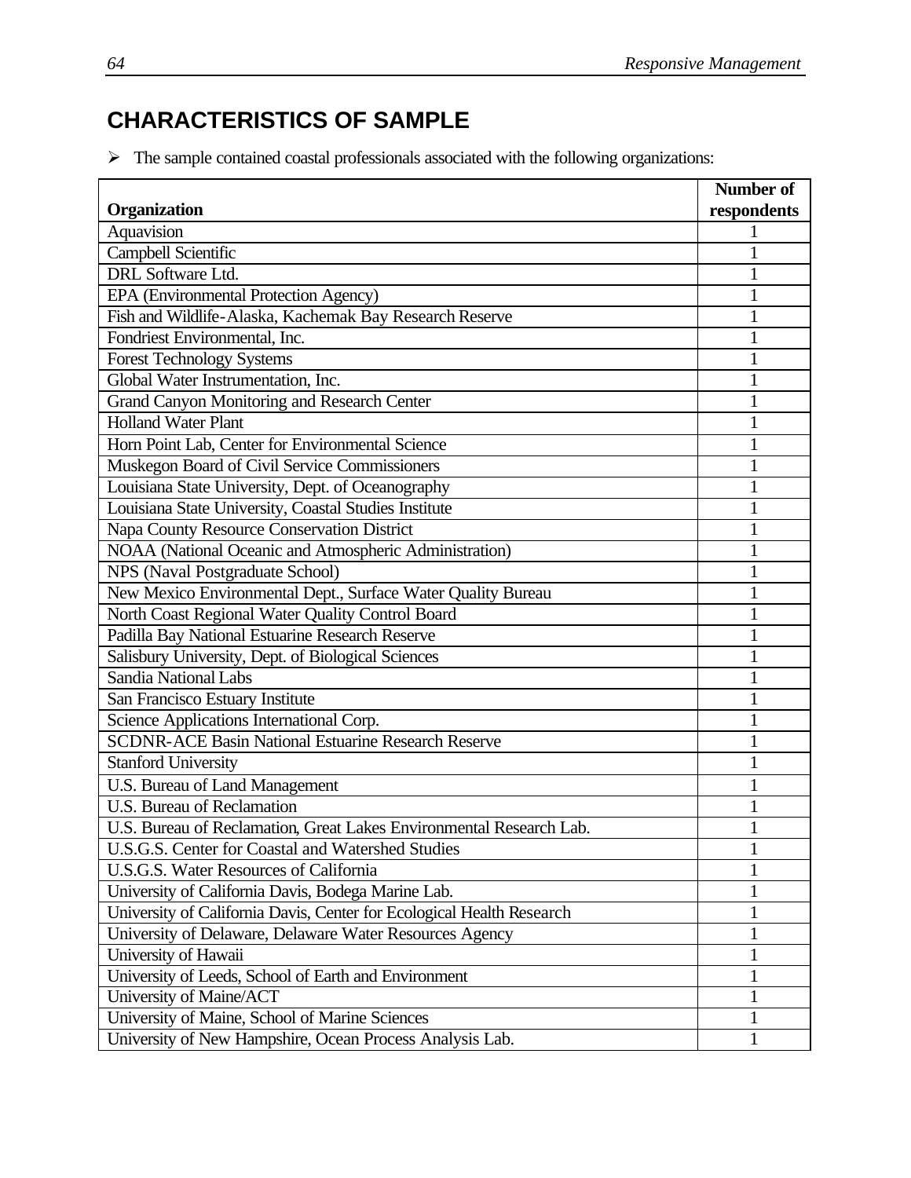## CHARACTERISTICS OF SAMPLE

- The sample contained coastal professionals associated with the following organizations:

| Organization | Number of respondents |
|---|---|
| Aquavision | 1 |
| Campbell Scientific | 1 |
| DRL Software Ltd. | 1 |
| EPA (Environmental Protection Agency) | 1 |
| Fish and Wildlife-Alaska, Kachemak Bay Research Reserve | 1 |
| Fondriest Environmental, Inc. | 1 |
| Forest Technology Systems | 1 |
| Global Water Instrumentation, Inc. | 1 |
| Grand Canyon Monitoring and Research Center | 1 |
| Holland Water Plant | 1 |
| Horn Point Lab, Center for Environmental Science | 1 |
| Muskegon Board of Civil Service Commissioners | 1 |
| Louisiana State University, Dept. of Oceanography | 1 |
| Louisiana State University, Coastal Studies Institute | 1 |
| Napa County Resource Conservation District | 1 |
| NOAA (National Oceanic and Atmospheric Administration) | 1 |
| NPS (Naval Postgraduate School) | 1 |
| New Mexico Environmental Dept., Surface Water Quality Bureau | 1 |
| North Coast Regional Water Quality Control Board | 1 |
| Padilla Bay National Estuarine Research Reserve | 1 |
| Salisbury University, Dept. of Biological Sciences | 1 |
| Sandia National Labs | 1 |
| San Francisco Estuary Institute | 1 |
| Science Applications International Corp. | 1 |
| SCDNR-ACE Basin National Estuarine Research Reserve | 1 |
| Stanford University | 1 |
| U.S. Bureau of Land Management | 1 |
| U.S. Bureau of Reclamation | 1 |
| U.S. Bureau of Reclamation, Great Lakes Environmental Research Lab. | 1 |
| U.S.G.S. Center for Coastal and Watershed Studies | 1 |
| U.S.G.S. Water Resources of California | 1 |
| University of California Davis, Bodega Marine Lab. | 1 |
| University of California Davis, Center for Ecological Health Research | 1 |
| University of Delaware, Delaware Water Resources Agency | 1 |
| University of Hawaii | 1 |
| University of Leeds, School of Earth and Environment | 1 |
| University of Maine/ACT | 1 |
| University of Maine, School of Marine Sciences | 1 |
| University of New Hampshire, Ocean Process Analysis Lab. | 1 |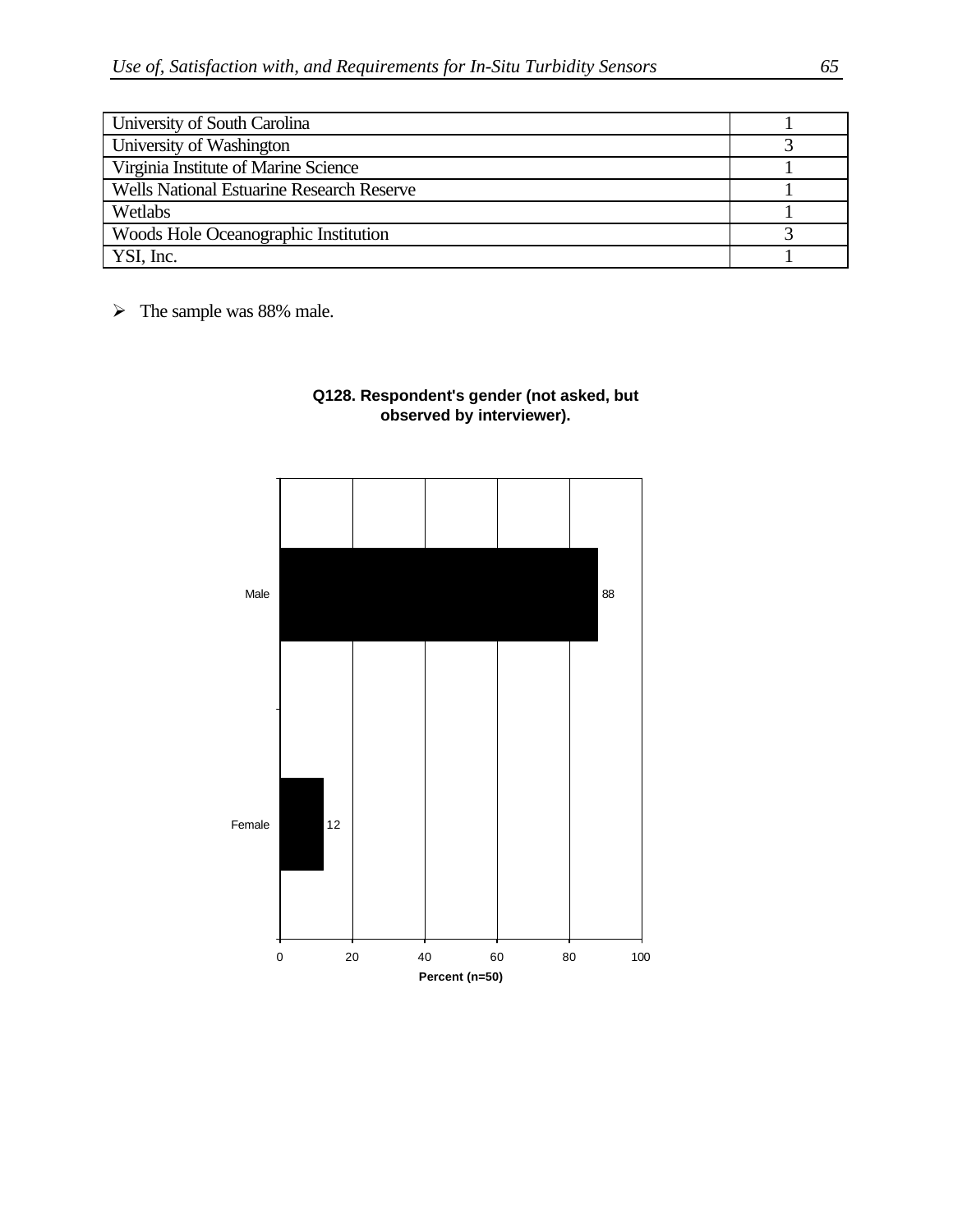| | |
|---|---|
| University of South Carolina | 1 |
| University of Washington | 3 |
| Virginia Institute of Marine Science | 1 |
| Wells National Estuarine Research Reserve | 1 |
| Wetlabs | 1 |
| Woods Hole Oceanographic Institution | 3 |
| YSI, Inc. | 1 |

- The sample was 88% male.

**Q128. Respondent's gender (not asked, but observed by interviewer).**

Male

88

Female

12

0

20

40

60

80

100

**Percent (n=50)**